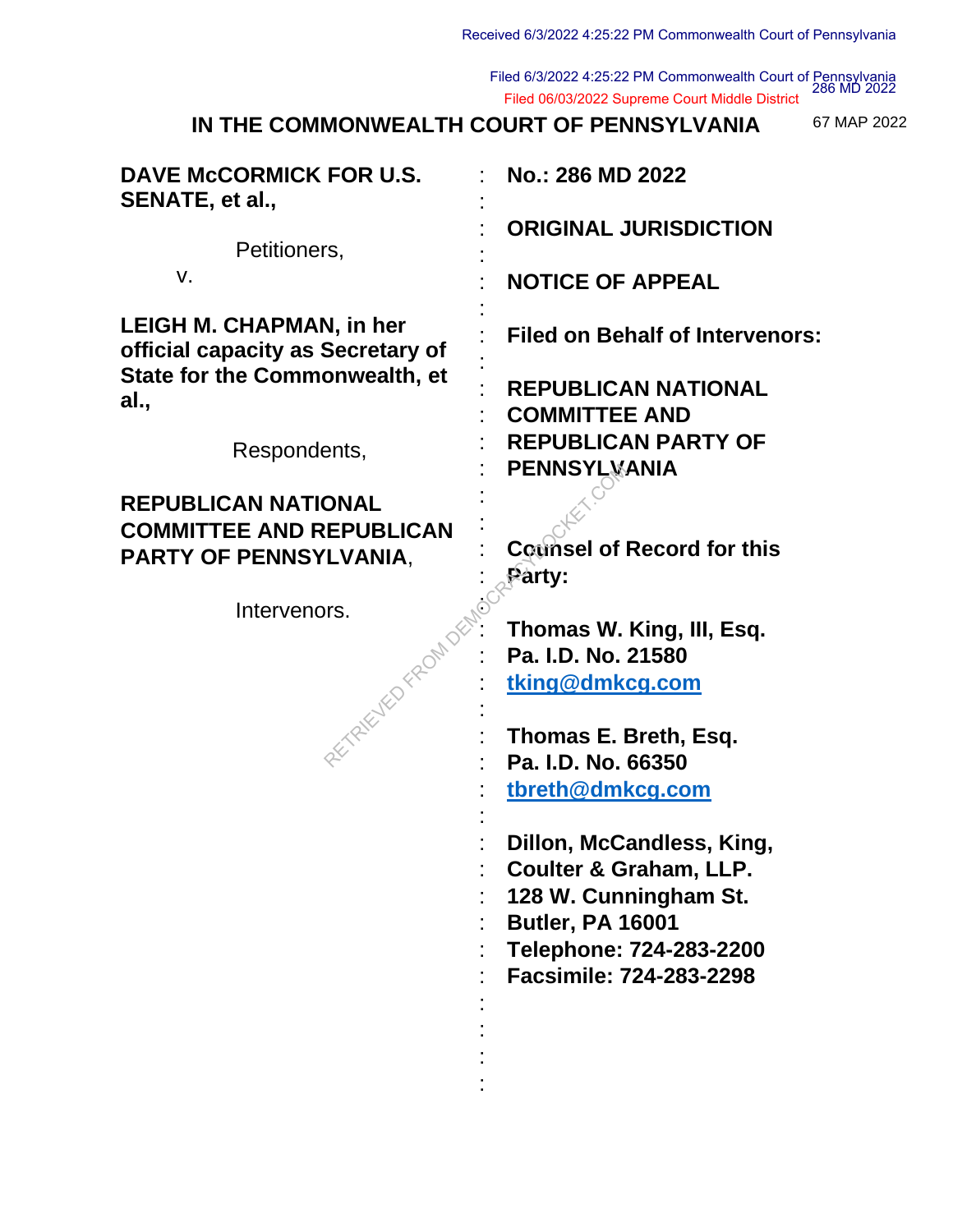Received 6/3/2022 4:25:22 PM Commonwealth Court of Pennsylvania

Filed 6/3/2022 4:25:22 PM Commonwealth Court of Pennsylvania
286 MD 2022
Filed 06/03/2022 Supreme Court Middle District
67 MAP 2022

# IN THE COMMONWEALTH COURT OF PENNSYLVANIA

| | |
|---|---|
| **DAVE McCORMICK FOR U.S. SENATE, et al.,** | **No.: 286 MD 2022** |
| Petitioners, | **ORIGINAL JURISDICTION** |
| v. | **NOTICE OF APPEAL** |
| **LEIGH M. CHAPMAN, in her official capacity as Secretary of State for the Commonwealth, et al.,** | **Filed on Behalf of Intervenors:** |
| Respondents, | **REPUBLICAN NATIONAL COMMITTEE AND REPUBLICAN PARTY OF PENNSYLVANIA** |
| **REPUBLICAN NATIONAL COMMITTEE AND REPUBLICAN PARTY OF PENNSYLVANIA**, | **Counsel of Record for this Party:** |
| Intervenors. | **Thomas W. King, III, Esq.**<br>**Pa. I.D. No. 21580**<br>**tking@dmkcg.com** |
| | **Thomas E. Breth, Esq.**<br>**Pa. I.D. No. 66350**<br>**tbreth@dmkcg.com** |
| | **Dillon, McCandless, King, Coulter & Graham, LLP.**<br>**128 W. Cunningham St.**<br>**Butler, PA 16001**<br>**Telephone: 724-283-2200**<br>**Facsimile: 724-283-2298** |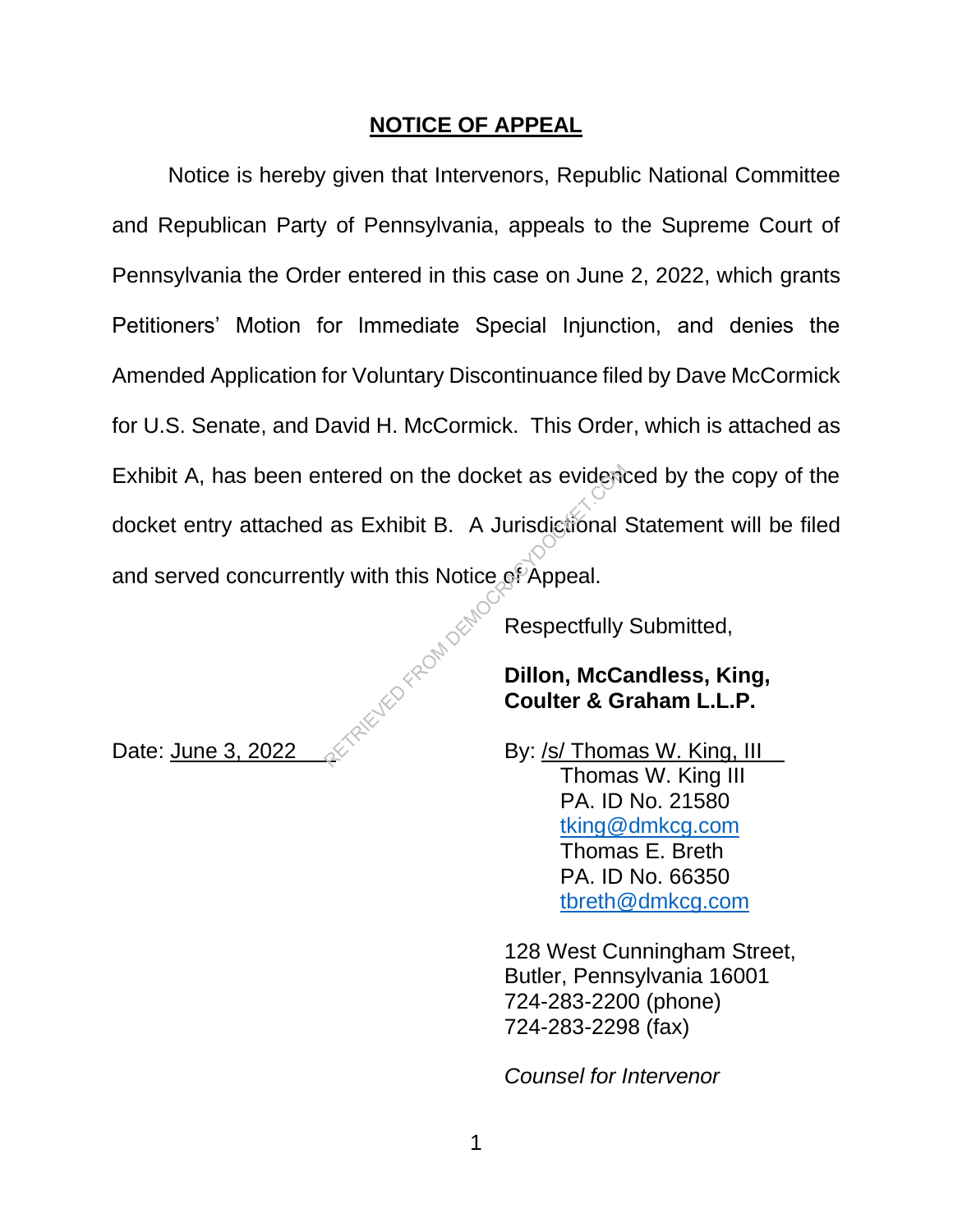## NOTICE OF APPEAL

Notice is hereby given that Intervenors, Republic National Committee and Republican Party of Pennsylvania, appeals to the Supreme Court of Pennsylvania the Order entered in this case on June 2, 2022, which grants Petitioners' Motion for Immediate Special Injunction, and denies the Amended Application for Voluntary Discontinuance filed by Dave McCormick for U.S. Senate, and David H. McCormick. This Order, which is attached as Exhibit A, has been entered on the docket as evidenced by the copy of the docket entry attached as Exhibit B. A Jurisdictional Statement will be filed and served concurrently with this Notice of Appeal.

Respectfully Submitted,

**Dillon, McCandless, King, Coulter & Graham L.L.P.**

Date: June 3, 2022

By: /s/ Thomas W. King, III
Thomas W. King III
PA. ID No. 21580
tking@dmkcg.com
Thomas E. Breth
PA. ID No. 66350
tbreth@dmkcg.com

128 West Cunningham Street,
Butler, Pennsylvania 16001
724-283-2200 (phone)
724-283-2298 (fax)

*Counsel for Intervenor*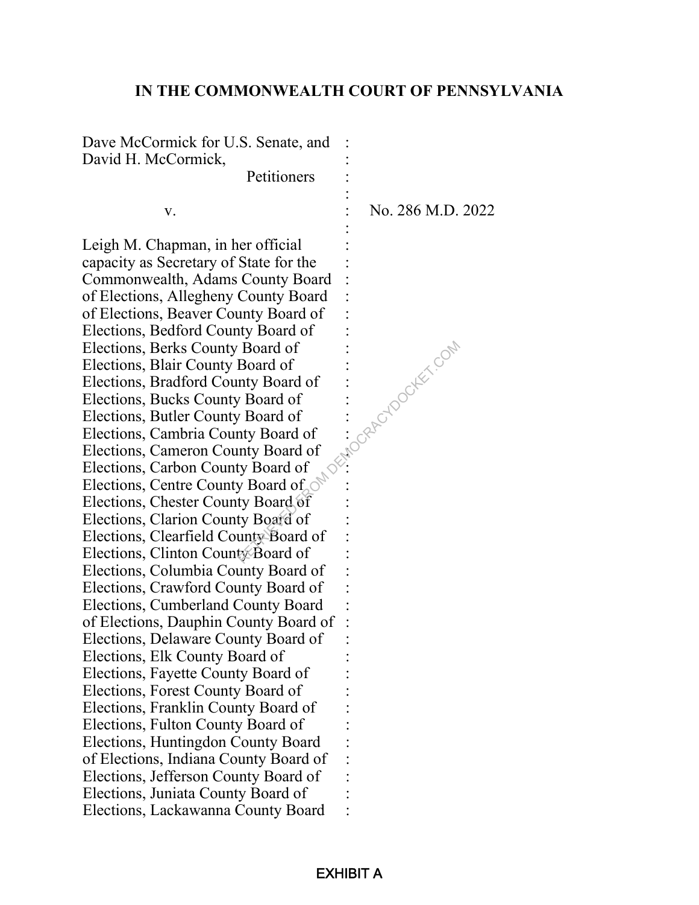**IN THE COMMONWEALTH COURT OF PENNSYLVANIA**

Dave McCormick for U.S. Senate, and David H. McCormick,
Petitioners

v.

No. 286 M.D. 2022

Leigh M. Chapman, in her official capacity as Secretary of State for the Commonwealth, Adams County Board of Elections, Allegheny County Board of Elections, Beaver County Board of Elections, Bedford County Board of Elections, Berks County Board of Elections, Blair County Board of Elections, Bradford County Board of Elections, Bucks County Board of Elections, Butler County Board of Elections, Cambria County Board of Elections, Cameron County Board of Elections, Carbon County Board of Elections, Centre County Board of Elections, Chester County Board of Elections, Clarion County Board of Elections, Clearfield County Board of Elections, Clinton County Board of Elections, Columbia County Board of Elections, Crawford County Board of Elections, Cumberland County Board of Elections, Dauphin County Board of Elections, Delaware County Board of Elections, Elk County Board of Elections, Fayette County Board of Elections, Forest County Board of Elections, Franklin County Board of Elections, Fulton County Board of Elections, Huntingdon County Board of Elections, Indiana County Board of Elections, Jefferson County Board of Elections, Juniata County Board of Elections, Lackawanna County Board

EXHIBIT A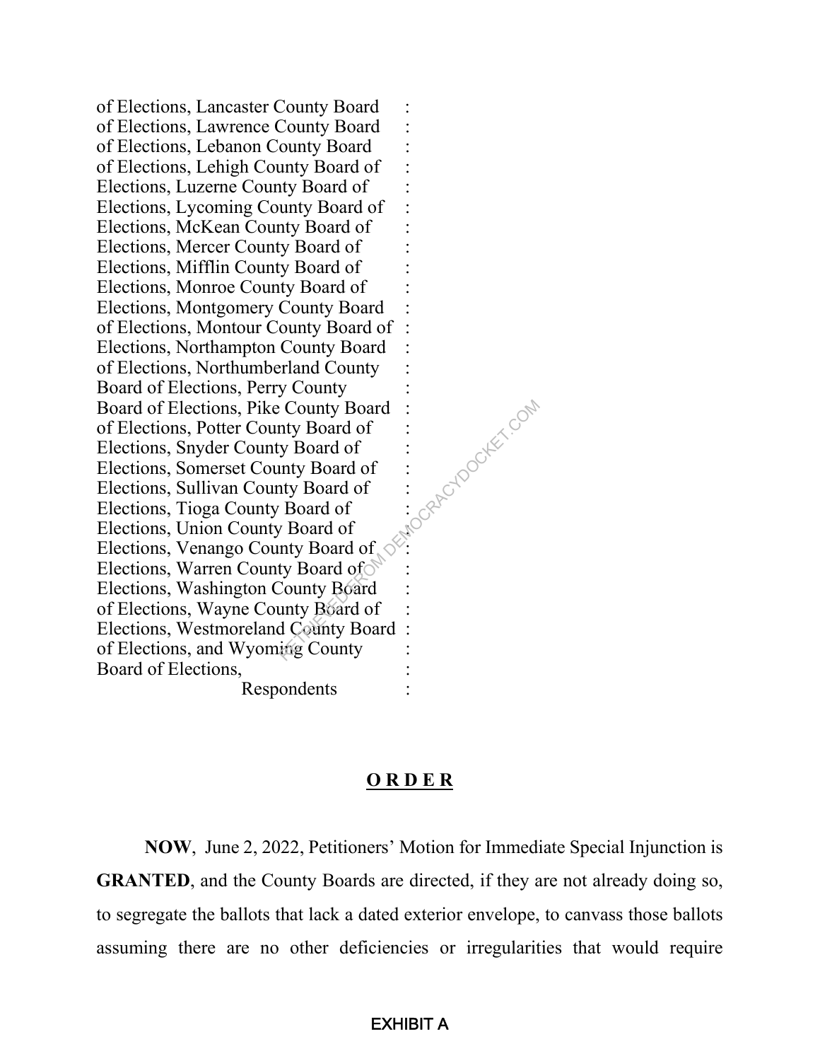of Elections, Lancaster County Board of Elections, Lawrence County Board of Elections, Lebanon County Board of Elections, Lehigh County Board of Elections, Luzerne County Board of Elections, Lycoming County Board of Elections, McKean County Board of Elections, Mercer County Board of Elections, Mifflin County Board of Elections, Monroe County Board of Elections, Montgomery County Board of Elections, Montour County Board of Elections, Northampton County Board of Elections, Northumberland County Board of Elections, Perry County Board of Elections, Pike County Board of Elections, Potter County Board of Elections, Snyder County Board of Elections, Somerset County Board of Elections, Sullivan County Board of Elections, Tioga County Board of Elections, Union County Board of Elections, Venango County Board of Elections, Warren County Board of Elections, Washington County Board of Elections, Wayne County Board of Elections, Westmoreland County Board of Elections, and Wyoming County Board of Elections,

Respondents

## **O R D E R**

**NOW**, June 2, 2022, Petitioners' Motion for Immediate Special Injunction is **GRANTED**, and the County Boards are directed, if they are not already doing so, to segregate the ballots that lack a dated exterior envelope, to canvass those ballots assuming there are no other deficiencies or irregularities that would require

EXHIBIT A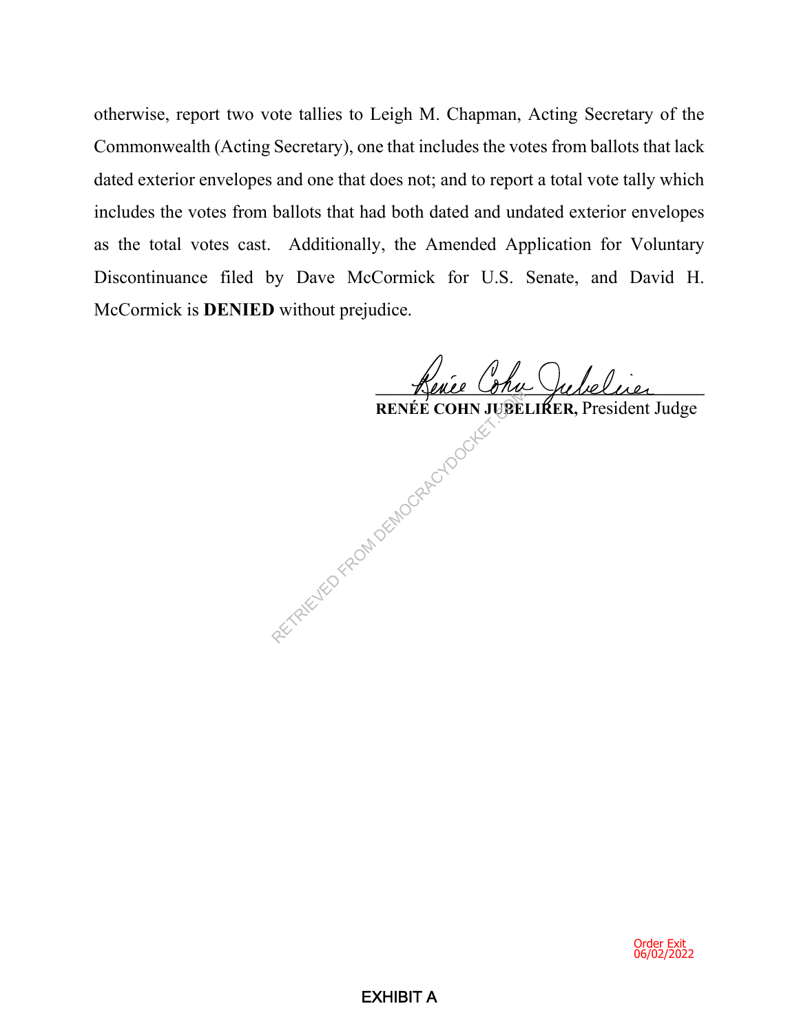otherwise, report two vote tallies to Leigh M. Chapman, Acting Secretary of the Commonwealth (Acting Secretary), one that includes the votes from ballots that lack dated exterior envelopes and one that does not; and to report a total vote tally which includes the votes from ballots that had both dated and undated exterior envelopes as the total votes cast. Additionally, the Amended Application for Voluntary Discontinuance filed by Dave McCormick for U.S. Senate, and David H. McCormick is **DENIED** without prejudice.

Renée Cohn Jubelirer

**RENÉE COHN JUBELIRER,** President Judge

Order Exit
06/02/2022

EXHIBIT A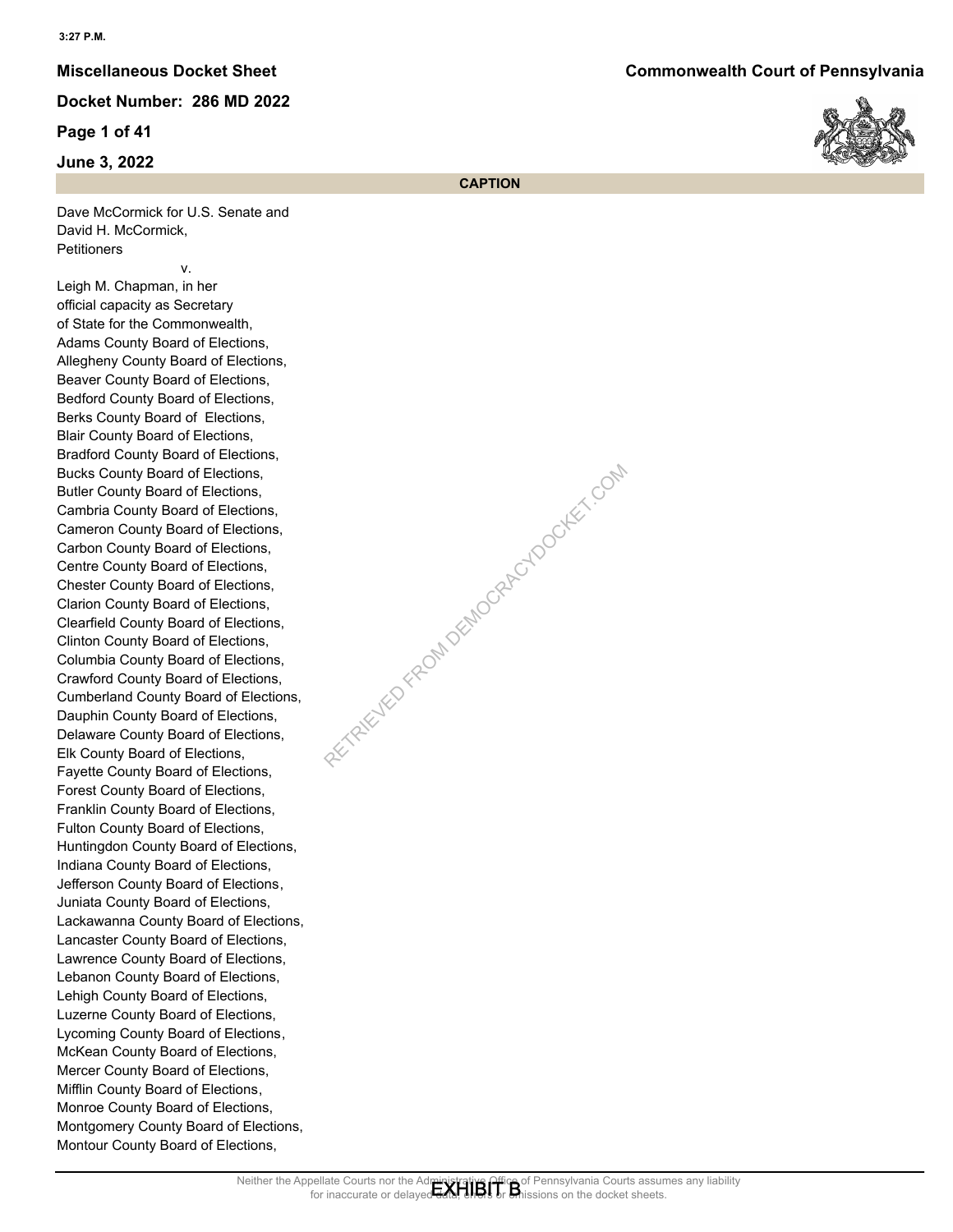3:27 P.M.

**Miscellaneous Docket Sheet**

**Commonwealth Court of Pennsylvania**

**Docket Number: 286 MD 2022**

**Page 1 of 41**

**June 3, 2022**

**CAPTION**

Dave McCormick for U.S. Senate and
David H. McCormick,
Petitioners

v.

Leigh M. Chapman, in her
official capacity as Secretary
of State for the Commonwealth,
Adams County Board of Elections,
Allegheny County Board of Elections,
Beaver County Board of Elections,
Bedford County Board of Elections,
Berks County Board of Elections,
Blair County Board of Elections,
Bradford County Board of Elections,
Bucks County Board of Elections,
Butler County Board of Elections,
Cambria County Board of Elections,
Cameron County Board of Elections,
Carbon County Board of Elections,
Centre County Board of Elections,
Chester County Board of Elections,
Clarion County Board of Elections,
Clearfield County Board of Elections,
Clinton County Board of Elections,
Columbia County Board of Elections,
Crawford County Board of Elections,
Cumberland County Board of Elections,
Dauphin County Board of Elections,
Delaware County Board of Elections,
Elk County Board of Elections,
Fayette County Board of Elections,
Forest County Board of Elections,
Franklin County Board of Elections,
Fulton County Board of Elections,
Huntingdon County Board of Elections,
Indiana County Board of Elections,
Jefferson County Board of Elections,
Juniata County Board of Elections,
Lackawanna County Board of Elections,
Lancaster County Board of Elections,
Lawrence County Board of Elections,
Lebanon County Board of Elections,
Lehigh County Board of Elections,
Luzerne County Board of Elections,
Lycoming County Board of Elections,
McKean County Board of Elections,
Mercer County Board of Elections,
Mifflin County Board of Elections,
Monroe County Board of Elections,
Montgomery County Board of Elections,
Montour County Board of Elections,

Neither the Appellate Courts nor the Administrative Office of Pennsylvania Courts assumes any liability for inaccurate or delayed data, errors or omissions on the docket sheets.

EXHIBIT B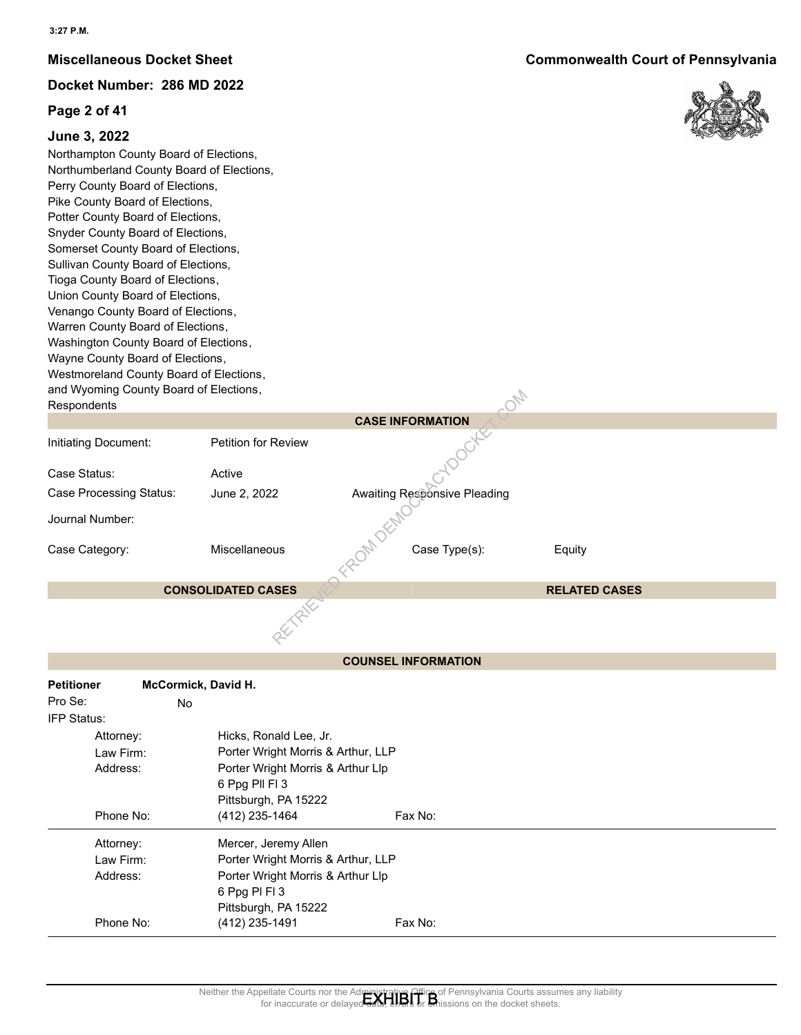**Miscellaneous Docket Sheet** | **Commonwealth Court of Pennsylvania**

**Docket Number: 286 MD 2022**

**June 3, 2022**

Northampton County Board of Elections,
Northumberland County Board of Elections,
Perry County Board of Elections,
Pike County Board of Elections,
Potter County Board of Elections,
Snyder County Board of Elections,
Somerset County Board of Elections,
Sullivan County Board of Elections,
Tioga County Board of Elections,
Union County Board of Elections,
Venango County Board of Elections,
Warren County Board of Elections,
Washington County Board of Elections,
Wayne County Board of Elections,
Westmoreland County Board of Elections,
and Wyoming County Board of Elections,
Respondents

## CASE INFORMATION

| | | | |
|---|---|---|---|
| Initiating Document: | Petition for Review | | |
| Case Status: | Active | | |
| Case Processing Status: | June 2, 2022 | Awaiting Responsive Pleading | |
| Journal Number: | | | |
| Case Category: | Miscellaneous | Case Type(s): | Equity |

| CONSOLIDATED CASES | RELATED CASES |
|---|---|
| | |

## COUNSEL INFORMATION

**Petitioner** **McCormick, David H.**

Pro Se: No

IFP Status:

| | |
|---|---|
| Attorney: | Hicks, Ronald Lee, Jr. |
| Law Firm: | Porter Wright Morris & Arthur, LLP |
| Address: | Porter Wright Morris & Arthur Llp<br>6 Ppg Pll Fl 3<br>Pittsburgh, PA 15222 |
| Phone No: | (412) 235-1464 Fax No: |

| | |
|---|---|
| Attorney: | Mercer, Jeremy Allen |
| Law Firm: | Porter Wright Morris & Arthur, LLP |
| Address: | Porter Wright Morris & Arthur Llp<br>6 Ppg Pl Fl 3<br>Pittsburgh, PA 15222 |
| Phone No: | (412) 235-1491 Fax No: |

Neither the Appellate Courts nor the Administrative Office of Pennsylvania Courts assumes any liability for inaccurate or delayed data, errors or omissions on the docket sheets.

EXHIBIT B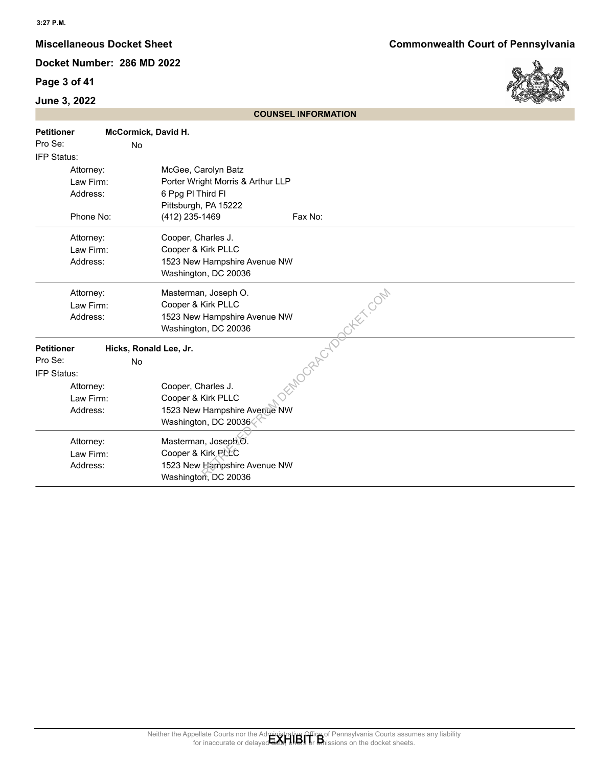## COUNSEL INFORMATION

**Petitioner** **McCormick, David H.**

Pro Se: No

IFP Status:

| | |
|---|---|
| Attorney: | McGee, Carolyn Batz |
| Law Firm: | Porter Wright Morris & Arthur LLP |
| Address: | 6 Ppg Pl Third Fl |
| | Pittsburgh, PA 15222 |
| Phone No: | (412) 235-1469 Fax No: |

| | |
|---|---|
| Attorney: | Cooper, Charles J. |
| Law Firm: | Cooper & Kirk PLLC |
| Address: | 1523 New Hampshire Avenue NW |
| | Washington, DC 20036 |

| | |
|---|---|
| Attorney: | Masterman, Joseph O. |
| Law Firm: | Cooper & Kirk PLLC |
| Address: | 1523 New Hampshire Avenue NW |
| | Washington, DC 20036 |

**Petitioner** **Hicks, Ronald Lee, Jr.**

Pro Se: No

IFP Status:

| | |
|---|---|
| Attorney: | Cooper, Charles J. |
| Law Firm: | Cooper & Kirk PLLC |
| Address: | 1523 New Hampshire Avenue NW |
| | Washington, DC 20036 |

| | |
|---|---|
| Attorney: | Masterman, Joseph O. |
| Law Firm: | Cooper & Kirk PLLC |
| Address: | 1523 New Hampshire Avenue NW |
| | Washington, DC 20036 |

Neither the Appellate Courts nor the Administrative Office of Pennsylvania Courts assumes any liability for inaccurate or delayed data, errors or omissions on the docket sheets.

EXHIBIT B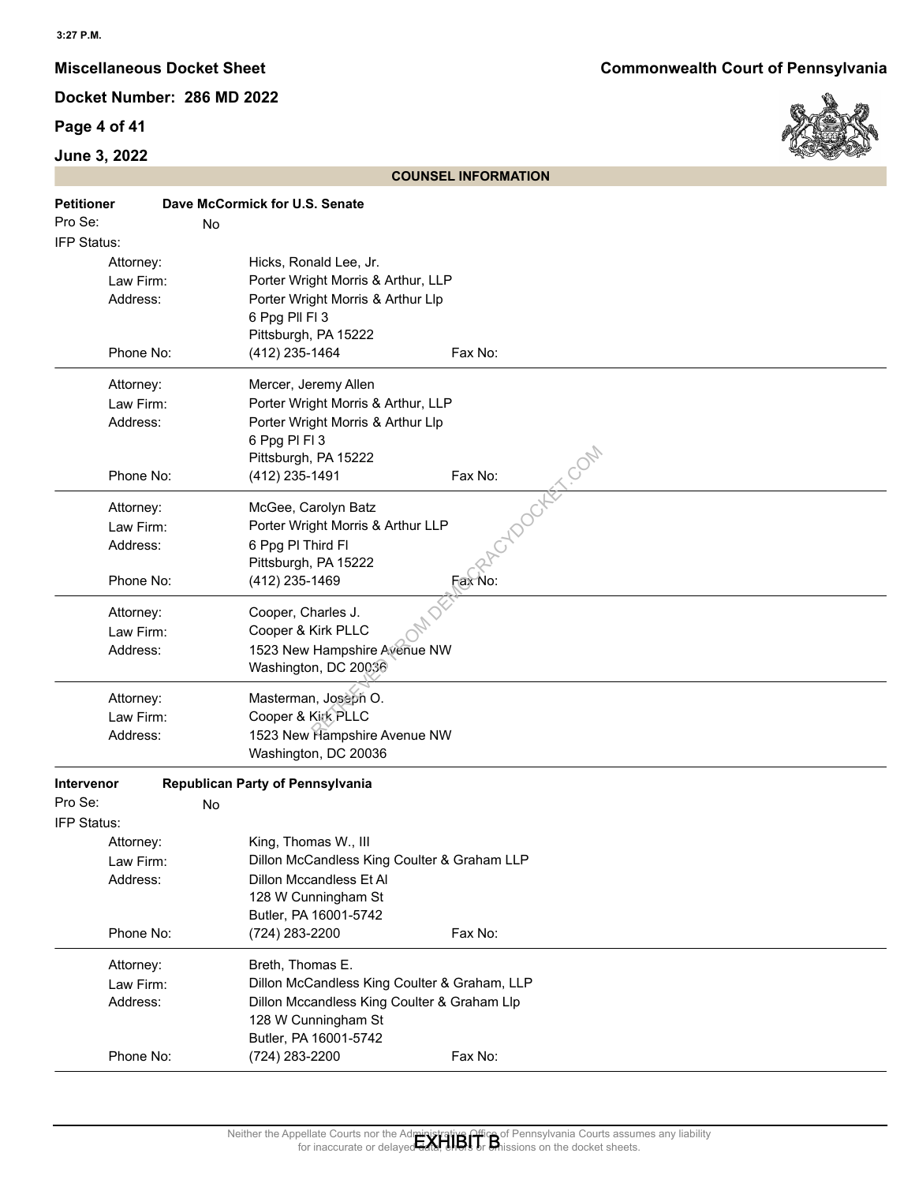3:27 P.M.

**Miscellaneous Docket Sheet** **Commonwealth Court of Pennsylvania**

**Docket Number: 286 MD 2022**

**June 3, 2022**

## COUNSEL INFORMATION

**Petitioner** **Dave McCormick for U.S. Senate**

Pro Se: No

IFP Status:

| | | |
|---|---|---|
| Attorney: | Hicks, Ronald Lee, Jr. | |
| Law Firm: | Porter Wright Morris & Arthur, LLP | |
| Address: | Porter Wright Morris & Arthur Llp<br>6 Ppg Pll Fl 3<br>Pittsburgh, PA 15222 | |
| Phone No: | (412) 235-1464 | Fax No: |

| | | |
|---|---|---|
| Attorney: | Mercer, Jeremy Allen | |
| Law Firm: | Porter Wright Morris & Arthur, LLP | |
| Address: | Porter Wright Morris & Arthur Llp<br>6 Ppg Pl Fl 3<br>Pittsburgh, PA 15222 | |
| Phone No: | (412) 235-1491 | Fax No: |

| | | |
|---|---|---|
| Attorney: | McGee, Carolyn Batz | |
| Law Firm: | Porter Wright Morris & Arthur LLP | |
| Address: | 6 Ppg Pl Third Fl<br>Pittsburgh, PA 15222 | |
| Phone No: | (412) 235-1469 | Fax No: |

| | |
|---|---|
| Attorney: | Cooper, Charles J. |
| Law Firm: | Cooper & Kirk PLLC |
| Address: | 1523 New Hampshire Avenue NW<br>Washington, DC 20036 |

| | |
|---|---|
| Attorney: | Masterman, Joseph O. |
| Law Firm: | Cooper & Kirk PLLC |
| Address: | 1523 New Hampshire Avenue NW<br>Washington, DC 20036 |

**Intervenor** **Republican Party of Pennsylvania**

Pro Se: No

IFP Status:

| | | |
|---|---|---|
| Attorney: | King, Thomas W., III | |
| Law Firm: | Dillon McCandless King Coulter & Graham LLP | |
| Address: | Dillon Mccandless Et Al<br>128 W Cunningham St<br>Butler, PA 16001-5742 | |
| Phone No: | (724) 283-2200 | Fax No: |

| | | |
|---|---|---|
| Attorney: | Breth, Thomas E. | |
| Law Firm: | Dillon McCandless King Coulter & Graham, LLP | |
| Address: | Dillon Mccandless King Coulter & Graham Llp<br>128 W Cunningham St<br>Butler, PA 16001-5742 | |
| Phone No: | (724) 283-2200 | Fax No: |

Neither the Appellate Courts nor the Administrative Office of Pennsylvania Courts assumes any liability for inaccurate or delayed data, errors or omissions on the docket sheets.

EXHIBIT B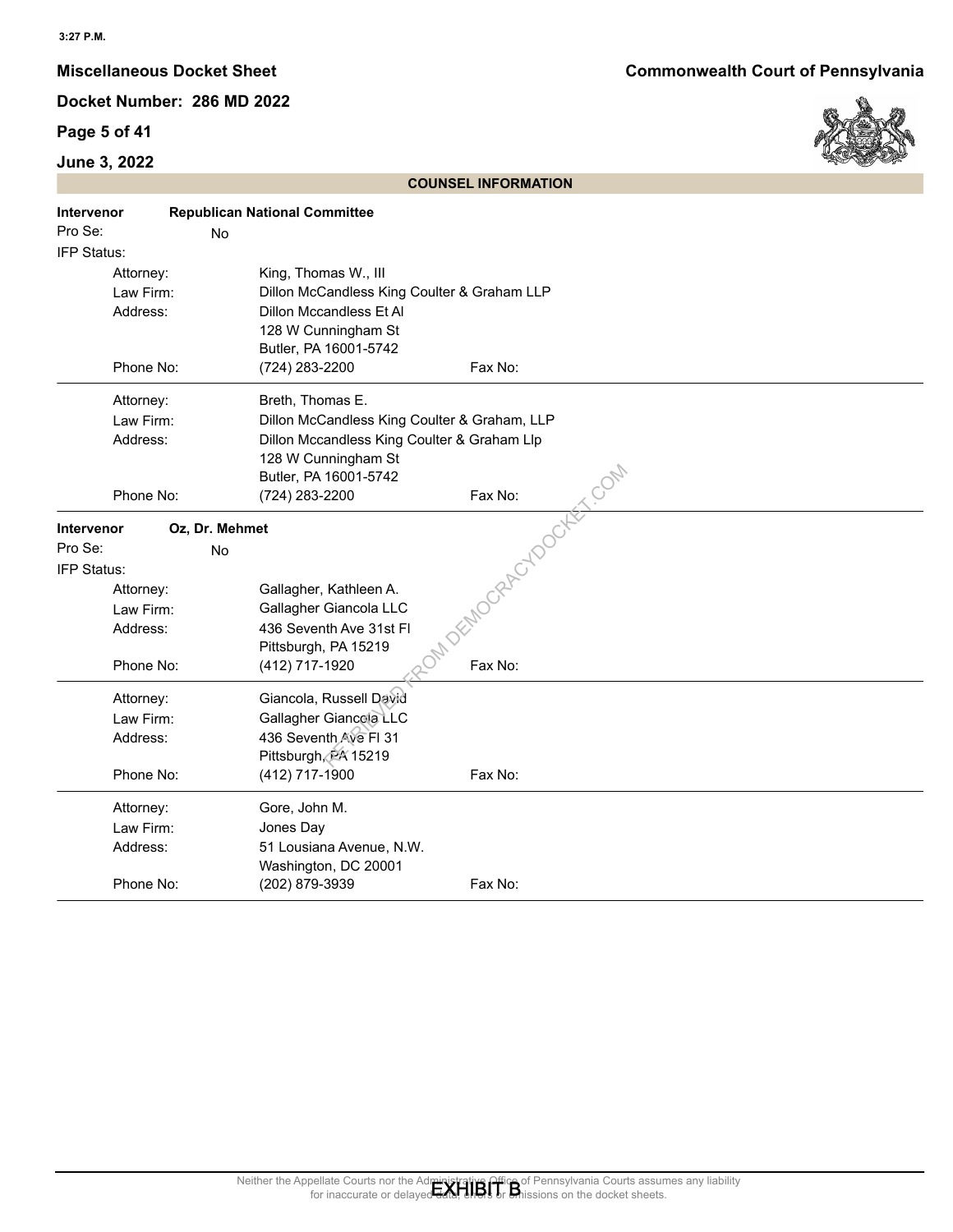## COUNSEL INFORMATION

**Intervenor** **Republican National Committee**

Pro Se: No

IFP Status:

| | |
|---|---|
| Attorney: | King, Thomas W., III |
| Law Firm: | Dillon McCandless King Coulter & Graham LLP |
| Address: | Dillon Mccandless Et Al<br>128 W Cunningham St<br>Butler, PA 16001-5742 |
| Phone No: | (724) 283-2200 Fax No: |

| | |
|---|---|
| Attorney: | Breth, Thomas E. |
| Law Firm: | Dillon McCandless King Coulter & Graham, LLP |
| Address: | Dillon Mccandless King Coulter & Graham Llp<br>128 W Cunningham St<br>Butler, PA 16001-5742 |
| Phone No: | (724) 283-2200 Fax No: |

**Intervenor** **Oz, Dr. Mehmet**

Pro Se: No

IFP Status:

| | |
|---|---|
| Attorney: | Gallagher, Kathleen A. |
| Law Firm: | Gallagher Giancola LLC |
| Address: | 436 Seventh Ave 31st Fl<br>Pittsburgh, PA 15219 |
| Phone No: | (412) 717-1920 Fax No: |

| | |
|---|---|
| Attorney: | Giancola, Russell David |
| Law Firm: | Gallagher Giancola LLC |
| Address: | 436 Seventh Ave Fl 31<br>Pittsburgh, PA 15219 |
| Phone No: | (412) 717-1900 Fax No: |

| | |
|---|---|
| Attorney: | Gore, John M. |
| Law Firm: | Jones Day |
| Address: | 51 Lousiana Avenue, N.W.<br>Washington, DC 20001 |
| Phone No: | (202) 879-3939 Fax No: |

EXHIBIT B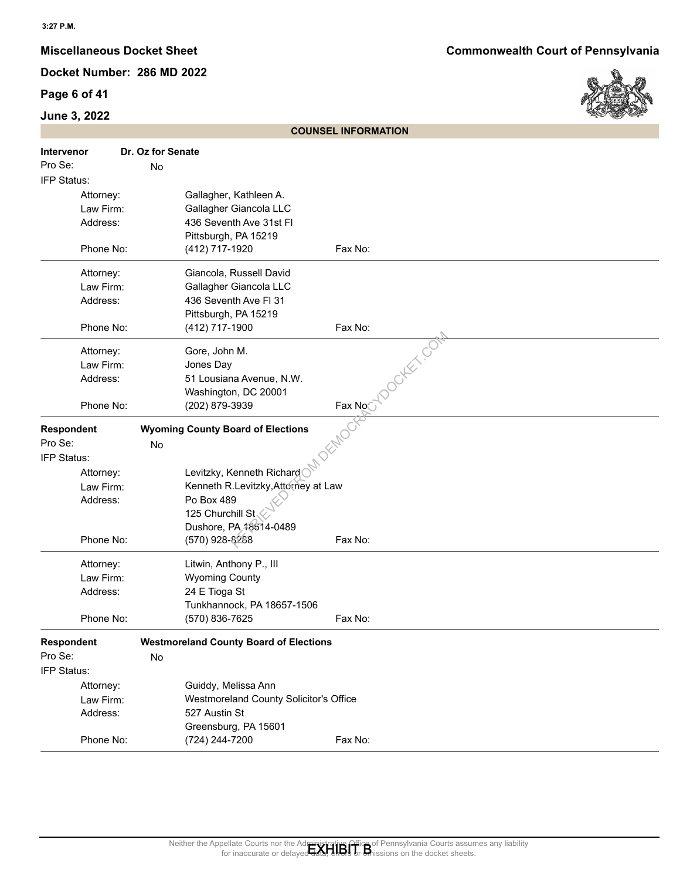## COUNSEL INFORMATION

**Intervenor** **Dr. Oz for Senate**

Pro Se: No

IFP Status:

| | |
|---|---|
| Attorney: | Gallagher, Kathleen A. |
| Law Firm: | Gallagher Giancola LLC |
| Address: | 436 Seventh Ave 31st Fl<br>Pittsburgh, PA 15219 |
| Phone No: | (412) 717-1920 |
| Fax No: | |

| | |
|---|---|
| Attorney: | Giancola, Russell David |
| Law Firm: | Gallagher Giancola LLC |
| Address: | 436 Seventh Ave Fl 31<br>Pittsburgh, PA 15219 |
| Phone No: | (412) 717-1900 |
| Fax No: | |

| | |
|---|---|
| Attorney: | Gore, John M. |
| Law Firm: | Jones Day |
| Address: | 51 Lousiana Avenue, N.W.<br>Washington, DC 20001 |
| Phone No: | (202) 879-3939 |
| Fax No: | |

**Respondent** **Wyoming County Board of Elections**

Pro Se: No

IFP Status:

| | |
|---|---|
| Attorney: | Levitzky, Kenneth Richard |
| Law Firm: | Kenneth R.Levitzky,Attorney at Law |
| Address: | Po Box 489<br>125 Churchill St<br>Dushore, PA 18614-0489 |
| Phone No: | (570) 928-8288 |
| Fax No: | |

| | |
|---|---|
| Attorney: | Litwin, Anthony P., III |
| Law Firm: | Wyoming County |
| Address: | 24 E Tioga St<br>Tunkhannock, PA 18657-1506 |
| Phone No: | (570) 836-7625 |
| Fax No: | |

**Respondent** **Westmoreland County Board of Elections**

Pro Se: No

IFP Status:

| | |
|---|---|
| Attorney: | Guiddy, Melissa Ann |
| Law Firm: | Westmoreland County Solicitor's Office |
| Address: | 527 Austin St<br>Greensburg, PA 15601 |
| Phone No: | (724) 244-7200 |
| Fax No: | |

Neither the Appellate Courts nor the Administrative Office of Pennsylvania Courts assumes any liability for inaccurate or delayed data, errors or omissions on the docket sheets.

EXHIBIT B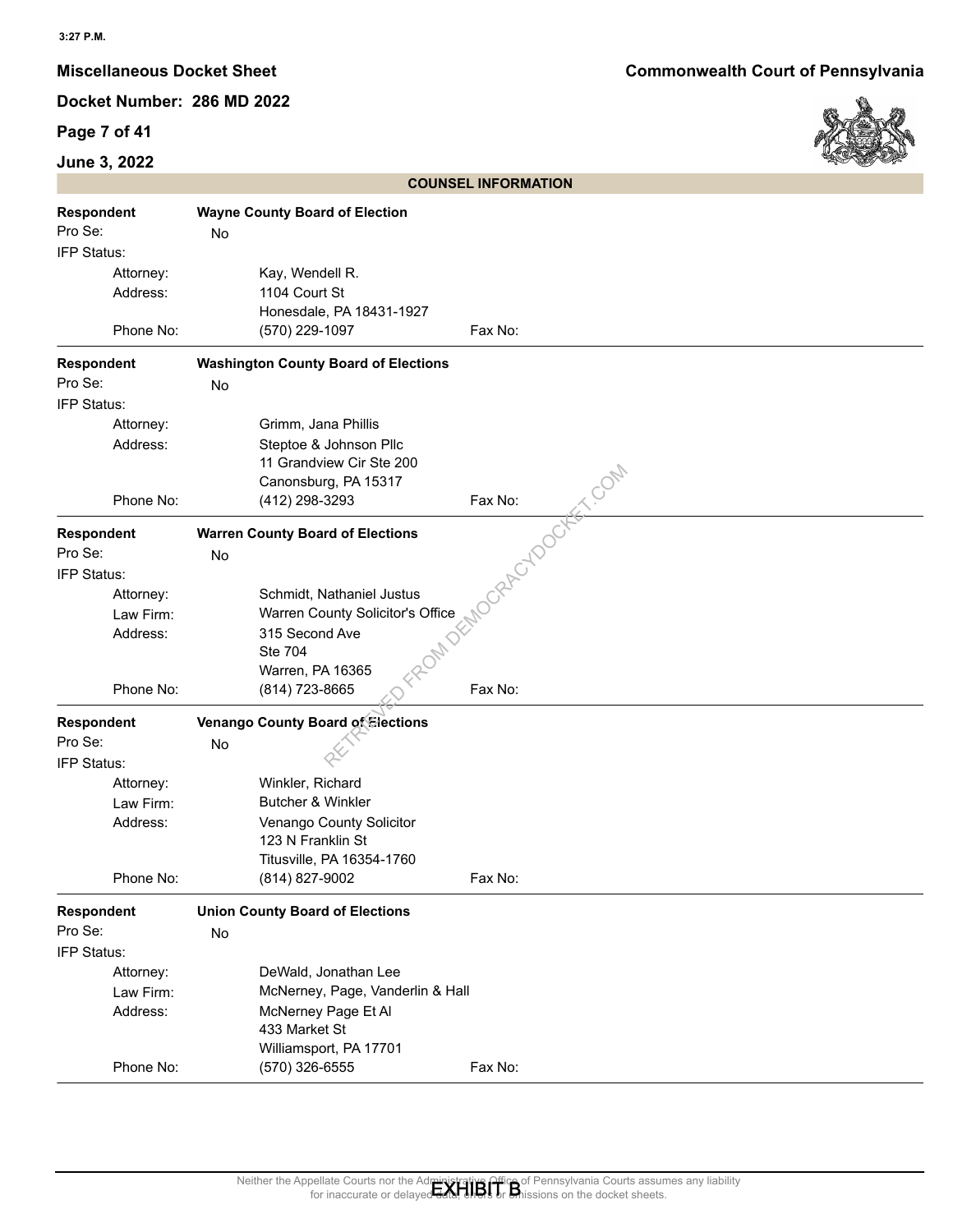## COUNSEL INFORMATION

**Respondent** **Wayne County Board of Election**

Pro Se: No

IFP Status:

Attorney: Kay, Wendell R.

Address: 1104 Court St
Honesdale, PA 18431-1927

Phone No: (570) 229-1097 Fax No:

---

**Respondent** **Washington County Board of Elections**

Pro Se: No

IFP Status:

Attorney: Grimm, Jana Phillis

Address: Steptoe & Johnson Pllc
11 Grandview Cir Ste 200
Canonsburg, PA 15317

Phone No: (412) 298-3293 Fax No:

---

**Respondent** **Warren County Board of Elections**

Pro Se: No

IFP Status:

Attorney: Schmidt, Nathaniel Justus

Law Firm: Warren County Solicitor's Office

Address: 315 Second Ave
Ste 704
Warren, PA 16365

Phone No: (814) 723-8665 Fax No:

---

**Respondent** **Venango County Board of Elections**

Pro Se: No

IFP Status:

Attorney: Winkler, Richard

Law Firm: Butcher & Winkler

Address: Venango County Solicitor
123 N Franklin St
Titusville, PA 16354-1760

Phone No: (814) 827-9002 Fax No:

---

**Respondent** **Union County Board of Elections**

Pro Se: No

IFP Status:

Attorney: DeWald, Jonathan Lee

Law Firm: McNerney, Page, Vanderlin & Hall

Address: McNerney Page Et Al
433 Market St
Williamsport, PA 17701

Phone No: (570) 326-6555 Fax No:

EXHIBIT B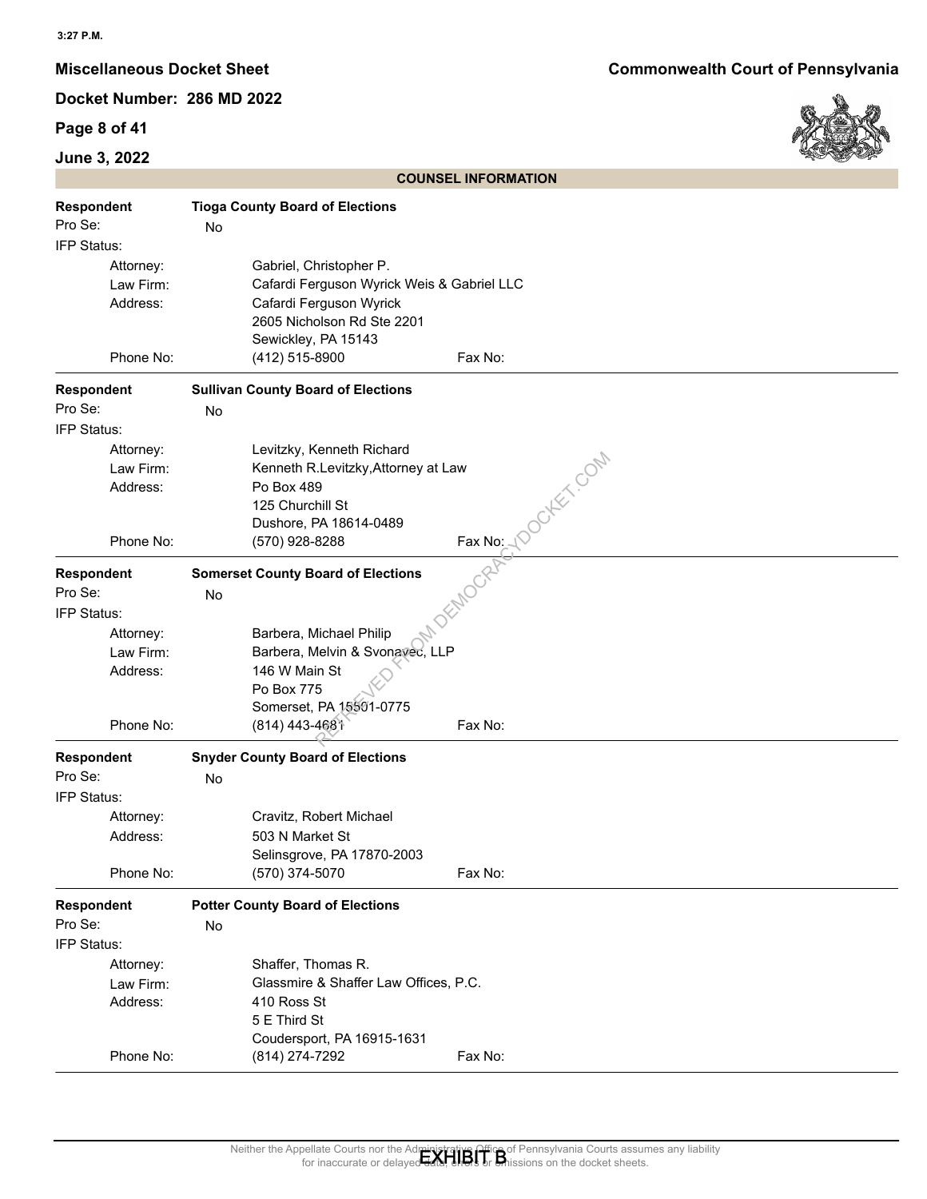## COUNSEL INFORMATION

**Respondent** **Tioga County Board of Elections**

Pro Se: No

IFP Status:

Attorney: Gabriel, Christopher P.

Law Firm: Cafardi Ferguson Wyrick Weis & Gabriel LLC

Address: Cafardi Ferguson Wyrick
2605 Nicholson Rd Ste 2201
Sewickley, PA 15143

Phone No: (412) 515-8900 Fax No:

---

**Respondent** **Sullivan County Board of Elections**

Pro Se: No

IFP Status:

Attorney: Levitzky, Kenneth Richard

Law Firm: Kenneth R.Levitzky,Attorney at Law

Address: Po Box 489
125 Churchill St
Dushore, PA 18614-0489

Phone No: (570) 928-8288 Fax No:

---

**Respondent** **Somerset County Board of Elections**

Pro Se: No

IFP Status:

Attorney: Barbera, Michael Philip

Law Firm: Barbera, Melvin & Svonavec, LLP

Address: 146 W Main St
Po Box 775
Somerset, PA 15501-0775

Phone No: (814) 443-4681 Fax No:

---

**Respondent** **Snyder County Board of Elections**

Pro Se: No

IFP Status:

Attorney: Cravitz, Robert Michael

Address: 503 N Market St
Selinsgrove, PA 17870-2003

Phone No: (570) 374-5070 Fax No:

---

**Respondent** **Potter County Board of Elections**

Pro Se: No

IFP Status:

Attorney: Shaffer, Thomas R.

Law Firm: Glassmire & Shaffer Law Offices, P.C.

Address: 410 Ross St
5 E Third St
Coudersport, PA 16915-1631

Phone No: (814) 274-7292 Fax No:

---

EXHIBIT B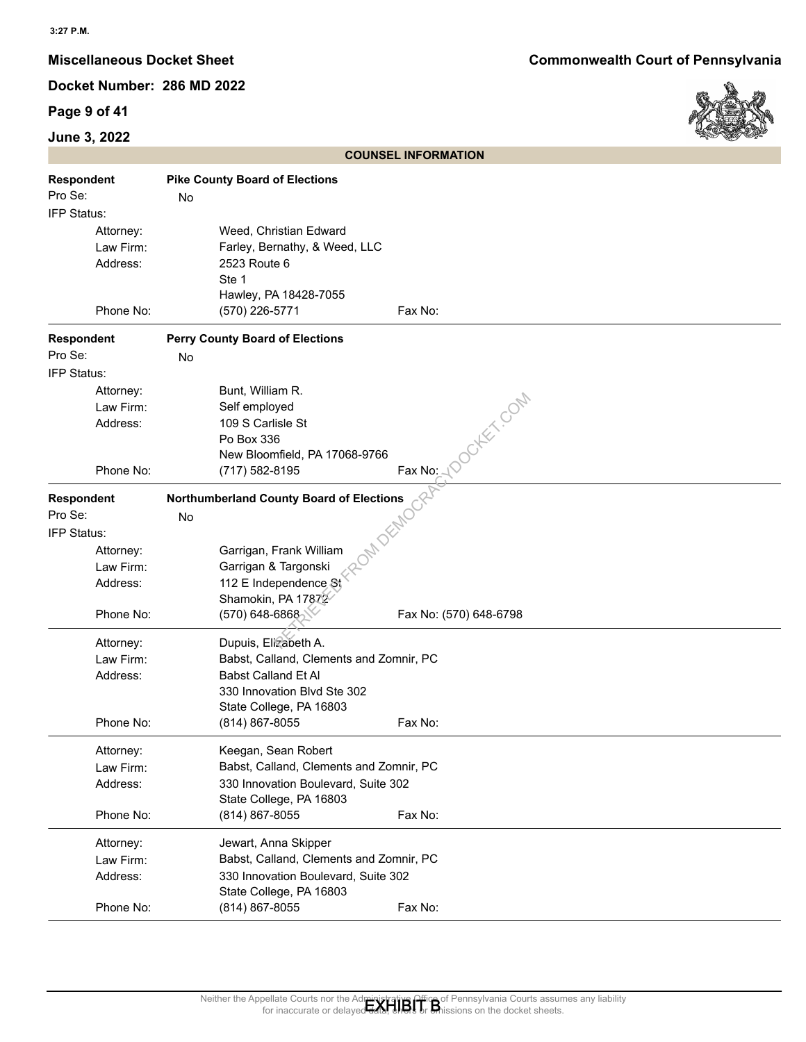## COUNSEL INFORMATION

**Respondent** — **Pike County Board of Elections**

Pro Se: No

IFP Status:

| | |
|---|---|
| Attorney: | Weed, Christian Edward |
| Law Firm: | Farley, Bernathy, & Weed, LLC |
| Address: | 2523 Route 6<br>Ste 1<br>Hawley, PA 18428-7055 |
| Phone No: | (570) 226-5771 |
| Fax No: | |

---

**Respondent** — **Perry County Board of Elections**

Pro Se: No

IFP Status:

| | |
|---|---|
| Attorney: | Bunt, William R. |
| Law Firm: | Self employed |
| Address: | 109 S Carlisle St<br>Po Box 336<br>New Bloomfield, PA 17068-9766 |
| Phone No: | (717) 582-8195 |
| Fax No: | |

---

**Respondent** — **Northumberland County Board of Elections**

Pro Se: No

IFP Status:

| | |
|---|---|
| Attorney: | Garrigan, Frank William |
| Law Firm: | Garrigan & Targonski |
| Address: | 112 E Independence St<br>Shamokin, PA 17872 |
| Phone No: | (570) 648-6868 |
| Fax No: | (570) 648-6798 |

| | |
|---|---|
| Attorney: | Dupuis, Elizabeth A. |
| Law Firm: | Babst, Calland, Clements and Zomnir, PC |
| Address: | Babst Calland Et Al<br>330 Innovation Blvd Ste 302<br>State College, PA 16803 |
| Phone No: | (814) 867-8055 |
| Fax No: | |

| | |
|---|---|
| Attorney: | Keegan, Sean Robert |
| Law Firm: | Babst, Calland, Clements and Zomnir, PC |
| Address: | 330 Innovation Boulevard, Suite 302<br>State College, PA 16803 |
| Phone No: | (814) 867-8055 |
| Fax No: | |

| | |
|---|---|
| Attorney: | Jewart, Anna Skipper |
| Law Firm: | Babst, Calland, Clements and Zomnir, PC |
| Address: | 330 Innovation Boulevard, Suite 302<br>State College, PA 16803 |
| Phone No: | (814) 867-8055 |
| Fax No: | |

EXHIBIT B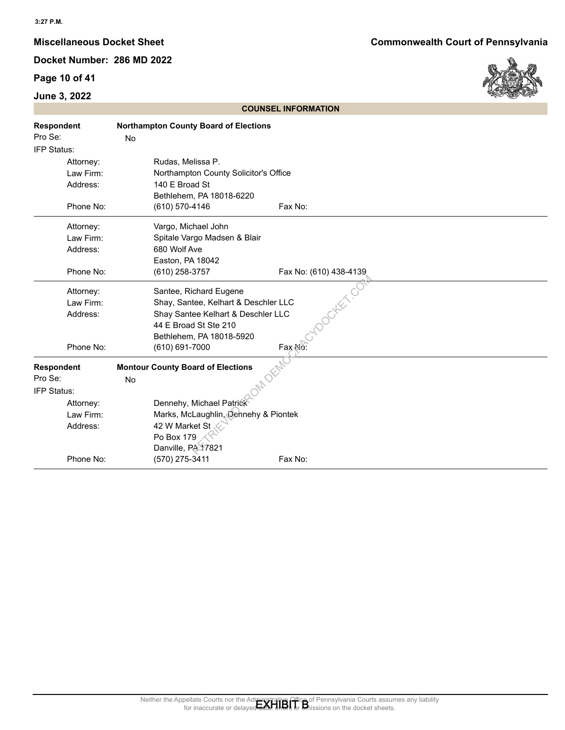## COUNSEL INFORMATION

**Respondent** **Northampton County Board of Elections**

Pro Se: No

IFP Status:

| | |
|---|---|
| Attorney: | Rudas, Melissa P. |
| Law Firm: | Northampton County Solicitor's Office |
| Address: | 140 E Broad St<br>Bethlehem, PA 18018-6220 |
| Phone No: | (610) 570-4146 — Fax No: |

| | |
|---|---|
| Attorney: | Vargo, Michael John |
| Law Firm: | Spitale Vargo Madsen & Blair |
| Address: | 680 Wolf Ave<br>Easton, PA 18042 |
| Phone No: | (610) 258-3757 — Fax No: (610) 438-4139 |

| | |
|---|---|
| Attorney: | Santee, Richard Eugene |
| Law Firm: | Shay, Santee, Kelhart & Deschler LLC |
| Address: | Shay Santee Kelhart & Deschler LLC<br>44 E Broad St Ste 210<br>Bethlehem, PA 18018-5920 |
| Phone No: | (610) 691-7000 — Fax No: |

**Respondent** **Montour County Board of Elections**

Pro Se: No

IFP Status:

| | |
|---|---|
| Attorney: | Dennehy, Michael Patrick |
| Law Firm: | Marks, McLaughlin, Dennehy & Piontek |
| Address: | 42 W Market St<br>Po Box 179<br>Danville, PA 17821 |
| Phone No: | (570) 275-3411 — Fax No: |

EXHIBIT B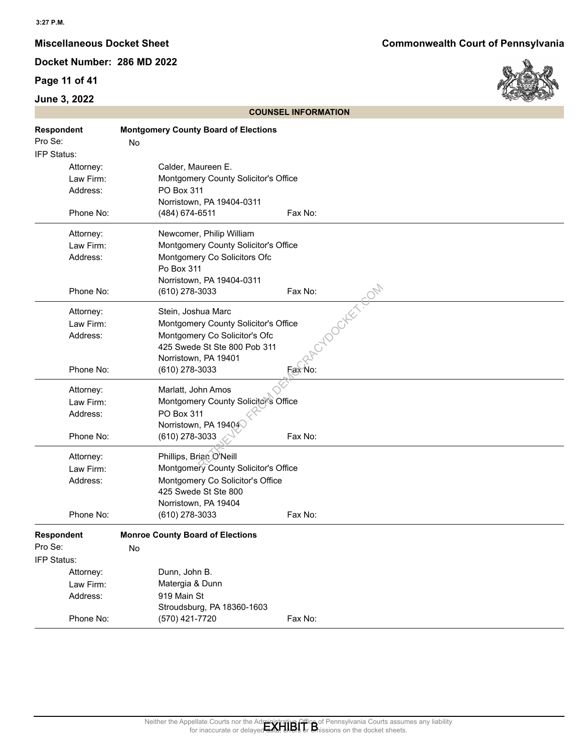## COUNSEL INFORMATION

**Respondent** **Montgomery County Board of Elections**

Pro Se: No

IFP Status:

| | |
|---|---|
| Attorney: | Calder, Maureen E. |
| Law Firm: | Montgomery County Solicitor's Office |
| Address: | PO Box 311<br>Norristown, PA 19404-0311 |
| Phone No: | (484) 674-6511 Fax No: |

| | |
|---|---|
| Attorney: | Newcomer, Philip William |
| Law Firm: | Montgomery County Solicitor's Office |
| Address: | Montgomery Co Solicitors Ofc<br>Po Box 311<br>Norristown, PA 19404-0311 |
| Phone No: | (610) 278-3033 Fax No: |

| | |
|---|---|
| Attorney: | Stein, Joshua Marc |
| Law Firm: | Montgomery County Solicitor's Office |
| Address: | Montgomery Co Solicitor's Ofc<br>425 Swede St Ste 800 Pob 311<br>Norristown, PA 19401 |
| Phone No: | (610) 278-3033 Fax No: |

| | |
|---|---|
| Attorney: | Marlatt, John Amos |
| Law Firm: | Montgomery County Solicitor's Office |
| Address: | PO Box 311<br>Norristown, PA 19404 |
| Phone No: | (610) 278-3033 Fax No: |

| | |
|---|---|
| Attorney: | Phillips, Brian O'Neill |
| Law Firm: | Montgomery County Solicitor's Office |
| Address: | Montgomery Co Solicitor's Office<br>425 Swede St Ste 800<br>Norristown, PA 19404 |
| Phone No: | (610) 278-3033 Fax No: |

**Respondent** **Monroe County Board of Elections**

Pro Se: No

IFP Status:

| | |
|---|---|
| Attorney: | Dunn, John B. |
| Law Firm: | Matergia & Dunn |
| Address: | 919 Main St<br>Stroudsburg, PA 18360-1603 |
| Phone No: | (570) 421-7720 Fax No: |

EXHIBIT B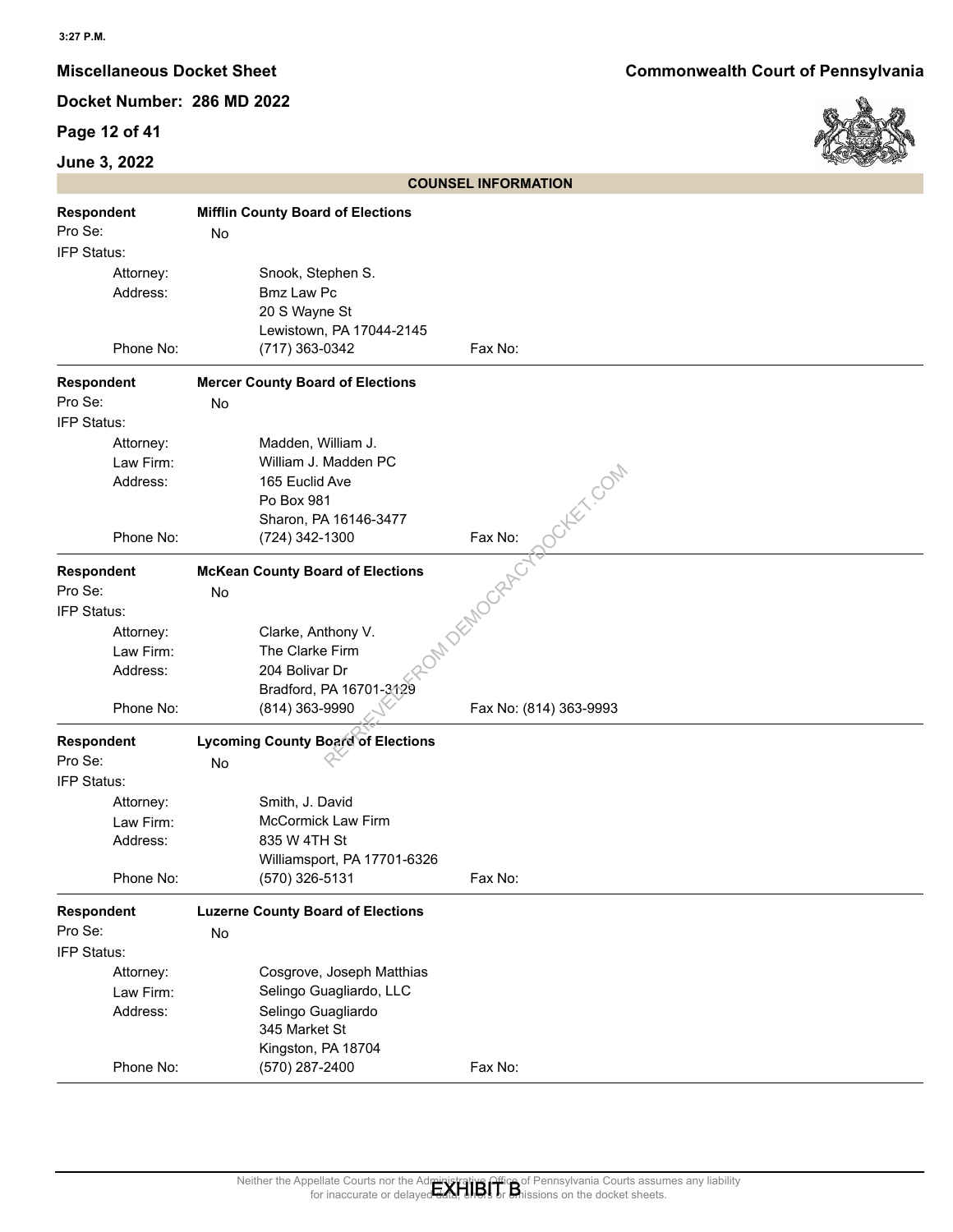## COUNSEL INFORMATION

**Respondent** — **Mifflin County Board of Elections**

Pro Se: No

IFP Status:

| | |
|---|---|
| Attorney: | Snook, Stephen S. |
| Address: | Bmz Law Pc<br>20 S Wayne St<br>Lewistown, PA 17044-2145 |
| Phone No: | (717) 363-0342 |
| Fax No: | |

**Respondent** — **Mercer County Board of Elections**

Pro Se: No

IFP Status:

| | |
|---|---|
| Attorney: | Madden, William J. |
| Law Firm: | William J. Madden PC |
| Address: | 165 Euclid Ave<br>Po Box 981<br>Sharon, PA 16146-3477 |
| Phone No: | (724) 342-1300 |
| Fax No: | |

**Respondent** — **McKean County Board of Elections**

Pro Se: No

IFP Status:

| | |
|---|---|
| Attorney: | Clarke, Anthony V. |
| Law Firm: | The Clarke Firm |
| Address: | 204 Bolivar Dr<br>Bradford, PA 16701-3129 |
| Phone No: | (814) 363-9990 |
| Fax No: | (814) 363-9993 |

**Respondent** — **Lycoming County Board of Elections**

Pro Se: No

IFP Status:

| | |
|---|---|
| Attorney: | Smith, J. David |
| Law Firm: | McCormick Law Firm |
| Address: | 835 W 4TH St<br>Williamsport, PA 17701-6326 |
| Phone No: | (570) 326-5131 |
| Fax No: | |

**Respondent** — **Luzerne County Board of Elections**

Pro Se: No

IFP Status:

| | |
|---|---|
| Attorney: | Cosgrove, Joseph Matthias |
| Law Firm: | Selingo Guagliardo, LLC |
| Address: | Selingo Guagliardo<br>345 Market St<br>Kingston, PA 18704 |
| Phone No: | (570) 287-2400 |
| Fax No: | |

Neither the Appellate Courts nor the Administrative Office of Pennsylvania Courts assumes any liability for inaccurate or delayed data, errors or omissions on the docket sheets.

EXHIBIT B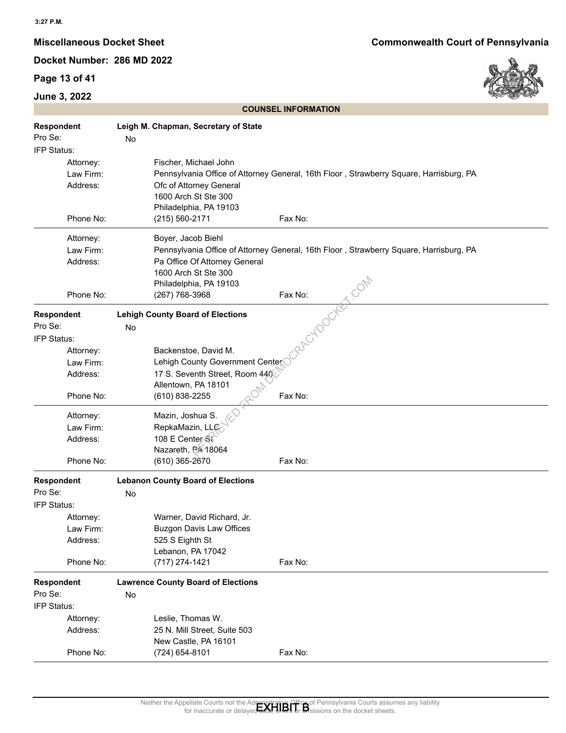## COUNSEL INFORMATION

**Respondent** **Leigh M. Chapman, Secretary of State**

Pro Se: No

IFP Status:

| | |
|---|---|
| Attorney: | Fischer, Michael John |
| Law Firm: | Pennsylvania Office of Attorney General, 16th Floor , Strawberry Square, Harrisburg, PA |
| Address: | Ofc of Attorney General<br>1600 Arch St Ste 300<br>Philadelphia, PA 19103 |
| Phone No: | (215) 560-2171 &nbsp;&nbsp;&nbsp; Fax No: |

| | |
|---|---|
| Attorney: | Boyer, Jacob Biehl |
| Law Firm: | Pennsylvania Office of Attorney General, 16th Floor , Strawberry Square, Harrisburg, PA |
| Address: | Pa Office Of Attorney General<br>1600 Arch St Ste 300<br>Philadelphia, PA 19103 |
| Phone No: | (267) 768-3968 &nbsp;&nbsp;&nbsp; Fax No: |

**Respondent** **Lehigh County Board of Elections**

Pro Se: No

IFP Status:

| | |
|---|---|
| Attorney: | Backenstoe, David M. |
| Law Firm: | Lehigh County Government Center |
| Address: | 17 S. Seventh Street, Room 440<br>Allentown, PA 18101 |
| Phone No: | (610) 838-2255 &nbsp;&nbsp;&nbsp; Fax No: |

| | |
|---|---|
| Attorney: | Mazin, Joshua S. |
| Law Firm: | RepkaMazin, LLC |
| Address: | 108 E Center St<br>Nazareth, PA 18064 |
| Phone No: | (610) 365-2670 &nbsp;&nbsp;&nbsp; Fax No: |

**Respondent** **Lebanon County Board of Elections**

Pro Se: No

IFP Status:

| | |
|---|---|
| Attorney: | Warner, David Richard, Jr. |
| Law Firm: | Buzgon Davis Law Offices |
| Address: | 525 S Eighth St<br>Lebanon, PA 17042 |
| Phone No: | (717) 274-1421 &nbsp;&nbsp;&nbsp; Fax No: |

**Respondent** **Lawrence County Board of Elections**

Pro Se: No

IFP Status:

| | |
|---|---|
| Attorney: | Leslie, Thomas W. |
| Address: | 25 N. Mill Street, Suite 503<br>New Castle, PA 16101 |
| Phone No: | (724) 654-8101 &nbsp;&nbsp;&nbsp; Fax No: |

Neither the Appellate Courts nor the Administrative Office of Pennsylvania Courts assumes any liability for inaccurate or delayed data, errors or omissions on the docket sheets.

EXHIBIT B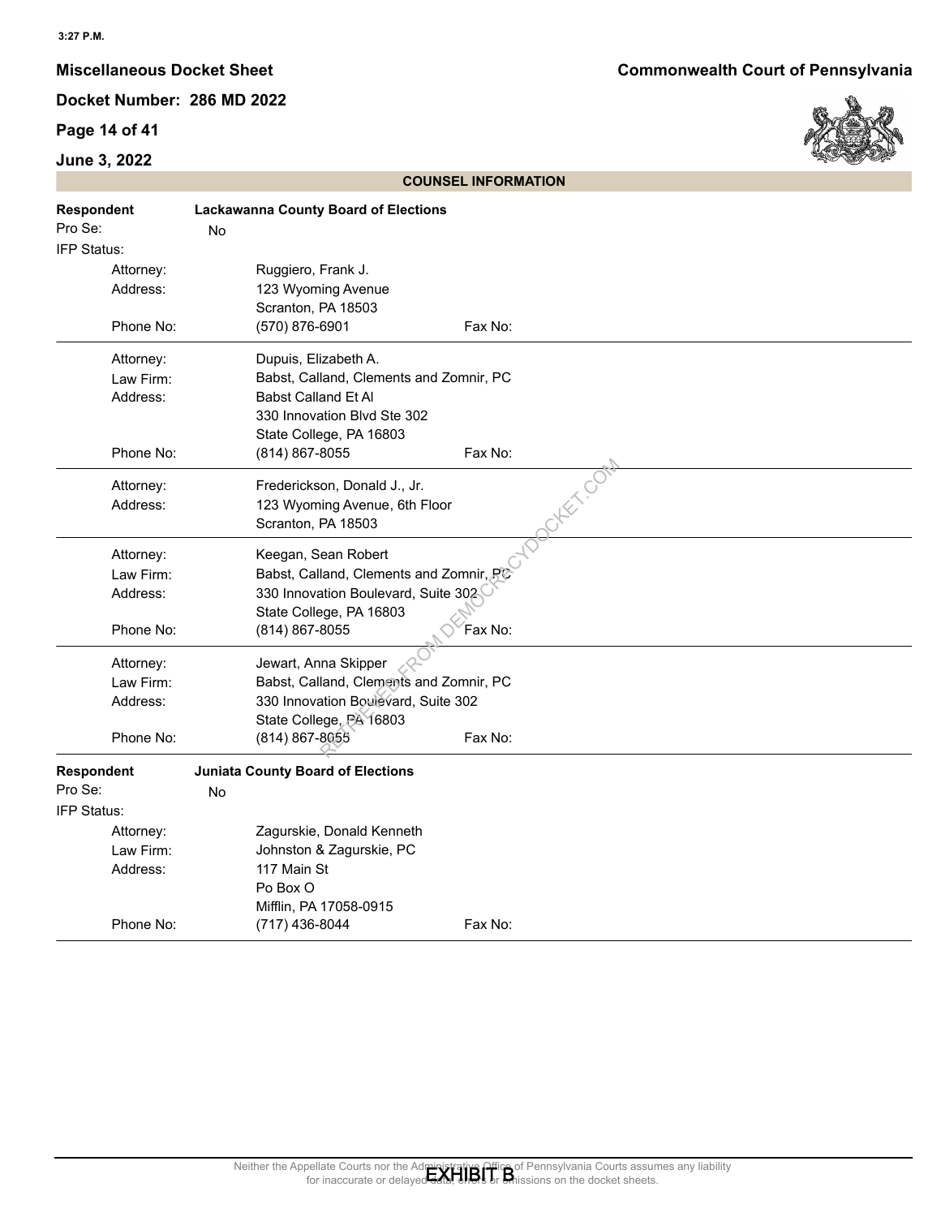## COUNSEL INFORMATION

**Respondent** — **Lackawanna County Board of Elections**

Pro Se: No

IFP Status:

| | |
|---|---|
| Attorney: | Ruggiero, Frank J. |
| Address: | 123 Wyoming Avenue<br>Scranton, PA 18503 |
| Phone No: | (570) 876-6901 |
| Fax No: | |

| | |
|---|---|
| Attorney: | Dupuis, Elizabeth A. |
| Law Firm: | Babst, Calland, Clements and Zomnir, PC |
| Address: | Babst Calland Et Al<br>330 Innovation Blvd Ste 302<br>State College, PA 16803 |
| Phone No: | (814) 867-8055 |
| Fax No: | |

| | |
|---|---|
| Attorney: | Frederickson, Donald J., Jr. |
| Address: | 123 Wyoming Avenue, 6th Floor<br>Scranton, PA 18503 |

| | |
|---|---|
| Attorney: | Keegan, Sean Robert |
| Law Firm: | Babst, Calland, Clements and Zomnir, PC |
| Address: | 330 Innovation Boulevard, Suite 302<br>State College, PA 16803 |
| Phone No: | (814) 867-8055 |
| Fax No: | |

| | |
|---|---|
| Attorney: | Jewart, Anna Skipper |
| Law Firm: | Babst, Calland, Clements and Zomnir, PC |
| Address: | 330 Innovation Boulevard, Suite 302<br>State College, PA 16803 |
| Phone No: | (814) 867-8055 |
| Fax No: | |

**Respondent** — **Juniata County Board of Elections**

Pro Se: No

IFP Status:

| | |
|---|---|
| Attorney: | Zagurskie, Donald Kenneth |
| Law Firm: | Johnston & Zagurskie, PC |
| Address: | 117 Main St<br>Po Box O<br>Mifflin, PA 17058-0915 |
| Phone No: | (717) 436-8044 |
| Fax No: | |

Neither the Appellate Courts nor the Administrative Office of Pennsylvania Courts assumes any liability for inaccurate or delayed data, errors or omissions on the docket sheets.

EXHIBIT B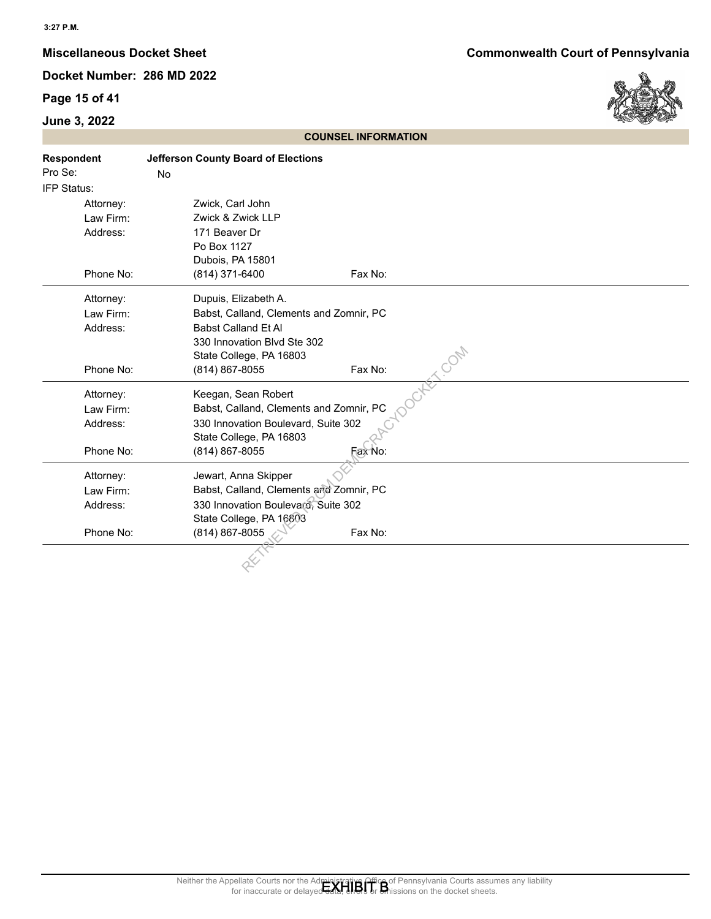## COUNSEL INFORMATION

**Respondent** **Jefferson County Board of Elections**

Pro Se: No

IFP Status:

| | |
|---|---|
| Attorney: | Zwick, Carl John |
| Law Firm: | Zwick & Zwick LLP |
| Address: | 171 Beaver Dr<br>Po Box 1127<br>Dubois, PA 15801 |
| Phone No: | (814) 371-6400 Fax No: |

| | |
|---|---|
| Attorney: | Dupuis, Elizabeth A. |
| Law Firm: | Babst, Calland, Clements and Zomnir, PC |
| Address: | Babst Calland Et Al<br>330 Innovation Blvd Ste 302<br>State College, PA 16803 |
| Phone No: | (814) 867-8055 Fax No: |

| | |
|---|---|
| Attorney: | Keegan, Sean Robert |
| Law Firm: | Babst, Calland, Clements and Zomnir, PC |
| Address: | 330 Innovation Boulevard, Suite 302<br>State College, PA 16803 |
| Phone No: | (814) 867-8055 Fax No: |

| | |
|---|---|
| Attorney: | Jewart, Anna Skipper |
| Law Firm: | Babst, Calland, Clements and Zomnir, PC |
| Address: | 330 Innovation Boulevard, Suite 302<br>State College, PA 16803 |
| Phone No: | (814) 867-8055 Fax No: |

EXHIBIT B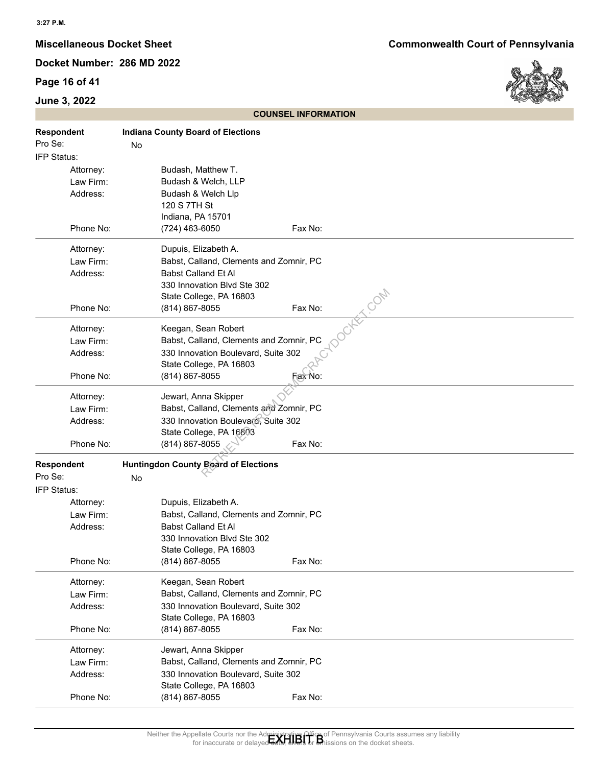## COUNSEL INFORMATION

**Respondent** — **Indiana County Board of Elections**

Pro Se: No

IFP Status:

| | |
|---|---|
| Attorney: | Budash, Matthew T. |
| Law Firm: | Budash & Welch, LLP |
| Address: | Budash & Welch Llp<br>120 S 7TH St<br>Indiana, PA 15701 |
| Phone No: | (724) 463-6050 |
| Fax No: | |

| | |
|---|---|
| Attorney: | Dupuis, Elizabeth A. |
| Law Firm: | Babst, Calland, Clements and Zomnir, PC |
| Address: | Babst Calland Et Al<br>330 Innovation Blvd Ste 302<br>State College, PA 16803 |
| Phone No: | (814) 867-8055 |
| Fax No: | |

| | |
|---|---|
| Attorney: | Keegan, Sean Robert |
| Law Firm: | Babst, Calland, Clements and Zomnir, PC |
| Address: | 330 Innovation Boulevard, Suite 302<br>State College, PA 16803 |
| Phone No: | (814) 867-8055 |
| Fax No: | |

| | |
|---|---|
| Attorney: | Jewart, Anna Skipper |
| Law Firm: | Babst, Calland, Clements and Zomnir, PC |
| Address: | 330 Innovation Boulevard, Suite 302<br>State College, PA 16803 |
| Phone No: | (814) 867-8055 |
| Fax No: | |

**Respondent** — **Huntingdon County Board of Elections**

Pro Se: No

IFP Status:

| | |
|---|---|
| Attorney: | Dupuis, Elizabeth A. |
| Law Firm: | Babst, Calland, Clements and Zomnir, PC |
| Address: | Babst Calland Et Al<br>330 Innovation Blvd Ste 302<br>State College, PA 16803 |
| Phone No: | (814) 867-8055 |
| Fax No: | |

| | |
|---|---|
| Attorney: | Keegan, Sean Robert |
| Law Firm: | Babst, Calland, Clements and Zomnir, PC |
| Address: | 330 Innovation Boulevard, Suite 302<br>State College, PA 16803 |
| Phone No: | (814) 867-8055 |
| Fax No: | |

| | |
|---|---|
| Attorney: | Jewart, Anna Skipper |
| Law Firm: | Babst, Calland, Clements and Zomnir, PC |
| Address: | 330 Innovation Boulevard, Suite 302<br>State College, PA 16803 |
| Phone No: | (814) 867-8055 |
| Fax No: | |

Neither the Appellate Courts nor the Administrative Office of Pennsylvania Courts assumes any liability for inaccurate or delayed data, errors or omissions on the docket sheets.

EXHIBIT B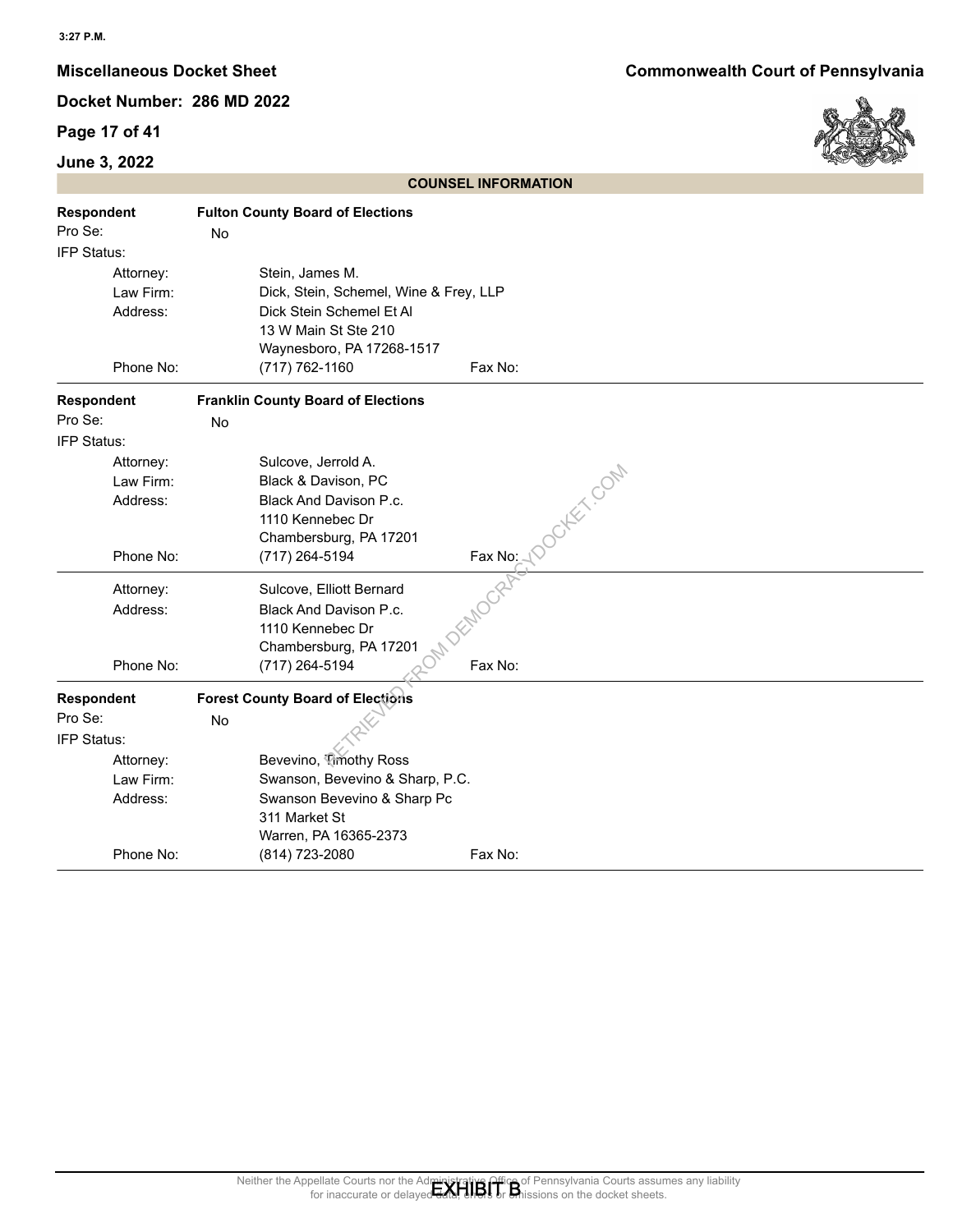## COUNSEL INFORMATION

**Respondent** **Fulton County Board of Elections**

Pro Se: No

IFP Status:

| | |
|---|---|
| Attorney: | Stein, James M. |
| Law Firm: | Dick, Stein, Schemel, Wine & Frey, LLP |
| Address: | Dick Stein Schemel Et Al<br>13 W Main St Ste 210<br>Waynesboro, PA 17268-1517 |
| Phone No: | (717) 762-1160 Fax No: |

**Respondent** **Franklin County Board of Elections**

Pro Se: No

IFP Status:

| | |
|---|---|
| Attorney: | Sulcove, Jerrold A. |
| Law Firm: | Black & Davison, PC |
| Address: | Black And Davison P.c.<br>1110 Kennebec Dr<br>Chambersburg, PA 17201 |
| Phone No: | (717) 264-5194 Fax No: |

| | |
|---|---|
| Attorney: | Sulcove, Elliott Bernard |
| Address: | Black And Davison P.c.<br>1110 Kennebec Dr<br>Chambersburg, PA 17201 |
| Phone No: | (717) 264-5194 Fax No: |

**Respondent** **Forest County Board of Elections**

Pro Se: No

IFP Status:

| | |
|---|---|
| Attorney: | Bevevino, Timothy Ross |
| Law Firm: | Swanson, Bevevino & Sharp, P.C. |
| Address: | Swanson Bevevino & Sharp Pc<br>311 Market St<br>Warren, PA 16365-2373 |
| Phone No: | (814) 723-2080 Fax No: |

EXHIBIT B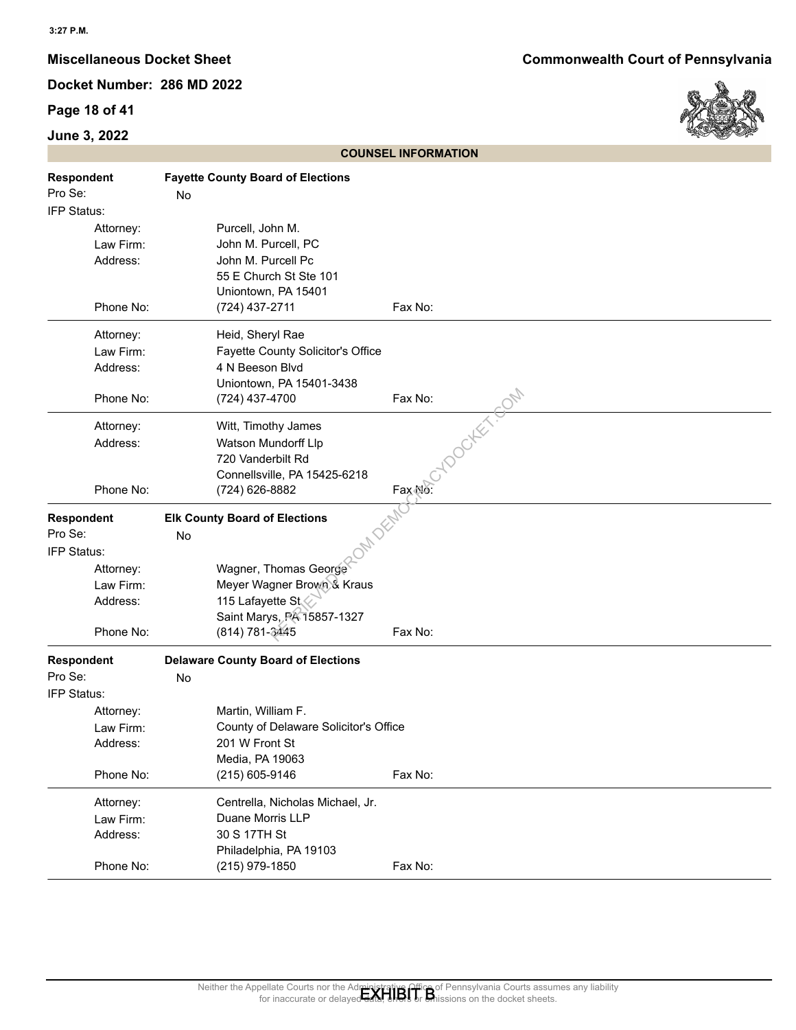## COUNSEL INFORMATION

**Respondent** **Fayette County Board of Elections**

Pro Se: No

IFP Status:

| | |
|---|---|
| Attorney: | Purcell, John M. |
| Law Firm: | John M. Purcell, PC |
| Address: | John M. Purcell Pc<br>55 E Church St Ste 101<br>Uniontown, PA 15401 |
| Phone No: | (724) 437-2711 |
| Fax No: | |

| | |
|---|---|
| Attorney: | Heid, Sheryl Rae |
| Law Firm: | Fayette County Solicitor's Office |
| Address: | 4 N Beeson Blvd<br>Uniontown, PA 15401-3438 |
| Phone No: | (724) 437-4700 |
| Fax No: | |

| | |
|---|---|
| Attorney: | Witt, Timothy James |
| Address: | Watson Mundorff Llp<br>720 Vanderbilt Rd<br>Connellsville, PA 15425-6218 |
| Phone No: | (724) 626-8882 |
| Fax No: | |

**Respondent** **Elk County Board of Elections**

Pro Se: No

IFP Status:

| | |
|---|---|
| Attorney: | Wagner, Thomas George |
| Law Firm: | Meyer Wagner Brown & Kraus |
| Address: | 115 Lafayette St<br>Saint Marys, PA 15857-1327 |
| Phone No: | (814) 781-3445 |
| Fax No: | |

**Respondent** **Delaware County Board of Elections**

Pro Se: No

IFP Status:

| | |
|---|---|
| Attorney: | Martin, William F. |
| Law Firm: | County of Delaware Solicitor's Office |
| Address: | 201 W Front St<br>Media, PA 19063 |
| Phone No: | (215) 605-9146 |
| Fax No: | |

| | |
|---|---|
| Attorney: | Centrella, Nicholas Michael, Jr. |
| Law Firm: | Duane Morris LLP |
| Address: | 30 S 17TH St<br>Philadelphia, PA 19103 |
| Phone No: | (215) 979-1850 |
| Fax No: | |

EXHIBIT B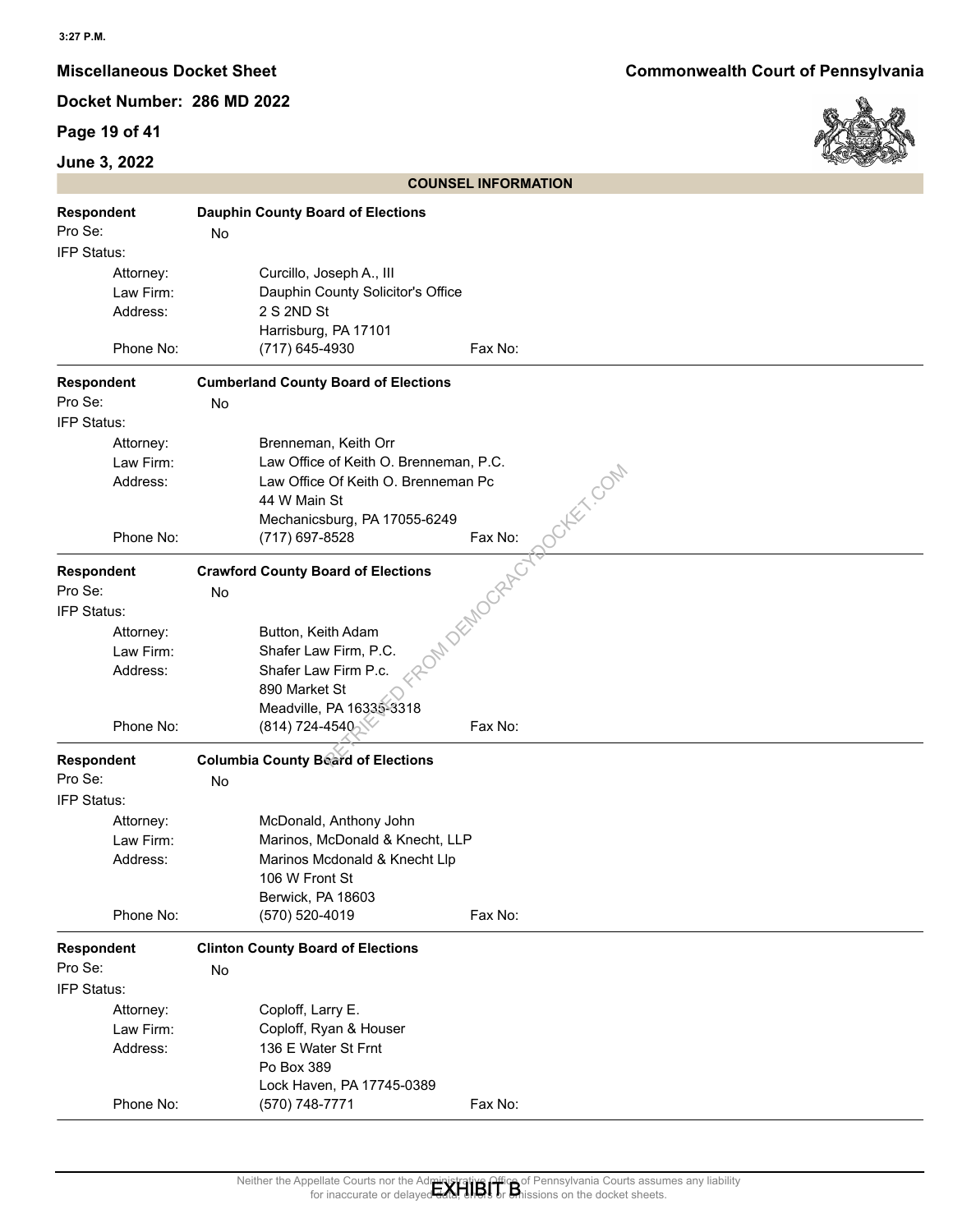## COUNSEL INFORMATION

**Respondent** — **Dauphin County Board of Elections**

Pro Se: No

IFP Status:

| | |
|---|---|
| Attorney: | Curcillo, Joseph A., III |
| Law Firm: | Dauphin County Solicitor's Office |
| Address: | 2 S 2ND St<br>Harrisburg, PA 17101 |
| Phone No: | (717) 645-4930 |
| Fax No: | |

---

**Respondent** — **Cumberland County Board of Elections**

Pro Se: No

IFP Status:

| | |
|---|---|
| Attorney: | Brenneman, Keith Orr |
| Law Firm: | Law Office of Keith O. Brenneman, P.C. |
| Address: | Law Office Of Keith O. Brenneman Pc<br>44 W Main St<br>Mechanicsburg, PA 17055-6249 |
| Phone No: | (717) 697-8528 |
| Fax No: | |

---

**Respondent** — **Crawford County Board of Elections**

Pro Se: No

IFP Status:

| | |
|---|---|
| Attorney: | Button, Keith Adam |
| Law Firm: | Shafer Law Firm, P.C. |
| Address: | Shafer Law Firm P.c.<br>890 Market St<br>Meadville, PA 16335-3318 |
| Phone No: | (814) 724-4540 |
| Fax No: | |

---

**Respondent** — **Columbia County Board of Elections**

Pro Se: No

IFP Status:

| | |
|---|---|
| Attorney: | McDonald, Anthony John |
| Law Firm: | Marinos, McDonald & Knecht, LLP |
| Address: | Marinos Mcdonald & Knecht Llp<br>106 W Front St<br>Berwick, PA 18603 |
| Phone No: | (570) 520-4019 |
| Fax No: | |

---

**Respondent** — **Clinton County Board of Elections**

Pro Se: No

IFP Status:

| | |
|---|---|
| Attorney: | Coploff, Larry E. |
| Law Firm: | Coploff, Ryan & Houser |
| Address: | 136 E Water St Frnt<br>Po Box 389<br>Lock Haven, PA 17745-0389 |
| Phone No: | (570) 748-7771 |
| Fax No: | |

Neither the Appellate Courts nor the Administrative Office of Pennsylvania Courts assumes any liability for inaccurate or delayed data, errors or omissions on the docket sheets.

EXHIBIT B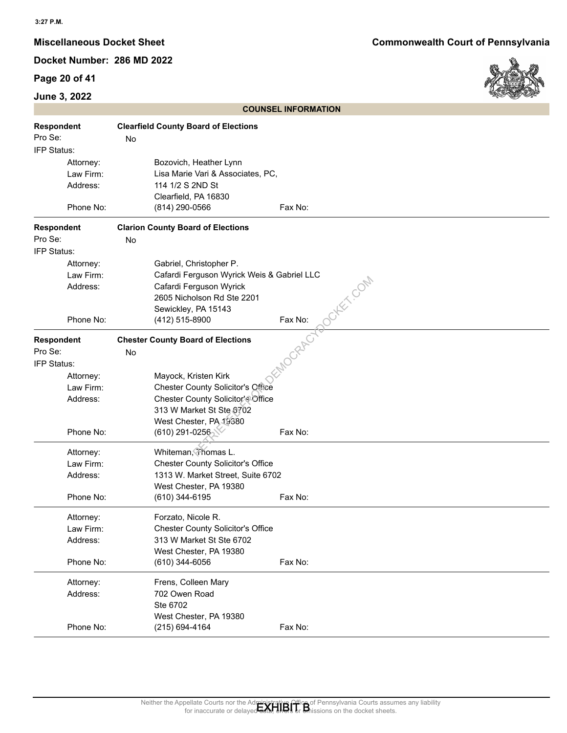3:27 P.M.

**Miscellaneous Docket Sheet** **Commonwealth Court of Pennsylvania**

**Docket Number: 286 MD 2022**

**June 3, 2022**

## COUNSEL INFORMATION

**Respondent** **Clearfield County Board of Elections**

Pro Se: No

IFP Status:

| | |
|---|---|
| Attorney: | Bozovich, Heather Lynn |
| Law Firm: | Lisa Marie Vari & Associates, PC, |
| Address: | 114 1/2 S 2ND St<br>Clearfield, PA 16830 |
| Phone No: | (814) 290-0566 Fax No: |

**Respondent** **Clarion County Board of Elections**

Pro Se: No

IFP Status:

| | |
|---|---|
| Attorney: | Gabriel, Christopher P. |
| Law Firm: | Cafardi Ferguson Wyrick Weis & Gabriel LLC |
| Address: | Cafardi Ferguson Wyrick<br>2605 Nicholson Rd Ste 2201<br>Sewickley, PA 15143 |
| Phone No: | (412) 515-8900 Fax No: |

**Respondent** **Chester County Board of Elections**

Pro Se: No

IFP Status:

| | |
|---|---|
| Attorney: | Mayock, Kristen Kirk |
| Law Firm: | Chester County Solicitor's Office |
| Address: | Chester County Solicitor's Office<br>313 W Market St Ste 6702<br>West Chester, PA 19380 |
| Phone No: | (610) 291-0256 Fax No: |

| | |
|---|---|
| Attorney: | Whiteman, Thomas L. |
| Law Firm: | Chester County Solicitor's Office |
| Address: | 1313 W. Market Street, Suite 6702<br>West Chester, PA 19380 |
| Phone No: | (610) 344-6195 Fax No: |

| | |
|---|---|
| Attorney: | Forzato, Nicole R. |
| Law Firm: | Chester County Solicitor's Office |
| Address: | 313 W Market St Ste 6702<br>West Chester, PA 19380 |
| Phone No: | (610) 344-6056 Fax No: |

| | |
|---|---|
| Attorney: | Frens, Colleen Mary |
| Address: | 702 Owen Road<br>Ste 6702<br>West Chester, PA 19380 |
| Phone No: | (215) 694-4164 Fax No: |

Neither the Appellate Courts nor the Administrative Office of Pennsylvania Courts assumes any liability for inaccurate or delayed data, errors or omissions on the docket sheets.

EXHIBIT B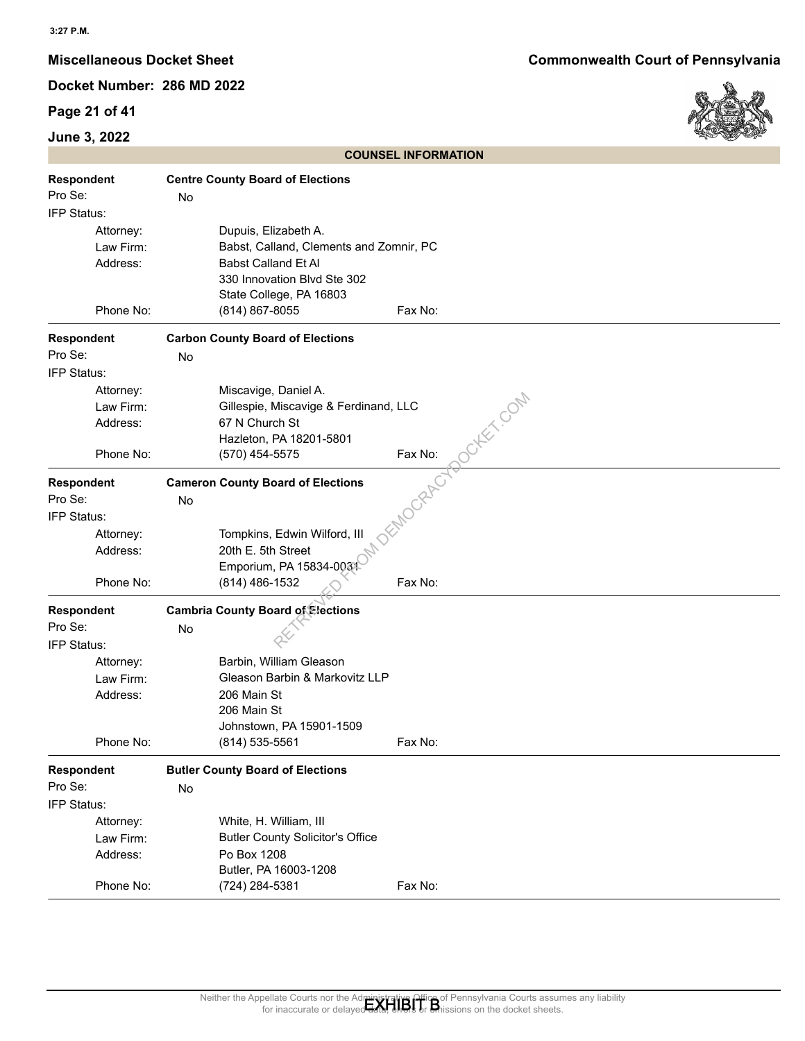## COUNSEL INFORMATION

**Respondent** — **Centre County Board of Elections**

Pro Se: No

IFP Status:

- Attorney: Dupuis, Elizabeth A.
- Law Firm: Babst, Calland, Clements and Zomnir, PC
- Address: Babst Calland Et Al
  330 Innovation Blvd Ste 302
  State College, PA 16803
- Phone No: (814) 867-8055 Fax No:

---

**Respondent** — **Carbon County Board of Elections**

Pro Se: No

IFP Status:

- Attorney: Miscavige, Daniel A.
- Law Firm: Gillespie, Miscavige & Ferdinand, LLC
- Address: 67 N Church St
  Hazleton, PA 18201-5801
- Phone No: (570) 454-5575 Fax No:

---

**Respondent** — **Cameron County Board of Elections**

Pro Se: No

IFP Status:

- Attorney: Tompkins, Edwin Wilford, III
- Address: 20th E. 5th Street
  Emporium, PA 15834-0031
- Phone No: (814) 486-1532 Fax No:

---

**Respondent** — **Cambria County Board of Elections**

Pro Se: No

IFP Status:

- Attorney: Barbin, William Gleason
- Law Firm: Gleason Barbin & Markovitz LLP
- Address: 206 Main St
  206 Main St
  Johnstown, PA 15901-1509
- Phone No: (814) 535-5561 Fax No:

---

**Respondent** — **Butler County Board of Elections**

Pro Se: No

IFP Status:

- Attorney: White, H. William, III
- Law Firm: Butler County Solicitor's Office
- Address: Po Box 1208
  Butler, PA 16003-1208
- Phone No: (724) 284-5381 Fax No:

---

EXHIBIT B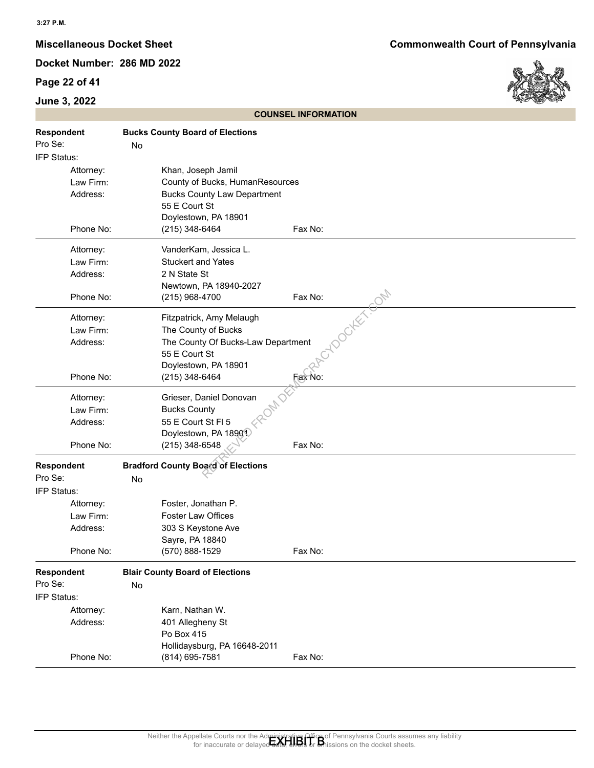## COUNSEL INFORMATION

**Respondent** **Bucks County Board of Elections**

Pro Se: No

IFP Status:

| | |
|---|---|
| Attorney: | Khan, Joseph Jamil |
| Law Firm: | County of Bucks, HumanResources |
| Address: | Bucks County Law Department<br>55 E Court St<br>Doylestown, PA 18901 |
| Phone No: | (215) 348-6464 Fax No: |

| | |
|---|---|
| Attorney: | VanderKam, Jessica L. |
| Law Firm: | Stuckert and Yates |
| Address: | 2 N State St<br>Newtown, PA 18940-2027 |
| Phone No: | (215) 968-4700 Fax No: |

| | |
|---|---|
| Attorney: | Fitzpatrick, Amy Melaugh |
| Law Firm: | The County of Bucks |
| Address: | The County Of Bucks-Law Department<br>55 E Court St<br>Doylestown, PA 18901 |
| Phone No: | (215) 348-6464 Fax No: |

| | |
|---|---|
| Attorney: | Grieser, Daniel Donovan |
| Law Firm: | Bucks County |
| Address: | 55 E Court St Fl 5<br>Doylestown, PA 18901 |
| Phone No: | (215) 348-6548 Fax No: |

**Respondent** **Bradford County Board of Elections**

Pro Se: No

IFP Status:

| | |
|---|---|
| Attorney: | Foster, Jonathan P. |
| Law Firm: | Foster Law Offices |
| Address: | 303 S Keystone Ave<br>Sayre, PA 18840 |
| Phone No: | (570) 888-1529 Fax No: |

**Respondent** **Blair County Board of Elections**

Pro Se: No

IFP Status:

| | |
|---|---|
| Attorney: | Karn, Nathan W. |
| Address: | 401 Allegheny St<br>Po Box 415<br>Hollidaysburg, PA 16648-2011 |
| Phone No: | (814) 695-7581 Fax No: |

Neither the Appellate Courts nor the Administrative Office of Pennsylvania Courts assumes any liability for inaccurate or delayed data, errors or omissions on the docket sheets.

EXHIBIT B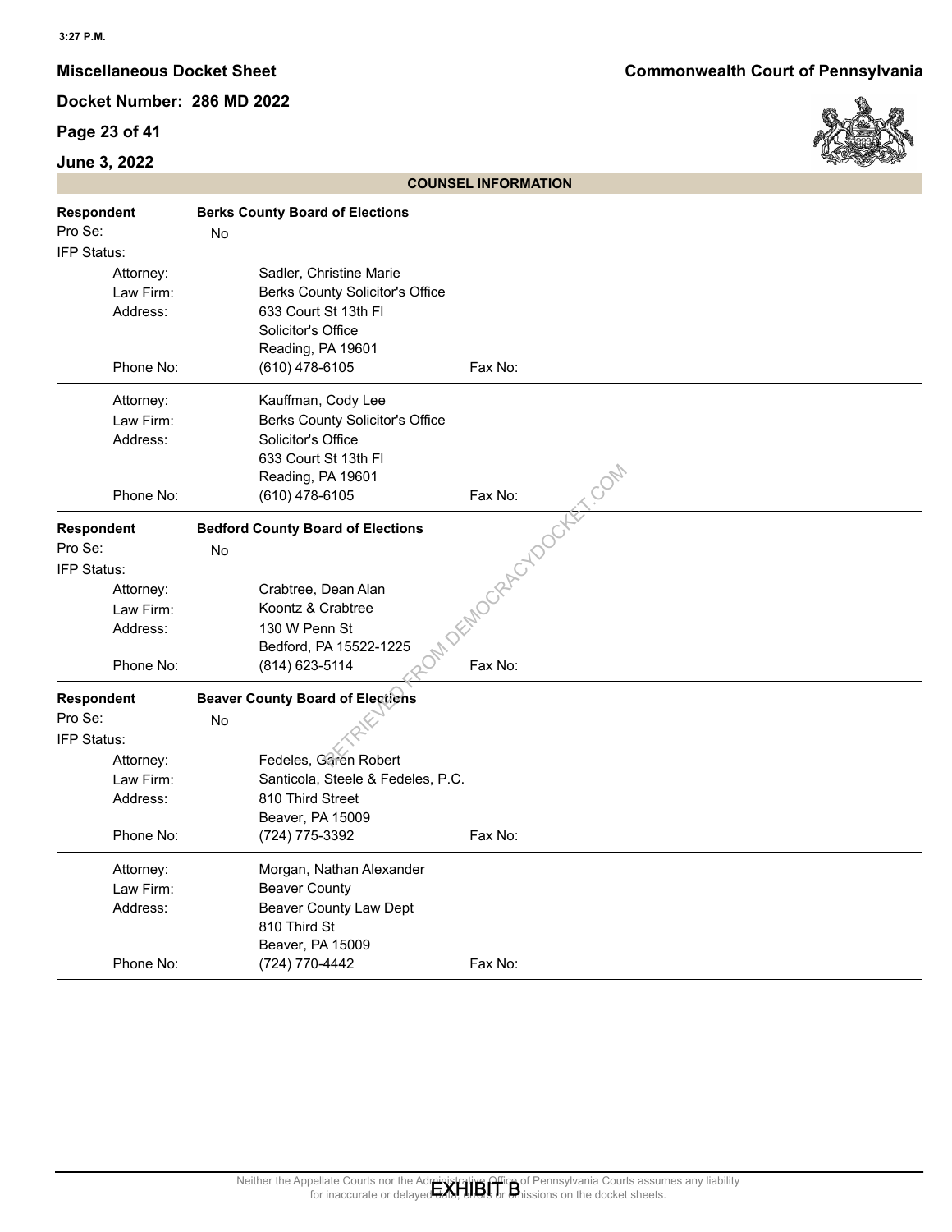## COUNSEL INFORMATION

**Respondent** **Berks County Board of Elections**

Pro Se: No

IFP Status:

| | |
|---|---|
| Attorney: | Sadler, Christine Marie |
| Law Firm: | Berks County Solicitor's Office |
| Address: | 633 Court St 13th Fl<br>Solicitor's Office<br>Reading, PA 19601 |
| Phone No: | (610) 478-6105 |
| Fax No: | |

| | |
|---|---|
| Attorney: | Kauffman, Cody Lee |
| Law Firm: | Berks County Solicitor's Office |
| Address: | Solicitor's Office<br>633 Court St 13th Fl<br>Reading, PA 19601 |
| Phone No: | (610) 478-6105 |
| Fax No: | |

**Respondent** **Bedford County Board of Elections**

Pro Se: No

IFP Status:

| | |
|---|---|
| Attorney: | Crabtree, Dean Alan |
| Law Firm: | Koontz & Crabtree |
| Address: | 130 W Penn St<br>Bedford, PA 15522-1225 |
| Phone No: | (814) 623-5114 |
| Fax No: | |

**Respondent** **Beaver County Board of Elections**

Pro Se: No

IFP Status:

| | |
|---|---|
| Attorney: | Fedeles, Garen Robert |
| Law Firm: | Santicola, Steele & Fedeles, P.C. |
| Address: | 810 Third Street<br>Beaver, PA 15009 |
| Phone No: | (724) 775-3392 |
| Fax No: | |

| | |
|---|---|
| Attorney: | Morgan, Nathan Alexander |
| Law Firm: | Beaver County |
| Address: | Beaver County Law Dept<br>810 Third St<br>Beaver, PA 15009 |
| Phone No: | (724) 770-4442 |
| Fax No: | |

EXHIBIT B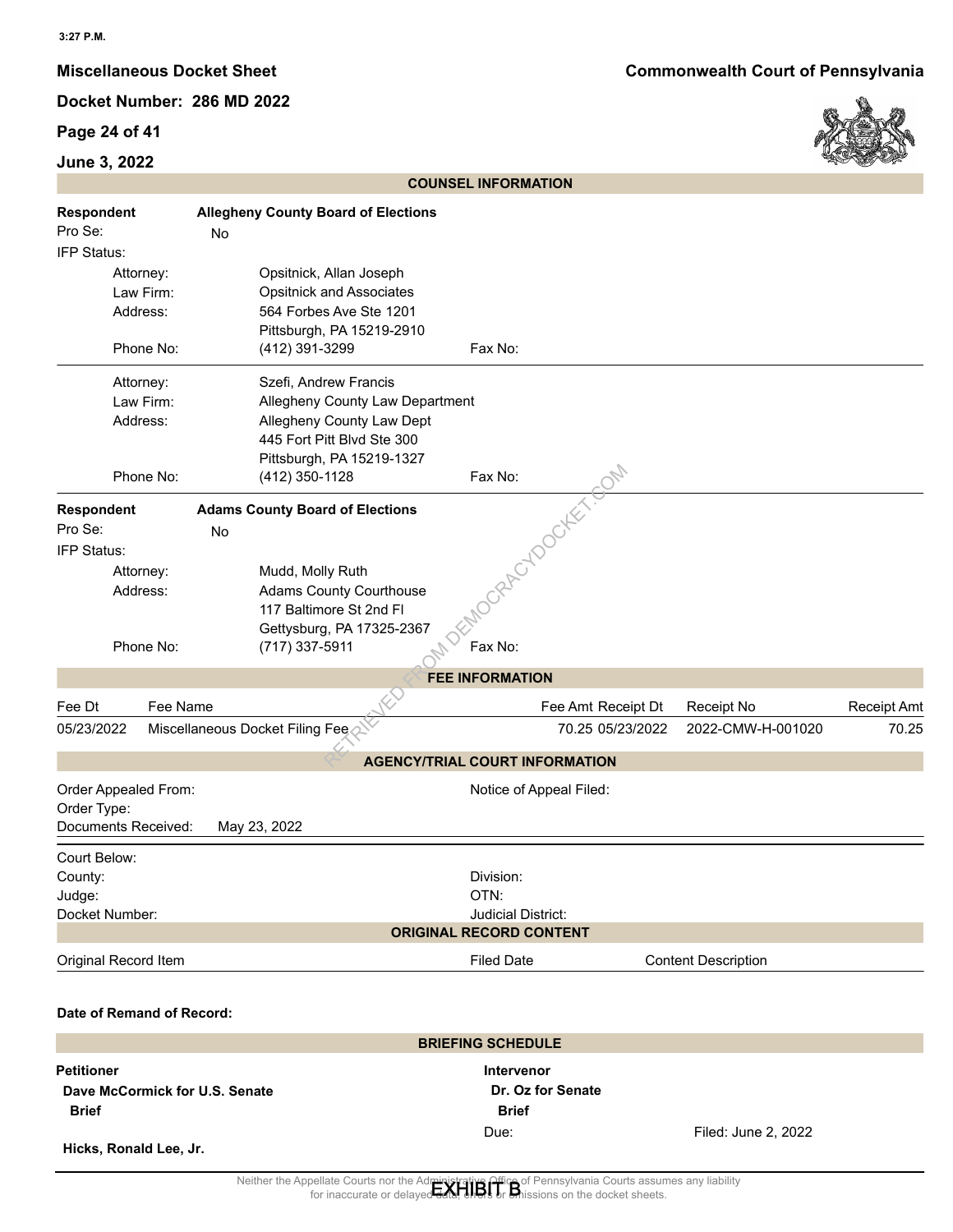## COUNSEL INFORMATION

**Respondent** — **Allegheny County Board of Elections**

Pro Se: No

IFP Status:

| | |
|---|---|
| Attorney: | Opsitnick, Allan Joseph |
| Law Firm: | Opsitnick and Associates |
| Address: | 564 Forbes Ave Ste 1201<br>Pittsburgh, PA 15219-2910 |
| Phone No: | (412) 391-3299 |
| Fax No: | |

| | |
|---|---|
| Attorney: | Szefi, Andrew Francis |
| Law Firm: | Allegheny County Law Department |
| Address: | Allegheny County Law Dept<br>445 Fort Pitt Blvd Ste 300<br>Pittsburgh, PA 15219-1327 |
| Phone No: | (412) 350-1128 |
| Fax No: | |

**Respondent** — **Adams County Board of Elections**

Pro Se: No

IFP Status:

| | |
|---|---|
| Attorney: | Mudd, Molly Ruth |
| Address: | Adams County Courthouse<br>117 Baltimore St 2nd Fl<br>Gettysburg, PA 17325-2367 |
| Phone No: | (717) 337-5911 |
| Fax No: | |

## FEE INFORMATION

| Fee Dt | Fee Name | Fee Amt | Receipt Dt | Receipt No | Receipt Amt |
|---|---|---|---|---|---|
| 05/23/2022 | Miscellaneous Docket Filing Fee | 70.25 | 05/23/2022 | 2022-CMW-H-001020 | 70.25 |

## AGENCY/TRIAL COURT INFORMATION

Order Appealed From:

Notice of Appeal Filed:

Order Type:

Documents Received: May 23, 2022

Court Below:

County:

Division:

Judge:

OTN:

Docket Number:

Judicial District:

## ORIGINAL RECORD CONTENT

| Original Record Item | Filed Date | Content Description |
|---|---|---|

**Date of Remand of Record:**

## BRIEFING SCHEDULE

**Petitioner**

**Dave McCormick for U.S. Senate**

**Brief**

**Hicks, Ronald Lee, Jr.**

**Intervenor**

**Dr. Oz for Senate**

**Brief**

Due: Filed: June 2, 2022

Neither the Appellate Courts nor the Administrative Office of Pennsylvania Courts assumes any liability for inaccurate or delayed data, errors or omissions on the docket sheets.

EXHIBIT B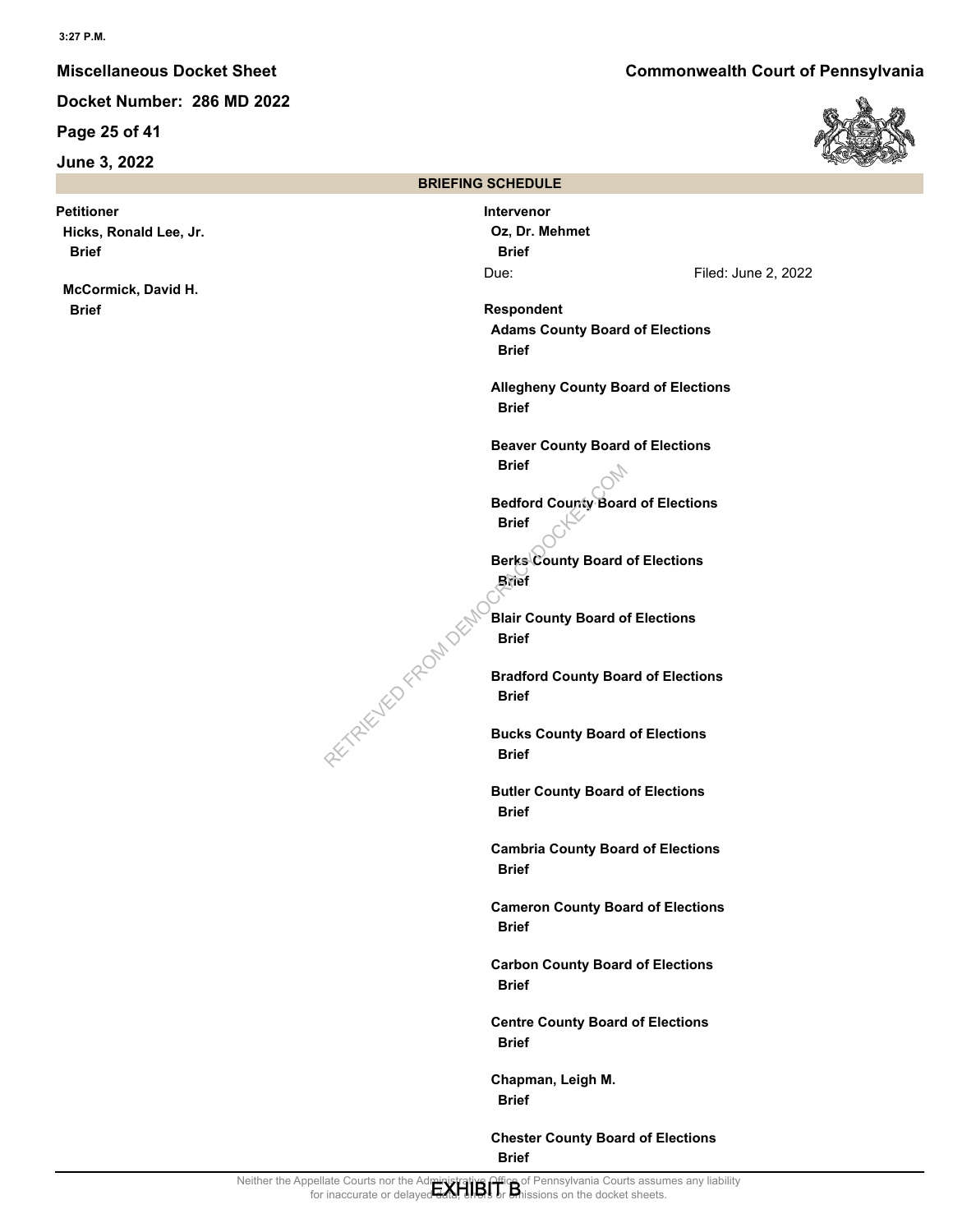## BRIEFING SCHEDULE

**Petitioner**

**Hicks, Ronald Lee, Jr.**
**Brief**

**McCormick, David H.**
**Brief**

**Intervenor**

**Oz, Dr. Mehmet**
**Brief**
Due: Filed: June 2, 2022

**Respondent**

**Adams County Board of Elections**
**Brief**

**Allegheny County Board of Elections**
**Brief**

**Beaver County Board of Elections**
**Brief**

**Bedford County Board of Elections**
**Brief**

**Berks County Board of Elections**
**Brief**

**Blair County Board of Elections**
**Brief**

**Bradford County Board of Elections**
**Brief**

**Bucks County Board of Elections**
**Brief**

**Butler County Board of Elections**
**Brief**

**Cambria County Board of Elections**
**Brief**

**Cameron County Board of Elections**
**Brief**

**Carbon County Board of Elections**
**Brief**

**Centre County Board of Elections**
**Brief**

**Chapman, Leigh M.**
**Brief**

**Chester County Board of Elections**
**Brief**

EXHIBIT B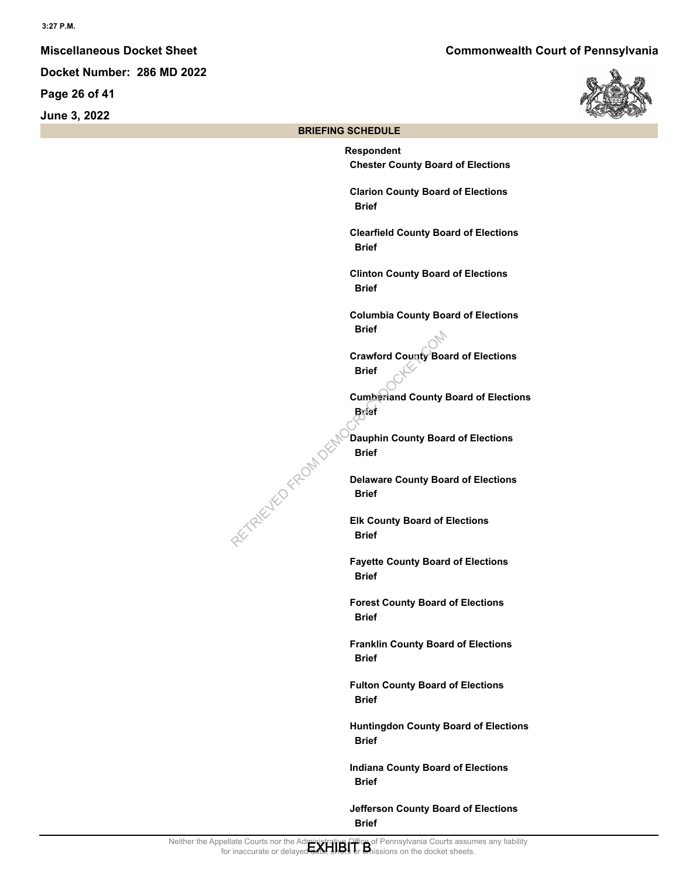## BRIEFING SCHEDULE

**Respondent**

**Chester County Board of Elections**

**Clarion County Board of Elections**
**Brief**

**Clearfield County Board of Elections**
**Brief**

**Clinton County Board of Elections**
**Brief**

**Columbia County Board of Elections**
**Brief**

**Crawford County Board of Elections**
**Brief**

**Cumberland County Board of Elections**
**Brief**

**Dauphin County Board of Elections**
**Brief**

**Delaware County Board of Elections**
**Brief**

**Elk County Board of Elections**
**Brief**

**Fayette County Board of Elections**
**Brief**

**Forest County Board of Elections**
**Brief**

**Franklin County Board of Elections**
**Brief**

**Fulton County Board of Elections**
**Brief**

**Huntingdon County Board of Elections**
**Brief**

**Indiana County Board of Elections**
**Brief**

**Jefferson County Board of Elections**
**Brief**

EXHIBIT B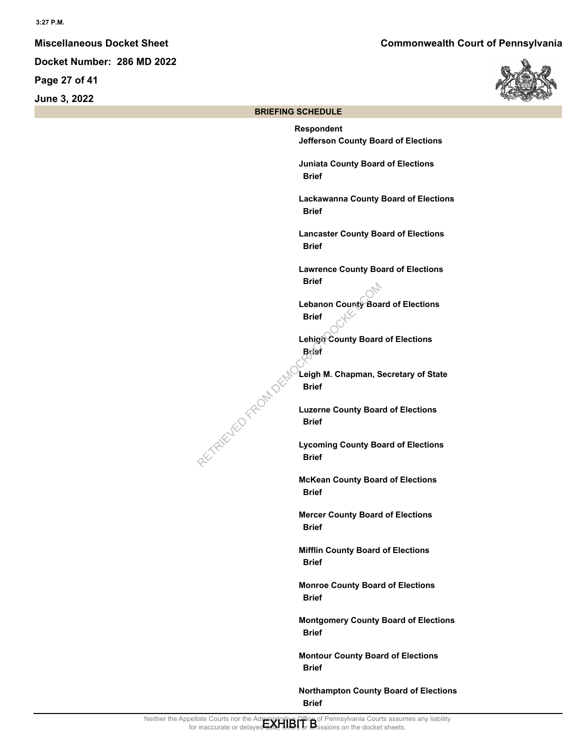## BRIEFING SCHEDULE

**Respondent**

**Jefferson County Board of Elections**

**Juniata County Board of Elections**
**Brief**

**Lackawanna County Board of Elections**
**Brief**

**Lancaster County Board of Elections**
**Brief**

**Lawrence County Board of Elections**
**Brief**

**Lebanon County Board of Elections**
**Brief**

**Lehigh County Board of Elections**
**Brief**

**Leigh M. Chapman, Secretary of State**
**Brief**

**Luzerne County Board of Elections**
**Brief**

**Lycoming County Board of Elections**
**Brief**

**McKean County Board of Elections**
**Brief**

**Mercer County Board of Elections**
**Brief**

**Mifflin County Board of Elections**
**Brief**

**Monroe County Board of Elections**
**Brief**

**Montgomery County Board of Elections**
**Brief**

**Montour County Board of Elections**
**Brief**

**Northampton County Board of Elections**
**Brief**

EXHIBIT B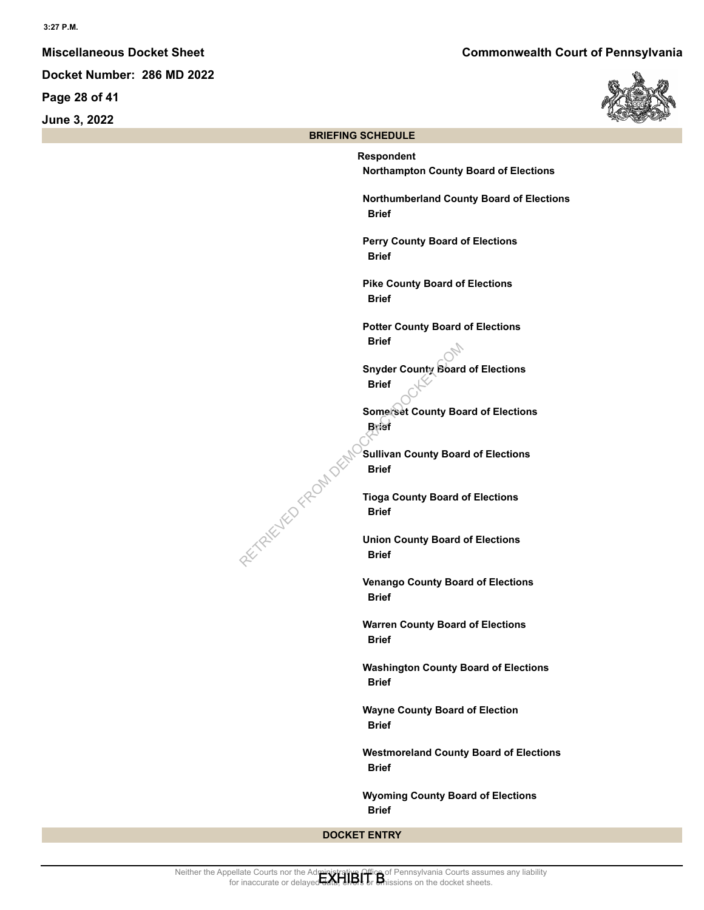## BRIEFING SCHEDULE

**Respondent**

**Northampton County Board of Elections**

**Northumberland County Board of Elections**
**Brief**

**Perry County Board of Elections**
**Brief**

**Pike County Board of Elections**
**Brief**

**Potter County Board of Elections**
**Brief**

**Snyder County Board of Elections**
**Brief**

**Somerset County Board of Elections**
**Brief**

**Sullivan County Board of Elections**
**Brief**

**Tioga County Board of Elections**
**Brief**

**Union County Board of Elections**
**Brief**

**Venango County Board of Elections**
**Brief**

**Warren County Board of Elections**
**Brief**

**Washington County Board of Elections**
**Brief**

**Wayne County Board of Election**
**Brief**

**Westmoreland County Board of Elections**
**Brief**

**Wyoming County Board of Elections**
**Brief**

## DOCKET ENTRY

Neither the Appellate Courts nor the Administrative Office of Pennsylvania Courts assumes any liability for inaccurate or delayed data, errors or omissions on the docket sheets.

EXHIBIT B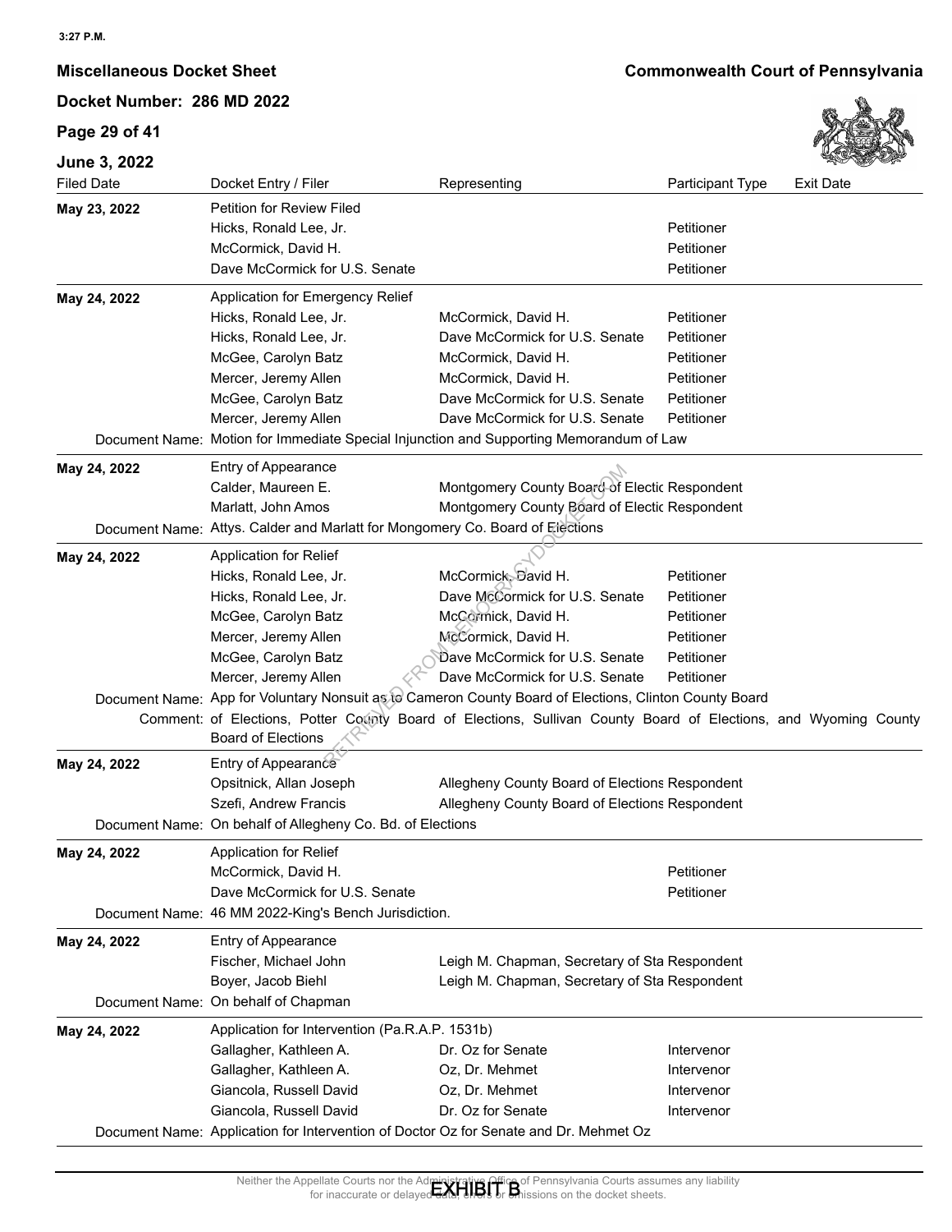**Miscellaneous Docket Sheet** — **Commonwealth Court of Pennsylvania**

**Docket Number: 286 MD 2022**

**June 3, 2022**

| Filed Date | Docket Entry / Filer | Representing | Participant Type | Exit Date |
|---|---|---|---|---|
| **May 23, 2022** | Petition for Review Filed | | | |
| | Hicks, Ronald Lee, Jr. | | Petitioner | |
| | McCormick, David H. | | Petitioner | |
| | Dave McCormick for U.S. Senate | | Petitioner | |
| **May 24, 2022** | Application for Emergency Relief | | | |
| | Hicks, Ronald Lee, Jr. | McCormick, David H. | Petitioner | |
| | Hicks, Ronald Lee, Jr. | Dave McCormick for U.S. Senate | Petitioner | |
| | McGee, Carolyn Batz | McCormick, David H. | Petitioner | |
| | Mercer, Jeremy Allen | McCormick, David H. | Petitioner | |
| | McGee, Carolyn Batz | Dave McCormick for U.S. Senate | Petitioner | |
| | Mercer, Jeremy Allen | Dave McCormick for U.S. Senate | Petitioner | |
| Document Name: | Motion for Immediate Special Injunction and Supporting Memorandum of Law | | | |
| **May 24, 2022** | Entry of Appearance | | | |
| | Calder, Maureen E. | Montgomery County Board of Electic | Respondent | |
| | Marlatt, John Amos | Montgomery County Board of Electic | Respondent | |
| Document Name: | Attys. Calder and Marlatt for Mongomery Co. Board of Elections | | | |
| **May 24, 2022** | Application for Relief | | | |
| | Hicks, Ronald Lee, Jr. | McCormick, David H. | Petitioner | |
| | Hicks, Ronald Lee, Jr. | Dave McCormick for U.S. Senate | Petitioner | |
| | McGee, Carolyn Batz | McCormick, David H. | Petitioner | |
| | Mercer, Jeremy Allen | McCormick, David H. | Petitioner | |
| | McGee, Carolyn Batz | Dave McCormick for U.S. Senate | Petitioner | |
| | Mercer, Jeremy Allen | Dave McCormick for U.S. Senate | Petitioner | |
| Document Name: | App for Voluntary Nonsuit as to Cameron County Board of Elections, Clinton County Board | | | |
| Comment: | of Elections, Potter County Board of Elections, Sullivan County Board of Elections, and Wyoming County Board of Elections | | | |
| **May 24, 2022** | Entry of Appearance | | | |
| | Opsitnick, Allan Joseph | Allegheny County Board of Elections | Respondent | |
| | Szefi, Andrew Francis | Allegheny County Board of Elections | Respondent | |
| Document Name: | On behalf of Allegheny Co. Bd. of Elections | | | |
| **May 24, 2022** | Application for Relief | | | |
| | McCormick, David H. | | Petitioner | |
| | Dave McCormick for U.S. Senate | | Petitioner | |
| Document Name: | 46 MM 2022-King's Bench Jurisdiction. | | | |
| **May 24, 2022** | Entry of Appearance | | | |
| | Fischer, Michael John | Leigh M. Chapman, Secretary of Sta | Respondent | |
| | Boyer, Jacob Biehl | Leigh M. Chapman, Secretary of Sta | Respondent | |
| Document Name: | On behalf of Chapman | | | |
| **May 24, 2022** | Application for Intervention (Pa.R.A.P. 1531b) | | | |
| | Gallagher, Kathleen A. | Dr. Oz for Senate | Intervenor | |
| | Gallagher, Kathleen A. | Oz, Dr. Mehmet | Intervenor | |
| | Giancola, Russell David | Oz, Dr. Mehmet | Intervenor | |
| | Giancola, Russell David | Dr. Oz for Senate | Intervenor | |
| Document Name: | Application for Intervention of Doctor Oz for Senate and Dr. Mehmet Oz | | | |

Neither the Appellate Courts nor the Administrative Office of Pennsylvania Courts assumes any liability for inaccurate or delayed data, errors or omissions on the docket sheets.

EXHIBIT B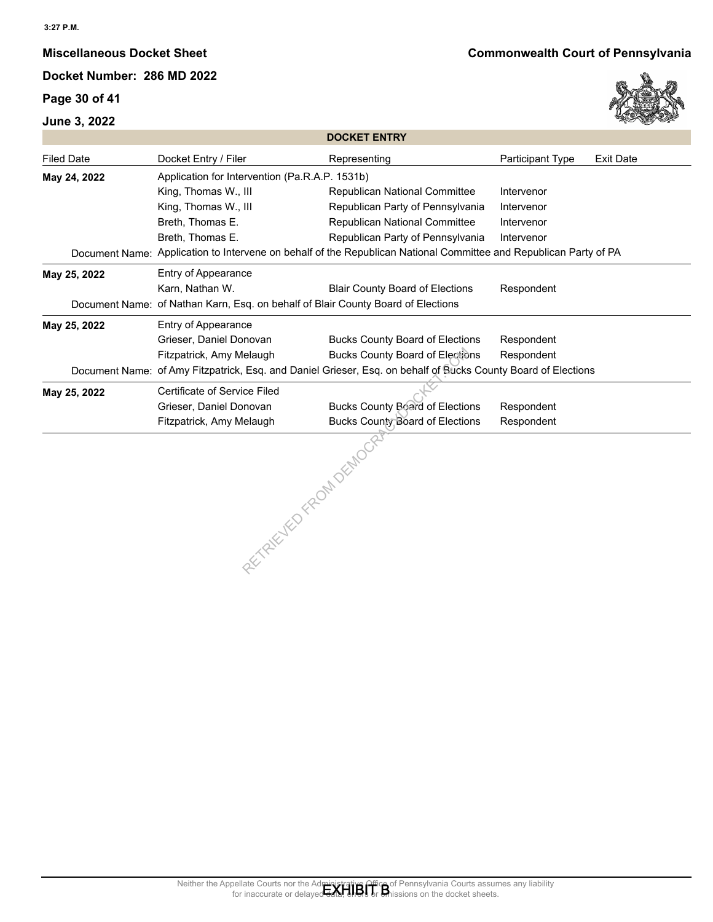**Miscellaneous Docket Sheet**

**Commonwealth Court of Pennsylvania**

**Docket Number: 286 MD 2022**

**June 3, 2022**

**DOCKET ENTRY**

| Filed Date | Docket Entry / Filer | Representing | Participant Type | Exit Date |
|---|---|---|---|---|
| **May 24, 2022** | Application for Intervention (Pa.R.A.P. 1531b) | | | |
| | King, Thomas W., III | Republican National Committee | Intervenor | |
| | King, Thomas W., III | Republican Party of Pennsylvania | Intervenor | |
| | Breth, Thomas E. | Republican National Committee | Intervenor | |
| | Breth, Thomas E. | Republican Party of Pennsylvania | Intervenor | |
| Document Name: | Application to Intervene on behalf of the Republican National Committee and Republican Party of PA | | | |
| **May 25, 2022** | Entry of Appearance | | | |
| | Karn, Nathan W. | Blair County Board of Elections | Respondent | |
| Document Name: | of Nathan Karn, Esq. on behalf of Blair County Board of Elections | | | |
| **May 25, 2022** | Entry of Appearance | | | |
| | Grieser, Daniel Donovan | Bucks County Board of Elections | Respondent | |
| | Fitzpatrick, Amy Melaugh | Bucks County Board of Elections | Respondent | |
| Document Name: | of Amy Fitzpatrick, Esq. and Daniel Grieser, Esq. on behalf of Bucks County Board of Elections | | | |
| **May 25, 2022** | Certificate of Service Filed | | | |
| | Grieser, Daniel Donovan | Bucks County Board of Elections | Respondent | |
| | Fitzpatrick, Amy Melaugh | Bucks County Board of Elections | Respondent | |

Neither the Appellate Courts nor the Administrative Office of Pennsylvania Courts assumes any liability for inaccurate or delayed data, errors or omissions on the docket sheets.

EXHIBIT B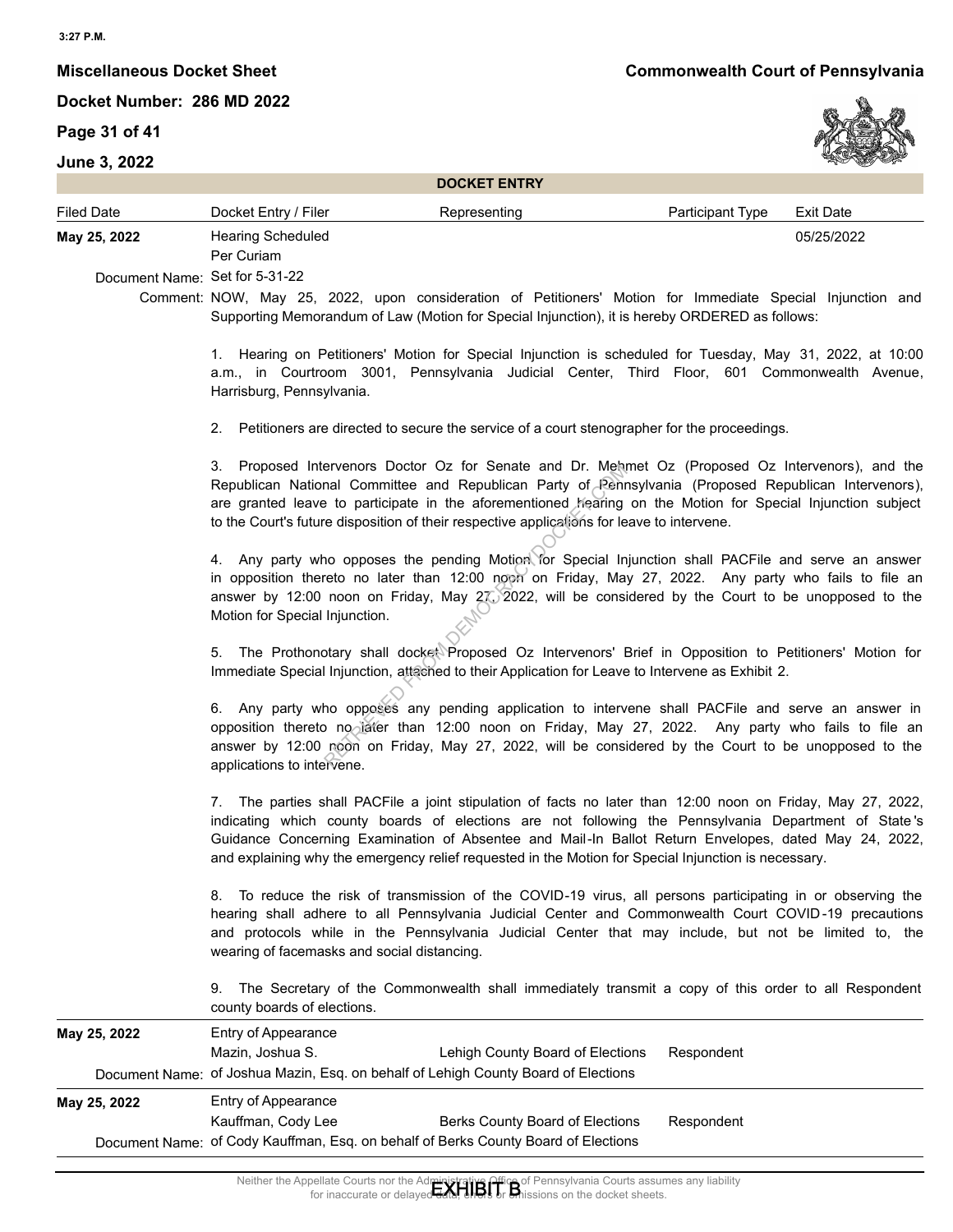3:27 P.M.

**Miscellaneous Docket Sheet** **Commonwealth Court of Pennsylvania**

**Docket Number: 286 MD 2022**

**Page 31 of 41**

**June 3, 2022**

**DOCKET ENTRY**

| Filed Date | Docket Entry / Filer | Representing | Participant Type | Exit Date |
|---|---|---|---|---|
| **May 25, 2022** | Hearing Scheduled<br>Per Curiam | | | 05/25/2022 |

Document Name: Set for 5-31-22

Comment: NOW, May 25, 2022, upon consideration of Petitioners' Motion for Immediate Special Injunction and Supporting Memorandum of Law (Motion for Special Injunction), it is hereby ORDERED as follows:

1. Hearing on Petitioners' Motion for Special Injunction is scheduled for Tuesday, May 31, 2022, at 10:00 a.m., in Courtroom 3001, Pennsylvania Judicial Center, Third Floor, 601 Commonwealth Avenue, Harrisburg, Pennsylvania.

2. Petitioners are directed to secure the service of a court stenographer for the proceedings.

3. Proposed Intervenors Doctor Oz for Senate and Dr. Mehmet Oz (Proposed Oz Intervenors), and the Republican National Committee and Republican Party of Pennsylvania (Proposed Republican Intervenors), are granted leave to participate in the aforementioned hearing on the Motion for Special Injunction subject to the Court's future disposition of their respective applications for leave to intervene.

4. Any party who opposes the pending Motion for Special Injunction shall PACFile and serve an answer in opposition thereto no later than 12:00 noon on Friday, May 27, 2022. Any party who fails to file an answer by 12:00 noon on Friday, May 27, 2022, will be considered by the Court to be unopposed to the Motion for Special Injunction.

5. The Prothonotary shall docket Proposed Oz Intervenors' Brief in Opposition to Petitioners' Motion for Immediate Special Injunction, attached to their Application for Leave to Intervene as Exhibit 2.

6. Any party who opposes any pending application to intervene shall PACFile and serve an answer in opposition thereto no later than 12:00 noon on Friday, May 27, 2022. Any party who fails to file an answer by 12:00 noon on Friday, May 27, 2022, will be considered by the Court to be unopposed to the applications to intervene.

7. The parties shall PACFile a joint stipulation of facts no later than 12:00 noon on Friday, May 27, 2022, indicating which county boards of elections are not following the Pennsylvania Department of State's Guidance Concerning Examination of Absentee and Mail-In Ballot Return Envelopes, dated May 24, 2022, and explaining why the emergency relief requested in the Motion for Special Injunction is necessary.

8. To reduce the risk of transmission of the COVID-19 virus, all persons participating in or observing the hearing shall adhere to all Pennsylvania Judicial Center and Commonwealth Court COVID-19 precautions and protocols while in the Pennsylvania Judicial Center that may include, but not be limited to, the wearing of facemasks and social distancing.

9. The Secretary of the Commonwealth shall immediately transmit a copy of this order to all Respondent county boards of elections.

| Filed Date | Docket Entry / Filer | Representing | Participant Type | Exit Date |
|---|---|---|---|---|
| **May 25, 2022** | Entry of Appearance<br>Mazin, Joshua S. | Lehigh County Board of Elections | Respondent | |

Document Name: of Joshua Mazin, Esq. on behalf of Lehigh County Board of Elections

| Filed Date | Docket Entry / Filer | Representing | Participant Type | Exit Date |
|---|---|---|---|---|
| **May 25, 2022** | Entry of Appearance<br>Kauffman, Cody Lee | Berks County Board of Elections | Respondent | |

Document Name: of Cody Kauffman, Esq. on behalf of Berks County Board of Elections

Neither the Appellate Courts nor the Administrative Office of Pennsylvania Courts assumes any liability for inaccurate or delayed data, errors or omissions on the docket sheets.

EXHIBIT B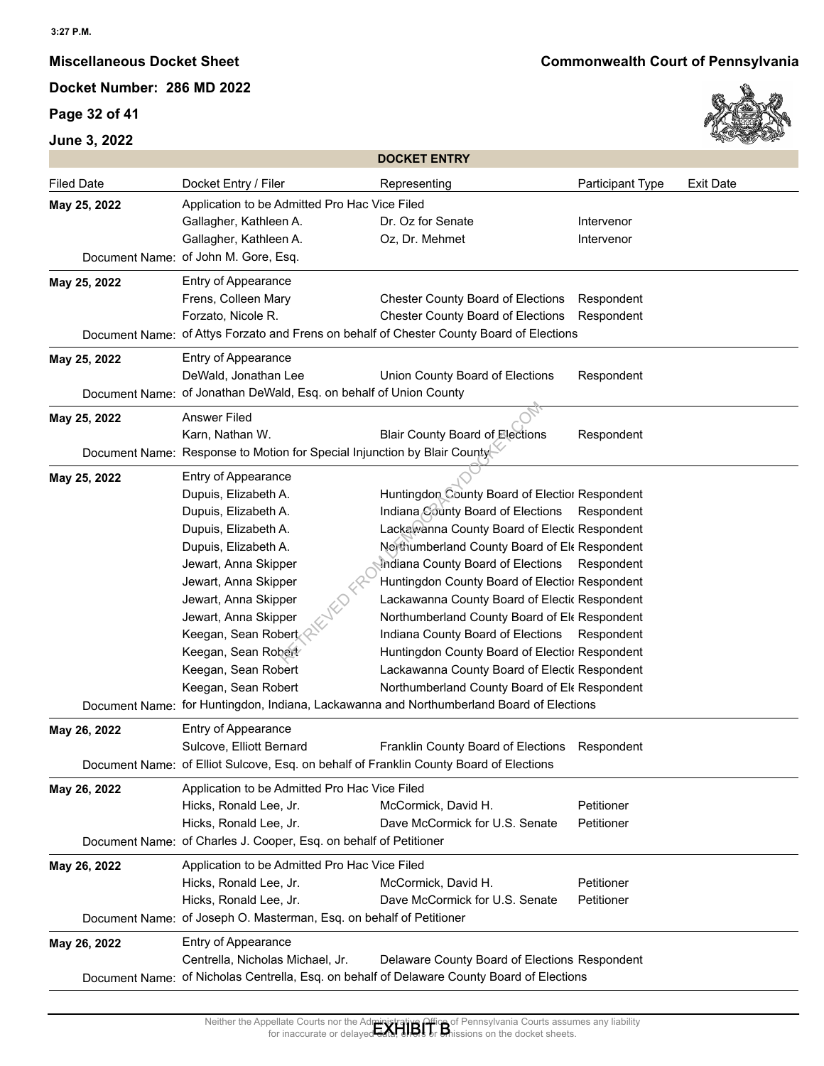**Miscellaneous Docket Sheet**

**Commonwealth Court of Pennsylvania**

**Docket Number: 286 MD 2022**

**June 3, 2022**

**DOCKET ENTRY**

| Filed Date | Docket Entry / Filer | Representing | Participant Type | Exit Date |
|---|---|---|---|---|
| **May 25, 2022** | Application to be Admitted Pro Hac Vice Filed | | | |
| | Gallagher, Kathleen A. | Dr. Oz for Senate | Intervenor | |
| | Gallagher, Kathleen A. | Oz, Dr. Mehmet | Intervenor | |
| Document Name: | of John M. Gore, Esq. | | | |
| **May 25, 2022** | Entry of Appearance | | | |
| | Frens, Colleen Mary | Chester County Board of Elections | Respondent | |
| | Forzato, Nicole R. | Chester County Board of Elections | Respondent | |
| Document Name: | of Attys Forzato and Frens on behalf of Chester County Board of Elections | | | |
| **May 25, 2022** | Entry of Appearance | | | |
| | DeWald, Jonathan Lee | Union County Board of Elections | Respondent | |
| Document Name: | of Jonathan DeWald, Esq. on behalf of Union County | | | |
| **May 25, 2022** | Answer Filed | | | |
| | Karn, Nathan W. | Blair County Board of Elections | Respondent | |
| Document Name: | Response to Motion for Special Injunction by Blair County | | | |
| **May 25, 2022** | Entry of Appearance | | | |
| | Dupuis, Elizabeth A. | Huntingdon County Board of Election | Respondent | |
| | Dupuis, Elizabeth A. | Indiana County Board of Elections | Respondent | |
| | Dupuis, Elizabeth A. | Lackawanna County Board of Electio | Respondent | |
| | Dupuis, Elizabeth A. | Northumberland County Board of Ele | Respondent | |
| | Jewart, Anna Skipper | Indiana County Board of Elections | Respondent | |
| | Jewart, Anna Skipper | Huntingdon County Board of Election | Respondent | |
| | Jewart, Anna Skipper | Lackawanna County Board of Electio | Respondent | |
| | Jewart, Anna Skipper | Northumberland County Board of Ele | Respondent | |
| | Keegan, Sean Robert | Indiana County Board of Elections | Respondent | |
| | Keegan, Sean Robert | Huntingdon County Board of Election | Respondent | |
| | Keegan, Sean Robert | Lackawanna County Board of Electio | Respondent | |
| | Keegan, Sean Robert | Northumberland County Board of Ele | Respondent | |
| Document Name: | for Huntingdon, Indiana, Lackawanna and Northumberland Board of Elections | | | |
| **May 26, 2022** | Entry of Appearance | | | |
| | Sulcove, Elliott Bernard | Franklin County Board of Elections | Respondent | |
| Document Name: | of Elliot Sulcove, Esq. on behalf of Franklin County Board of Elections | | | |
| **May 26, 2022** | Application to be Admitted Pro Hac Vice Filed | | | |
| | Hicks, Ronald Lee, Jr. | McCormick, David H. | Petitioner | |
| | Hicks, Ronald Lee, Jr. | Dave McCormick for U.S. Senate | Petitioner | |
| Document Name: | of Charles J. Cooper, Esq. on behalf of Petitioner | | | |
| **May 26, 2022** | Application to be Admitted Pro Hac Vice Filed | | | |
| | Hicks, Ronald Lee, Jr. | McCormick, David H. | Petitioner | |
| | Hicks, Ronald Lee, Jr. | Dave McCormick for U.S. Senate | Petitioner | |
| Document Name: | of Joseph O. Masterman, Esq. on behalf of Petitioner | | | |
| **May 26, 2022** | Entry of Appearance | | | |
| | Centrella, Nicholas Michael, Jr. | Delaware County Board of Elections | Respondent | |
| Document Name: | of Nicholas Centrella, Esq. on behalf of Delaware County Board of Elections | | | |

EXHIBIT B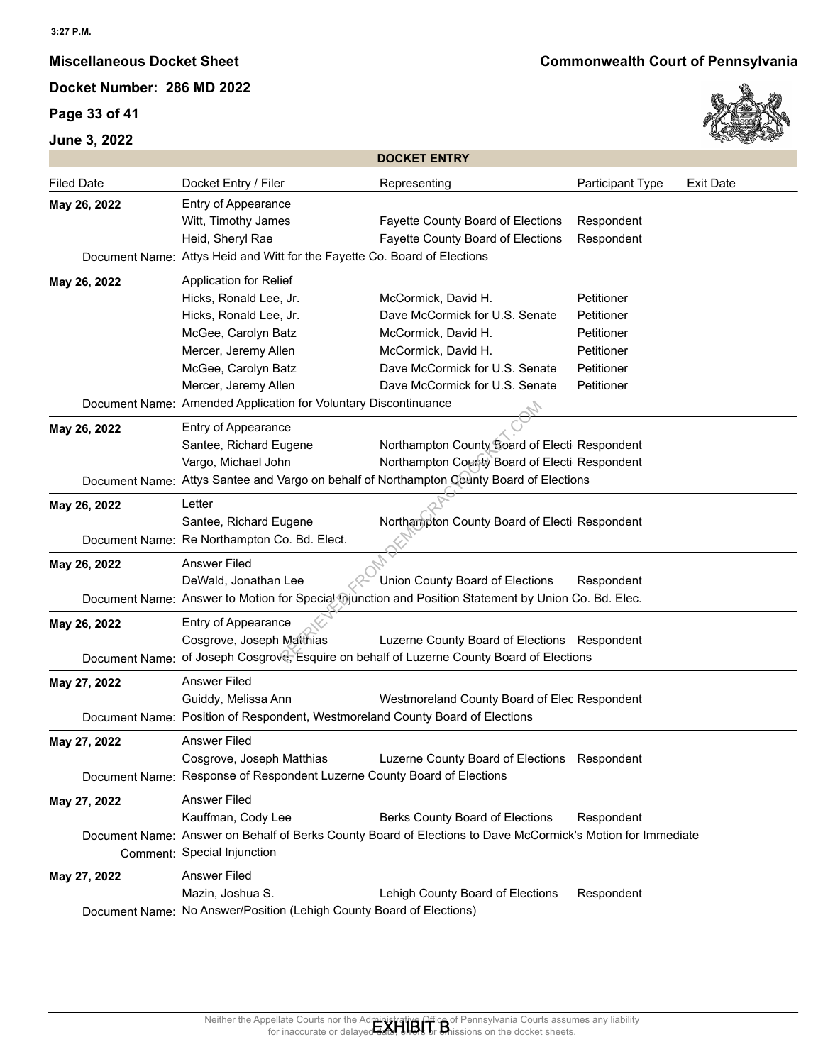3:27 P.M.

**Miscellaneous Docket Sheet**

**Commonwealth Court of Pennsylvania**

**Docket Number: 286 MD 2022**

**Page 33 of 41**

**June 3, 2022**

**DOCKET ENTRY**

| Filed Date | Docket Entry / Filer | Representing | Participant Type | Exit Date |
|---|---|---|---|---|
| **May 26, 2022** | Entry of Appearance | | | |
| | Witt, Timothy James | Fayette County Board of Elections | Respondent | |
| | Heid, Sheryl Rae | Fayette County Board of Elections | Respondent | |
| Document Name: | Attys Heid and Witt for the Fayette Co. Board of Elections | | | |
| **May 26, 2022** | Application for Relief | | | |
| | Hicks, Ronald Lee, Jr. | McCormick, David H. | Petitioner | |
| | Hicks, Ronald Lee, Jr. | Dave McCormick for U.S. Senate | Petitioner | |
| | McGee, Carolyn Batz | McCormick, David H. | Petitioner | |
| | Mercer, Jeremy Allen | McCormick, David H. | Petitioner | |
| | McGee, Carolyn Batz | Dave McCormick for U.S. Senate | Petitioner | |
| | Mercer, Jeremy Allen | Dave McCormick for U.S. Senate | Petitioner | |
| Document Name: | Amended Application for Voluntary Discontinuance | | | |
| **May 26, 2022** | Entry of Appearance | | | |
| | Santee, Richard Eugene | Northampton County Board of Electi | Respondent | |
| | Vargo, Michael John | Northampton County Board of Electi | Respondent | |
| Document Name: | Attys Santee and Vargo on behalf of Northampton County Board of Elections | | | |
| **May 26, 2022** | Letter | | | |
| | Santee, Richard Eugene | Northampton County Board of Electi | Respondent | |
| Document Name: | Re Northampton Co. Bd. Elect. | | | |
| **May 26, 2022** | Answer Filed | | | |
| | DeWald, Jonathan Lee | Union County Board of Elections | Respondent | |
| Document Name: | Answer to Motion for Special Injunction and Position Statement by Union Co. Bd. Elec. | | | |
| **May 26, 2022** | Entry of Appearance | | | |
| | Cosgrove, Joseph Matthias | Luzerne County Board of Elections | Respondent | |
| Document Name: | of Joseph Cosgrove, Esquire on behalf of Luzerne County Board of Elections | | | |
| **May 27, 2022** | Answer Filed | | | |
| | Guiddy, Melissa Ann | Westmoreland County Board of Elec | Respondent | |
| Document Name: | Position of Respondent, Westmoreland County Board of Elections | | | |
| **May 27, 2022** | Answer Filed | | | |
| | Cosgrove, Joseph Matthias | Luzerne County Board of Elections | Respondent | |
| Document Name: | Response of Respondent Luzerne County Board of Elections | | | |
| **May 27, 2022** | Answer Filed | | | |
| | Kauffman, Cody Lee | Berks County Board of Elections | Respondent | |
| Document Name: | Answer on Behalf of Berks County Board of Elections to Dave McCormick's Motion for Immediate | | | |
| Comment: | Special Injunction | | | |
| **May 27, 2022** | Answer Filed | | | |
| | Mazin, Joshua S. | Lehigh County Board of Elections | Respondent | |
| Document Name: | No Answer/Position (Lehigh County Board of Elections) | | | |

Neither the Appellate Courts nor the Administrative Office of Pennsylvania Courts assumes any liability for inaccurate or delayed data, errors or omissions on the docket sheets.

EXHIBIT B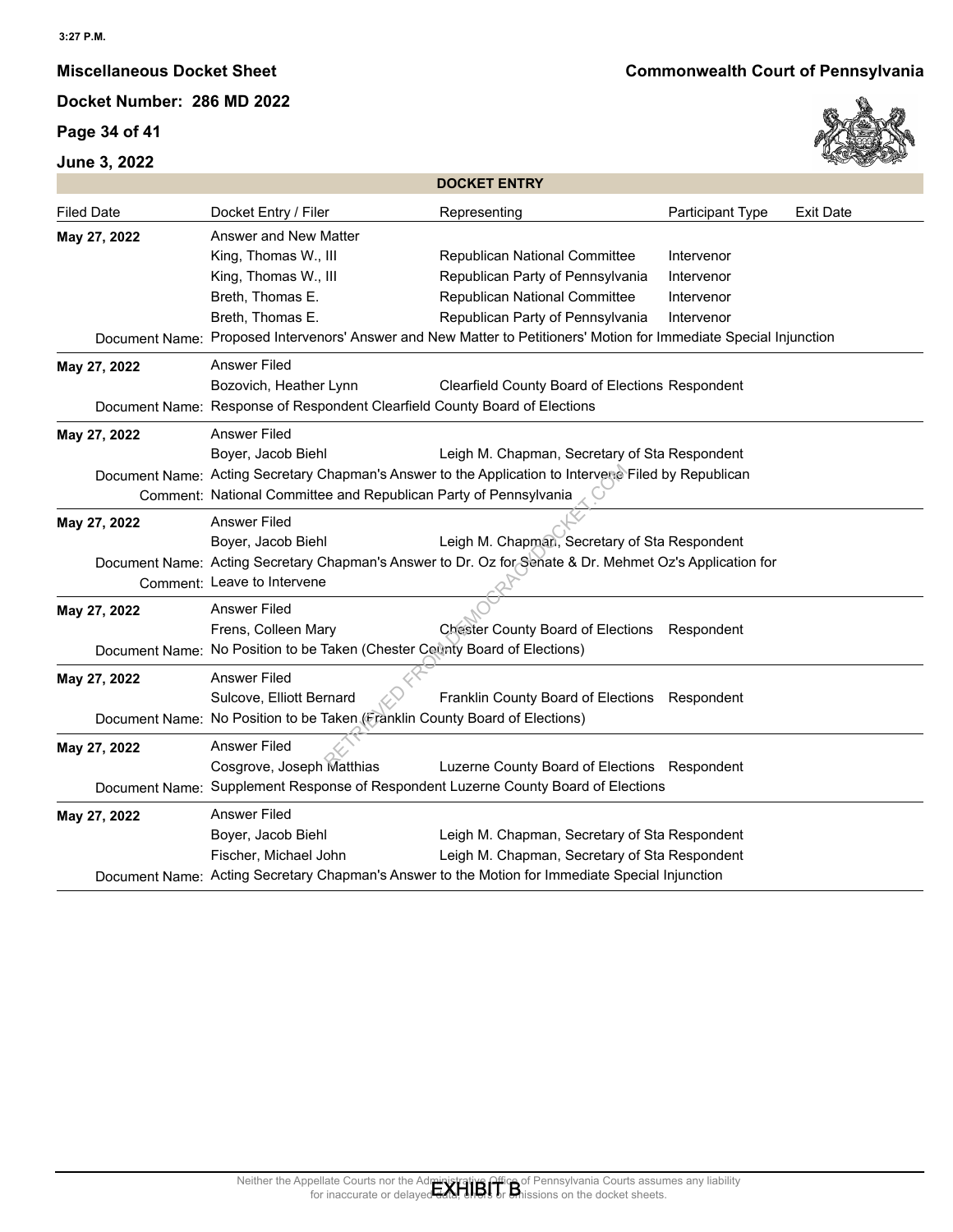**Miscellaneous Docket Sheet** | **Commonwealth Court of Pennsylvania**

**Docket Number: 286 MD 2022**

**Page 34 of 41**

**June 3, 2022**

**DOCKET ENTRY**

| Filed Date | Docket Entry / Filer | Representing | Participant Type | Exit Date |
|---|---|---|---|---|
| **May 27, 2022** | Answer and New Matter | | | |
| | King, Thomas W., III | Republican National Committee | Intervenor | |
| | King, Thomas W., III | Republican Party of Pennsylvania | Intervenor | |
| | Breth, Thomas E. | Republican National Committee | Intervenor | |
| | Breth, Thomas E. | Republican Party of Pennsylvania | Intervenor | |
| Document Name: | Proposed Intervenors' Answer and New Matter to Petitioners' Motion for Immediate Special Injunction | | | |
| **May 27, 2022** | Answer Filed | | | |
| | Bozovich, Heather Lynn | Clearfield County Board of Elections | Respondent | |
| Document Name: | Response of Respondent Clearfield County Board of Elections | | | |
| **May 27, 2022** | Answer Filed | | | |
| | Boyer, Jacob Biehl | Leigh M. Chapman, Secretary of Sta | Respondent | |
| Document Name: | Acting Secretary Chapman's Answer to the Application to Intervene Filed by Republican | | | |
| Comment: | National Committee and Republican Party of Pennsylvania | | | |
| **May 27, 2022** | Answer Filed | | | |
| | Boyer, Jacob Biehl | Leigh M. Chapman, Secretary of Sta | Respondent | |
| Document Name: | Acting Secretary Chapman's Answer to Dr. Oz for Senate & Dr. Mehmet Oz's Application for | | | |
| Comment: | Leave to Intervene | | | |
| **May 27, 2022** | Answer Filed | | | |
| | Frens, Colleen Mary | Chester County Board of Elections | Respondent | |
| Document Name: | No Position to be Taken (Chester County Board of Elections) | | | |
| **May 27, 2022** | Answer Filed | | | |
| | Sulcove, Elliott Bernard | Franklin County Board of Elections | Respondent | |
| Document Name: | No Position to be Taken (Franklin County Board of Elections) | | | |
| **May 27, 2022** | Answer Filed | | | |
| | Cosgrove, Joseph Matthias | Luzerne County Board of Elections | Respondent | |
| Document Name: | Supplement Response of Respondent Luzerne County Board of Elections | | | |
| **May 27, 2022** | Answer Filed | | | |
| | Boyer, Jacob Biehl | Leigh M. Chapman, Secretary of Sta | Respondent | |
| | Fischer, Michael John | Leigh M. Chapman, Secretary of Sta | Respondent | |
| Document Name: | Acting Secretary Chapman's Answer to the Motion for Immediate Special Injunction | | | |

Neither the Appellate Courts nor the Administrative Office of Pennsylvania Courts assumes any liability for inaccurate or delayed data, errors or omissions on the docket sheets.

EXHIBIT B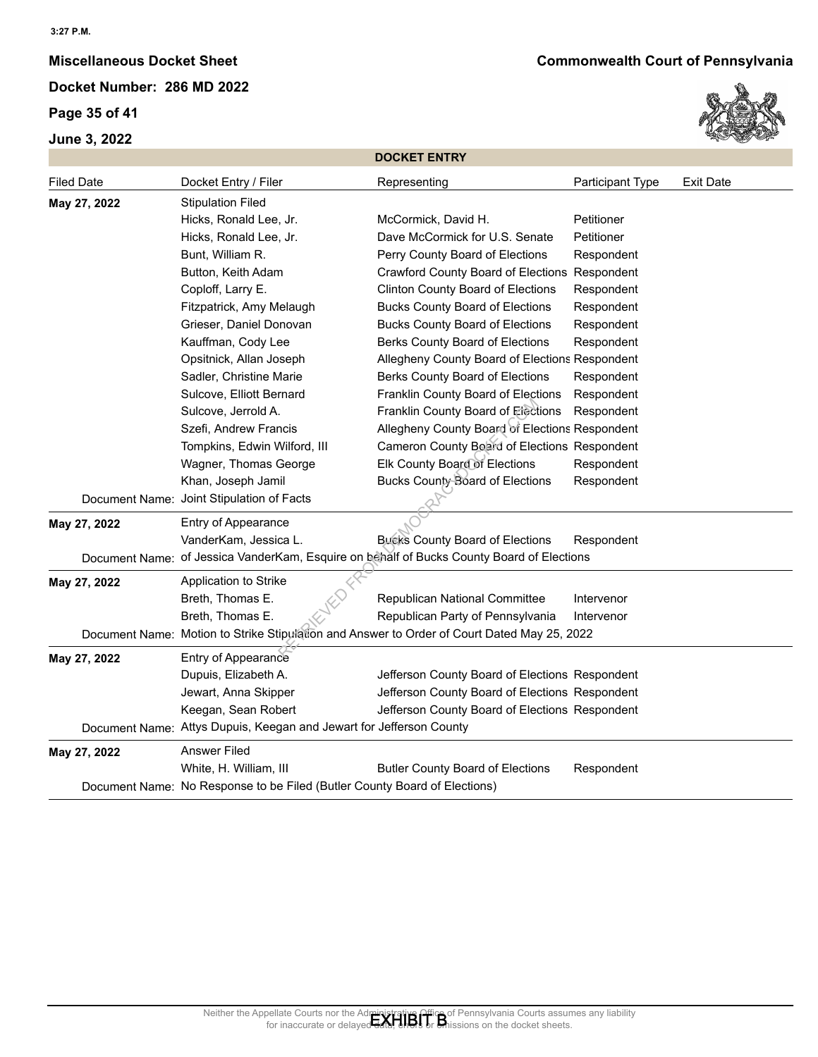**Miscellaneous Docket Sheet**

**Commonwealth Court of Pennsylvania**

**Docket Number: 286 MD 2022**

**DOCKET ENTRY**

| Filed Date | Docket Entry / Filer | Representing | Participant Type | Exit Date |
|---|---|---|---|---|
| **May 27, 2022** | Stipulation Filed | | | |
| | Hicks, Ronald Lee, Jr. | McCormick, David H. | Petitioner | |
| | Hicks, Ronald Lee, Jr. | Dave McCormick for U.S. Senate | Petitioner | |
| | Bunt, William R. | Perry County Board of Elections | Respondent | |
| | Button, Keith Adam | Crawford County Board of Elections | Respondent | |
| | Coploff, Larry E. | Clinton County Board of Elections | Respondent | |
| | Fitzpatrick, Amy Melaugh | Bucks County Board of Elections | Respondent | |
| | Grieser, Daniel Donovan | Bucks County Board of Elections | Respondent | |
| | Kauffman, Cody Lee | Berks County Board of Elections | Respondent | |
| | Opsitnick, Allan Joseph | Allegheny County Board of Elections | Respondent | |
| | Sadler, Christine Marie | Berks County Board of Elections | Respondent | |
| | Sulcove, Elliott Bernard | Franklin County Board of Elections | Respondent | |
| | Sulcove, Jerrold A. | Franklin County Board of Elections | Respondent | |
| | Szefi, Andrew Francis | Allegheny County Board of Elections | Respondent | |
| | Tompkins, Edwin Wilford, III | Cameron County Board of Elections | Respondent | |
| | Wagner, Thomas George | Elk County Board of Elections | Respondent | |
| | Khan, Joseph Jamil | Bucks County Board of Elections | Respondent | |
| Document Name: | Joint Stipulation of Facts | | | |
| **May 27, 2022** | Entry of Appearance | | | |
| | VanderKam, Jessica L. | Bucks County Board of Elections | Respondent | |
| Document Name: | of Jessica VanderKam, Esquire on behalf of Bucks County Board of Elections | | | |
| **May 27, 2022** | Application to Strike | | | |
| | Breth, Thomas E. | Republican National Committee | Intervenor | |
| | Breth, Thomas E. | Republican Party of Pennsylvania | Intervenor | |
| Document Name: | Motion to Strike Stipulation and Answer to Order of Court Dated May 25, 2022 | | | |
| **May 27, 2022** | Entry of Appearance | | | |
| | Dupuis, Elizabeth A. | Jefferson County Board of Elections | Respondent | |
| | Jewart, Anna Skipper | Jefferson County Board of Elections | Respondent | |
| | Keegan, Sean Robert | Jefferson County Board of Elections | Respondent | |
| Document Name: | Attys Dupuis, Keegan and Jewart for Jefferson County | | | |
| **May 27, 2022** | Answer Filed | | | |
| | White, H. William, III | Butler County Board of Elections | Respondent | |
| Document Name: | No Response to be Filed (Butler County Board of Elections) | | | |

Neither the Appellate Courts nor the Administrative Office of Pennsylvania Courts assumes any liability for inaccurate or delayed data, errors or omissions on the docket sheets.

EXHIBIT B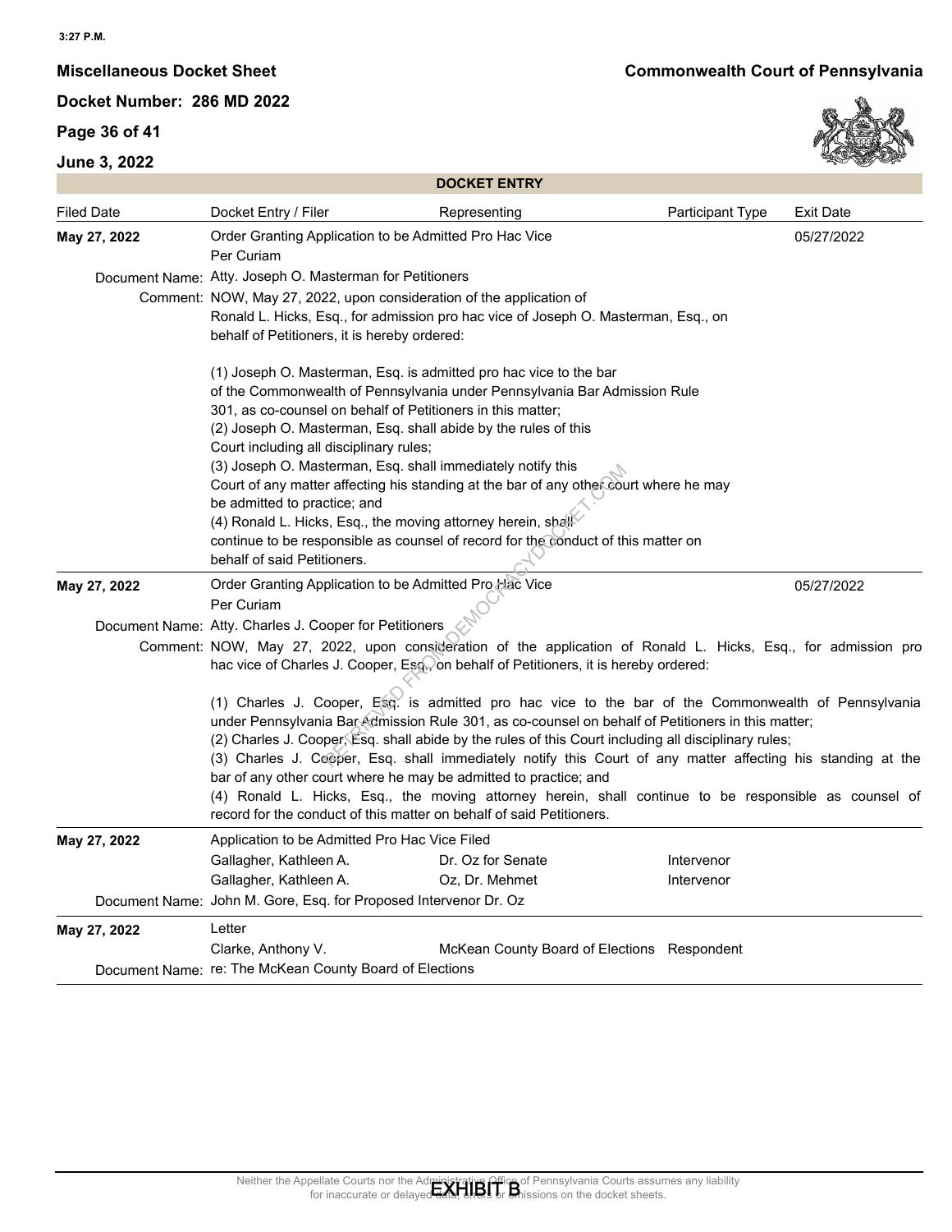**Miscellaneous Docket Sheet**

**Commonwealth Court of Pennsylvania**

**Docket Number: 286 MD 2022**

**June 3, 2022**

**DOCKET ENTRY**

| Filed Date | Docket Entry / Filer | Representing | Participant Type | Exit Date |
|---|---|---|---|---|
| **May 27, 2022** | Order Granting Application to be Admitted Pro Hac Vice<br>Per Curiam | | | 05/27/2022 |
| Document Name: | Atty. Joseph O. Masterman for Petitioners | | | |
| Comment: | NOW, May 27, 2022, upon consideration of the application of Ronald L. Hicks, Esq., for admission pro hac vice of Joseph O. Masterman, Esq., on behalf of Petitioners, it is hereby ordered:<br><br>(1) Joseph O. Masterman, Esq. is admitted pro hac vice to the bar of the Commonwealth of Pennsylvania under Pennsylvania Bar Admission Rule 301, as co-counsel on behalf of Petitioners in this matter;<br>(2) Joseph O. Masterman, Esq. shall abide by the rules of this Court including all disciplinary rules;<br>(3) Joseph O. Masterman, Esq. shall immediately notify this Court of any matter affecting his standing at the bar of any other court where he may be admitted to practice; and<br>(4) Ronald L. Hicks, Esq., the moving attorney herein, shall continue to be responsible as counsel of record for the conduct of this matter on behalf of said Petitioners. | | | |
| **May 27, 2022** | Order Granting Application to be Admitted Pro Hac Vice<br>Per Curiam | | | 05/27/2022 |
| Document Name: | Atty. Charles J. Cooper for Petitioners | | | |
| Comment: | NOW, May 27, 2022, upon consideration of the application of Ronald L. Hicks, Esq., for admission pro hac vice of Charles J. Cooper, Esq., on behalf of Petitioners, it is hereby ordered:<br><br>(1) Charles J. Cooper, Esq. is admitted pro hac vice to the bar of the Commonwealth of Pennsylvania under Pennsylvania Bar Admission Rule 301, as co-counsel on behalf of Petitioners in this matter;<br>(2) Charles J. Cooper, Esq. shall abide by the rules of this Court including all disciplinary rules;<br>(3) Charles J. Cooper, Esq. shall immediately notify this Court of any matter affecting his standing at the bar of any other court where he may be admitted to practice; and<br>(4) Ronald L. Hicks, Esq., the moving attorney herein, shall continue to be responsible as counsel of record for the conduct of this matter on behalf of said Petitioners. | | | |
| **May 27, 2022** | Application to be Admitted Pro Hac Vice Filed | | | |
| | Gallagher, Kathleen A. | Dr. Oz for Senate | Intervenor | |
| | Gallagher, Kathleen A. | Oz, Dr. Mehmet | Intervenor | |
| Document Name: | John M. Gore, Esq. for Proposed Intervenor Dr. Oz | | | |
| **May 27, 2022** | Letter | | | |
| | Clarke, Anthony V. | McKean County Board of Elections | Respondent | |
| Document Name: | re: The McKean County Board of Elections | | | |

Neither the Appellate Courts nor the Administrative Office of Pennsylvania Courts assumes any liability for inaccurate or delayed data, errors or omissions on the docket sheets.

EXHIBIT B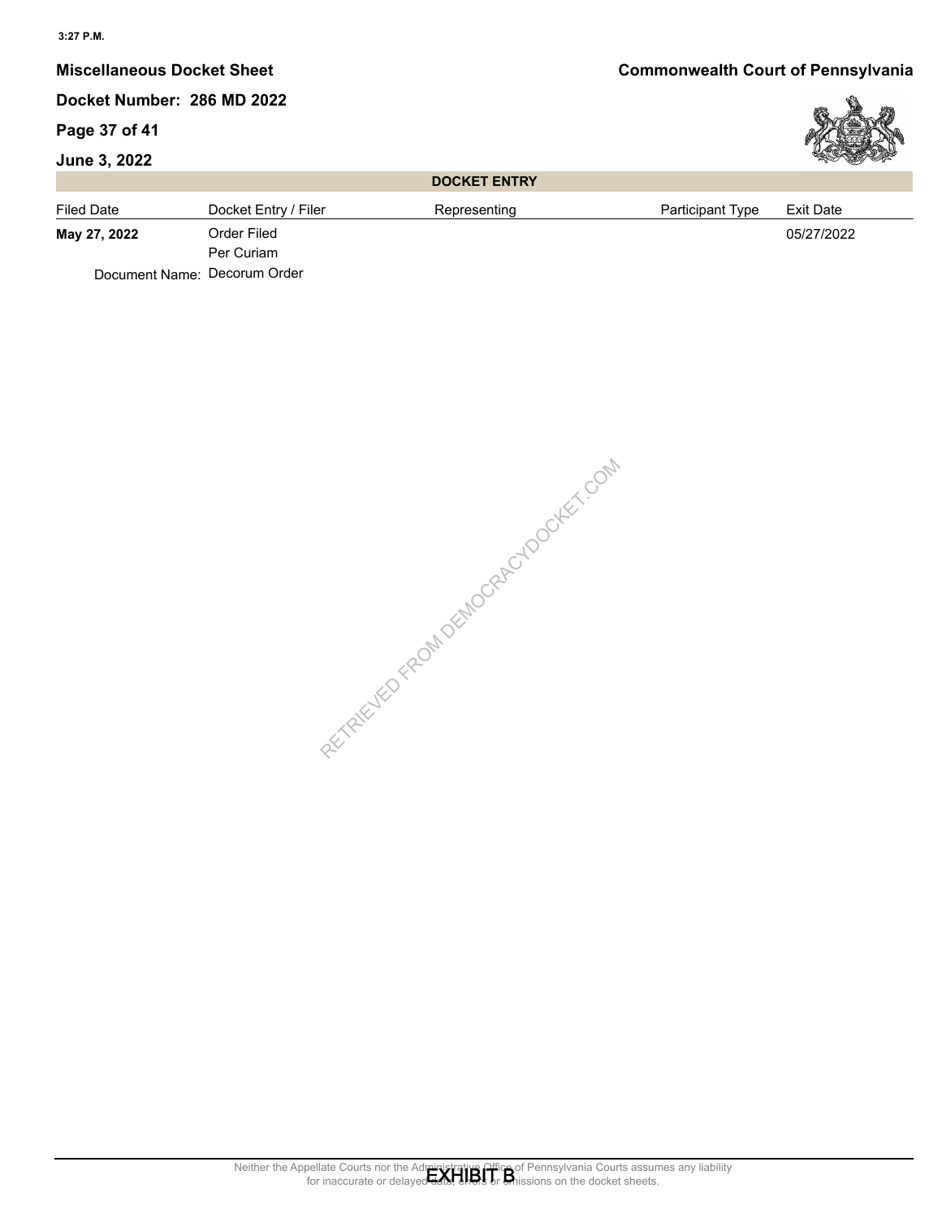**Miscellaneous Docket Sheet**

**Commonwealth Court of Pennsylvania**

**Docket Number: 286 MD 2022**

**June 3, 2022**

**DOCKET ENTRY**

| Filed Date | Docket Entry / Filer | Representing | Participant Type | Exit Date |
|---|---|---|---|---|
| **May 27, 2022** | Order Filed<br>Per Curiam | | | 05/27/2022 |

Document Name: Decorum Order

Neither the Appellate Courts nor the Administrative Office of Pennsylvania Courts assumes any liability for inaccurate or delayed data, errors or omissions on the docket sheets.

EXHIBIT B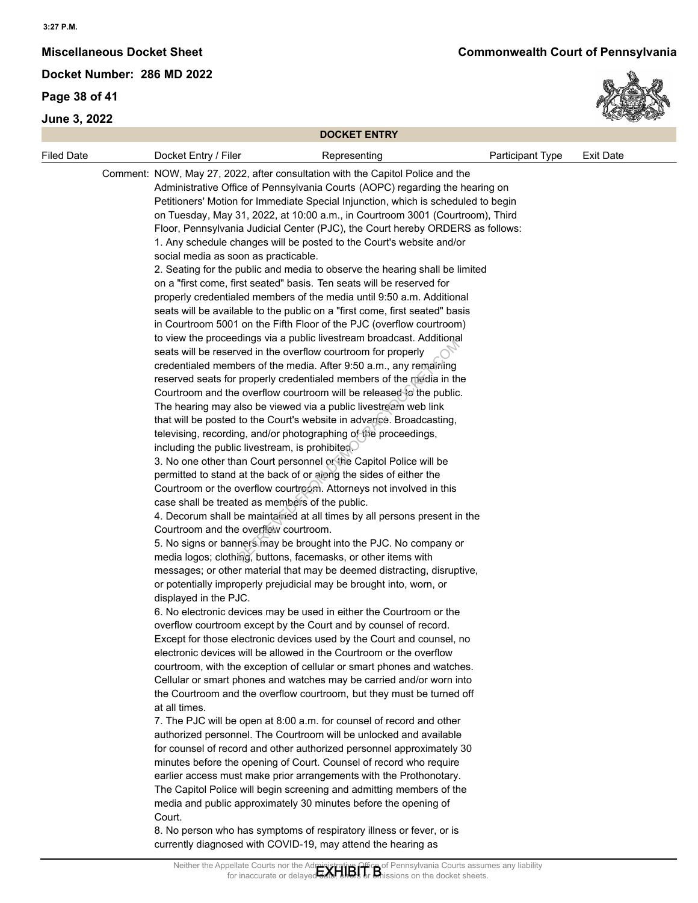3:27 P.M.

**Miscellaneous Docket Sheet** **Commonwealth Court of Pennsylvania**

**Docket Number: 286 MD 2022**

**DOCKET ENTRY**

| Filed Date | Docket Entry / Filer | Representing | Participant Type | Exit Date |
|---|---|---|---|---|

Comment: NOW, May 27, 2022, after consultation with the Capitol Police and the Administrative Office of Pennsylvania Courts (AOPC) regarding the hearing on Petitioners' Motion for Immediate Special Injunction, which is scheduled to begin on Tuesday, May 31, 2022, at 10:00 a.m., in Courtroom 3001 (Courtroom), Third Floor, Pennsylvania Judicial Center (PJC), the Court hereby ORDERS as follows:

1. Any schedule changes will be posted to the Court's website and/or social media as soon as practicable.
2. Seating for the public and media to observe the hearing shall be limited on a "first come, first seated" basis. Ten seats will be reserved for properly credentialed members of the media until 9:50 a.m. Additional seats will be available to the public on a "first come, first seated" basis in Courtroom 5001 on the Fifth Floor of the PJC (overflow courtroom) to view the proceedings via a public livestream broadcast. Additional seats will be reserved in the overflow courtroom for properly credentialed members of the media. After 9:50 a.m., any remaining reserved seats for properly credentialed members of the media in the Courtroom and the overflow courtroom will be released to the public. The hearing may also be viewed via a public livestream web link that will be posted to the Court's website in advance. Broadcasting, televising, recording, and/or photographing of the proceedings, including the public livestream, is prohibited.
3. No one other than Court personnel or the Capitol Police will be permitted to stand at the back of or along the sides of either the Courtroom or the overflow courtroom. Attorneys not involved in this case shall be treated as members of the public.
4. Decorum shall be maintained at all times by all persons present in the Courtroom and the overflow courtroom.
5. No signs or banners may be brought into the PJC. No company or media logos; clothing, buttons, facemasks, or other items with messages; or other material that may be deemed distracting, disruptive, or potentially improperly prejudicial may be brought into, worn, or displayed in the PJC.
6. No electronic devices may be used in either the Courtroom or the overflow courtroom except by the Court and by counsel of record. Except for those electronic devices used by the Court and counsel, no electronic devices will be allowed in the Courtroom or the overflow courtroom, with the exception of cellular or smart phones and watches. Cellular or smart phones and watches may be carried and/or worn into the Courtroom and the overflow courtroom, but they must be turned off at all times.
7. The PJC will be open at 8:00 a.m. for counsel of record and other authorized personnel. The Courtroom will be unlocked and available for counsel of record and other authorized personnel approximately 30 minutes before the opening of Court. Counsel of record who require earlier access must make prior arrangements with the Prothonotary. The Capitol Police will begin screening and admitting members of the media and public approximately 30 minutes before the opening of Court.
8. No person who has symptoms of respiratory illness or fever, or is currently diagnosed with COVID-19, may attend the hearing as

Neither the Appellate Courts nor the Administrative Office of Pennsylvania Courts assumes any liability for inaccurate or delayed data, errors or omissions on the docket sheets.

EXHIBIT B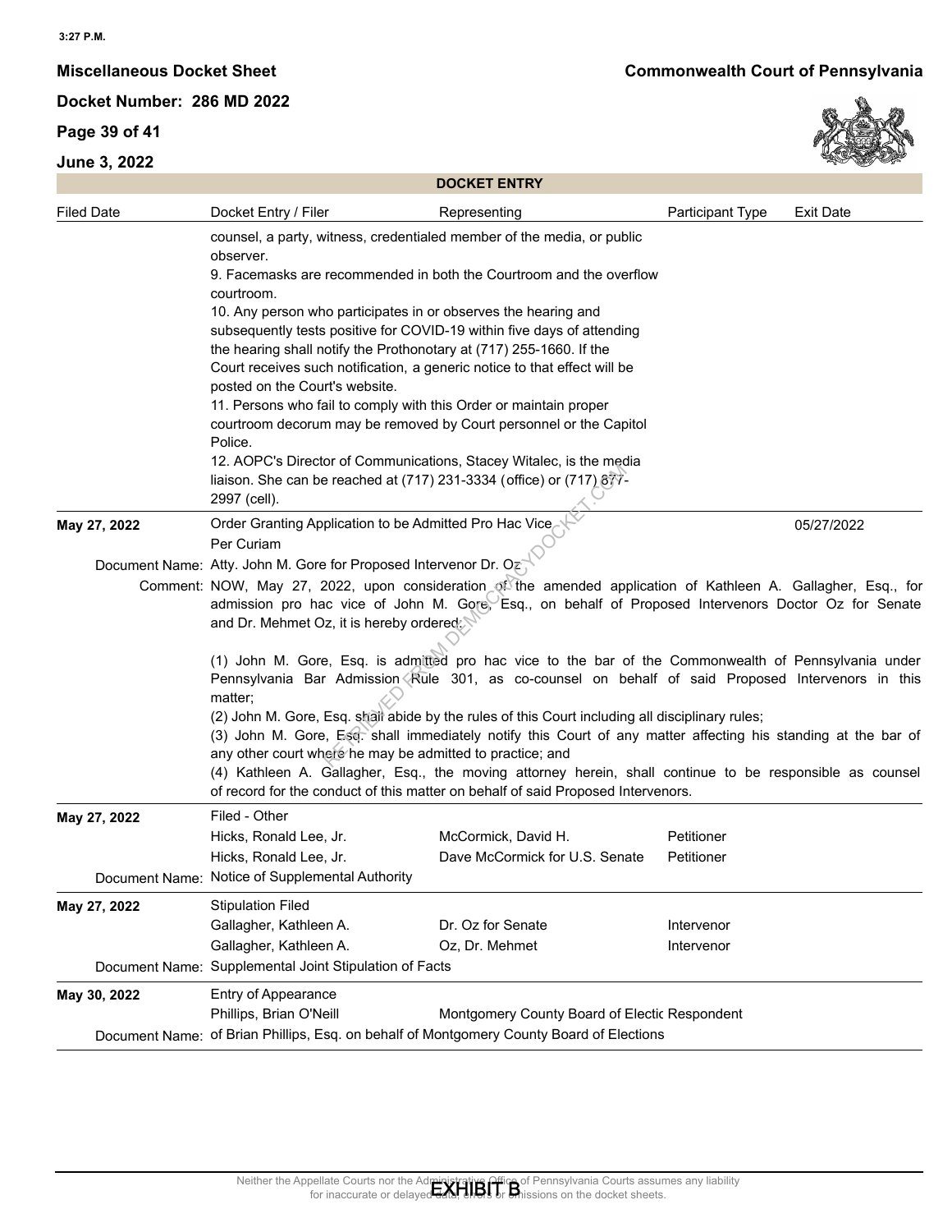**Miscellaneous Docket Sheet** | **Commonwealth Court of Pennsylvania**

**Docket Number: 286 MD 2022**

**June 3, 2022**

**DOCKET ENTRY**

| Filed Date | Docket Entry / Filer | Representing | Participant Type | Exit Date |
|---|---|---|---|---|
| | counsel, a party, witness, credentialed member of the media, or public observer.<br>9. Facemasks are recommended in both the Courtroom and the overflow courtroom.<br>10. Any person who participates in or observes the hearing and subsequently tests positive for COVID-19 within five days of attending the hearing shall notify the Prothonotary at (717) 255-1660. If the Court receives such notification, a generic notice to that effect will be posted on the Court's website.<br>11. Persons who fail to comply with this Order or maintain proper courtroom decorum may be removed by Court personnel or the Capitol Police.<br>12. AOPC's Director of Communications, Stacey Witalec, is the media liaison. She can be reached at (717) 231-3334 (office) or (717) 877-2997 (cell). | | | |
| **May 27, 2022** | Order Granting Application to be Admitted Pro Hac Vice<br>Per Curiam | | | 05/27/2022 |
| | Document Name: Atty. John M. Gore for Proposed Intervenor Dr. Oz | | | |
| | Comment: NOW, May 27, 2022, upon consideration of the amended application of Kathleen A. Gallagher, Esq., for admission pro hac vice of John M. Gore, Esq., on behalf of Proposed Intervenors Doctor Oz for Senate and Dr. Mehmet Oz, it is hereby ordered:<br><br>(1) John M. Gore, Esq. is admitted pro hac vice to the bar of the Commonwealth of Pennsylvania under Pennsylvania Bar Admission Rule 301, as co-counsel on behalf of said Proposed Intervenors in this matter;<br>(2) John M. Gore, Esq. shall abide by the rules of this Court including all disciplinary rules;<br>(3) John M. Gore, Esq. shall immediately notify this Court of any matter affecting his standing at the bar of any other court where he may be admitted to practice; and<br>(4) Kathleen A. Gallagher, Esq., the moving attorney herein, shall continue to be responsible as counsel of record for the conduct of this matter on behalf of said Proposed Intervenors. | | | |
| **May 27, 2022** | Filed - Other | | | |
| | Hicks, Ronald Lee, Jr. | McCormick, David H. | Petitioner | |
| | Hicks, Ronald Lee, Jr. | Dave McCormick for U.S. Senate | Petitioner | |
| | Document Name: Notice of Supplemental Authority | | | |
| **May 27, 2022** | Stipulation Filed | | | |
| | Gallagher, Kathleen A. | Dr. Oz for Senate | Intervenor | |
| | Gallagher, Kathleen A. | Oz, Dr. Mehmet | Intervenor | |
| | Document Name: Supplemental Joint Stipulation of Facts | | | |
| **May 30, 2022** | Entry of Appearance | | | |
| | Phillips, Brian O'Neill | Montgomery County Board of Electic | Respondent | |
| | Document Name: of Brian Phillips, Esq. on behalf of Montgomery County Board of Elections | | | |

Neither the Appellate Courts nor the Administrative Office of Pennsylvania Courts assumes any liability for inaccurate or delayed data, errors or omissions on the docket sheets.

EXHIBIT B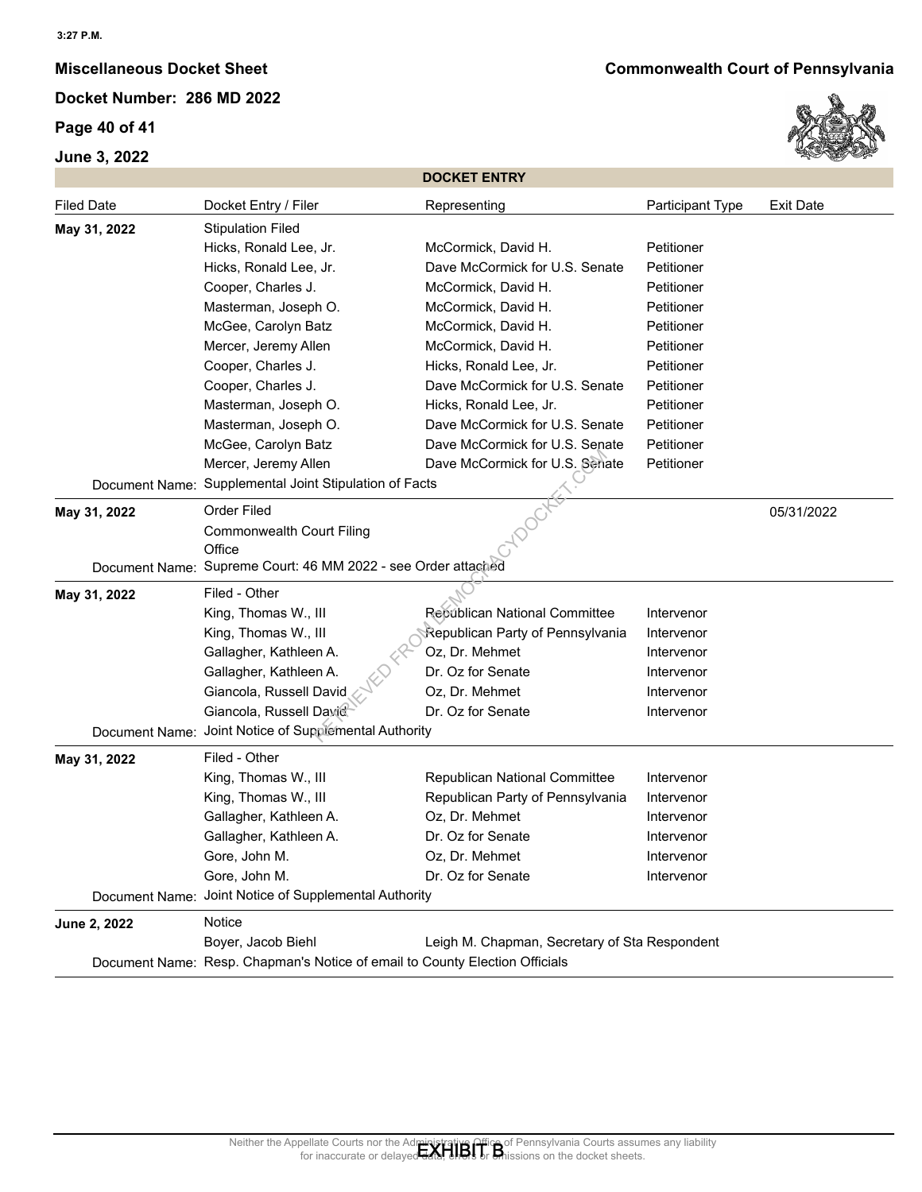**Miscellaneous Docket Sheet**

**Docket Number: 286 MD 2022**

**Commonwealth Court of Pennsylvania**

**DOCKET ENTRY**

| Filed Date | Docket Entry / Filer | Representing | Participant Type | Exit Date |
|---|---|---|---|---|
| **May 31, 2022** | Stipulation Filed | | | |
| | Hicks, Ronald Lee, Jr. | McCormick, David H. | Petitioner | |
| | Hicks, Ronald Lee, Jr. | Dave McCormick for U.S. Senate | Petitioner | |
| | Cooper, Charles J. | McCormick, David H. | Petitioner | |
| | Masterman, Joseph O. | McCormick, David H. | Petitioner | |
| | McGee, Carolyn Batz | McCormick, David H. | Petitioner | |
| | Mercer, Jeremy Allen | McCormick, David H. | Petitioner | |
| | Cooper, Charles J. | Hicks, Ronald Lee, Jr. | Petitioner | |
| | Cooper, Charles J. | Dave McCormick for U.S. Senate | Petitioner | |
| | Masterman, Joseph O. | Hicks, Ronald Lee, Jr. | Petitioner | |
| | Masterman, Joseph O. | Dave McCormick for U.S. Senate | Petitioner | |
| | McGee, Carolyn Batz | Dave McCormick for U.S. Senate | Petitioner | |
| | Mercer, Jeremy Allen | Dave McCormick for U.S. Senate | Petitioner | |
| Document Name: | Supplemental Joint Stipulation of Facts | | | |
| **May 31, 2022** | Order Filed | | | 05/31/2022 |
| | Commonwealth Court Filing Office | | | |
| Document Name: | Supreme Court: 46 MM 2022 - see Order attached | | | |
| **May 31, 2022** | Filed - Other | | | |
| | King, Thomas W., III | Republican National Committee | Intervenor | |
| | King, Thomas W., III | Republican Party of Pennsylvania | Intervenor | |
| | Gallagher, Kathleen A. | Oz, Dr. Mehmet | Intervenor | |
| | Gallagher, Kathleen A. | Dr. Oz for Senate | Intervenor | |
| | Giancola, Russell David | Oz, Dr. Mehmet | Intervenor | |
| | Giancola, Russell David | Dr. Oz for Senate | Intervenor | |
| Document Name: | Joint Notice of Supplemental Authority | | | |
| **May 31, 2022** | Filed - Other | | | |
| | King, Thomas W., III | Republican National Committee | Intervenor | |
| | King, Thomas W., III | Republican Party of Pennsylvania | Intervenor | |
| | Gallagher, Kathleen A. | Oz, Dr. Mehmet | Intervenor | |
| | Gallagher, Kathleen A. | Dr. Oz for Senate | Intervenor | |
| | Gore, John M. | Oz, Dr. Mehmet | Intervenor | |
| | Gore, John M. | Dr. Oz for Senate | Intervenor | |
| Document Name: | Joint Notice of Supplemental Authority | | | |
| **June 2, 2022** | Notice | | | |
| | Boyer, Jacob Biehl | Leigh M. Chapman, Secretary of Sta | Respondent | |
| Document Name: | Resp. Chapman's Notice of email to County Election Officials | | | |

Neither the Appellate Courts nor the Administrative Office of Pennsylvania Courts assumes any liability for inaccurate or delayed data, errors or omissions on the docket sheets.

EXHIBIT B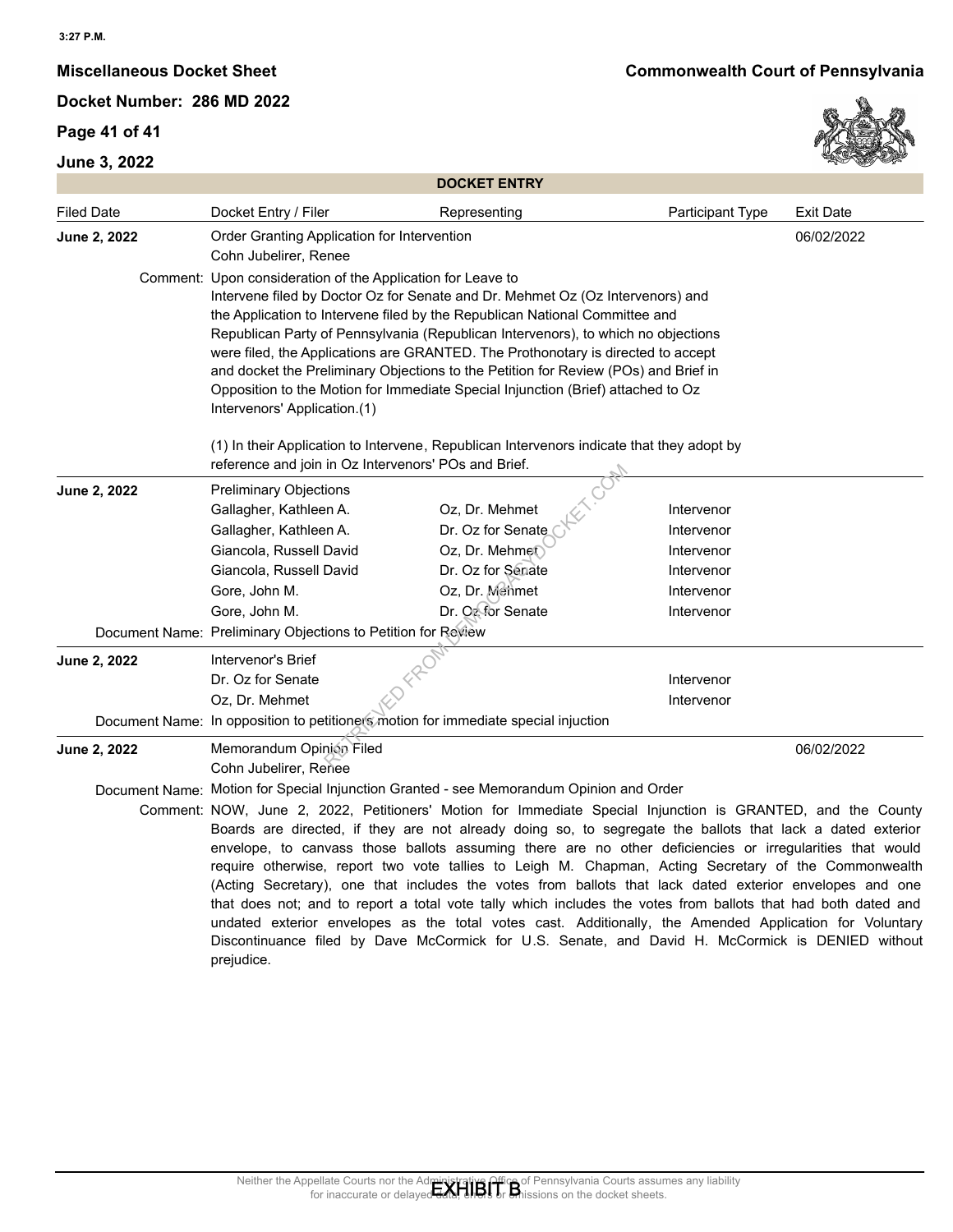**Miscellaneous Docket Sheet**

**Commonwealth Court of Pennsylvania**

**Docket Number: 286 MD 2022**

**June 3, 2022**

**DOCKET ENTRY**

| Filed Date | Docket Entry / Filer | Representing | Participant Type | Exit Date |
|---|---|---|---|---|
| **June 2, 2022** | Order Granting Application for Intervention<br>Cohn Jubelirer, Renee | | | 06/02/2022 |

Comment: Upon consideration of the Application for Leave to Intervene filed by Doctor Oz for Senate and Dr. Mehmet Oz (Oz Intervenors) and the Application to Intervene filed by the Republican National Committee and Republican Party of Pennsylvania (Republican Intervenors), to which no objections were filed, the Applications are GRANTED. The Prothonotary is directed to accept and docket the Preliminary Objections to the Petition for Review (POs) and Brief in Opposition to the Motion for Immediate Special Injunction (Brief) attached to Oz Intervenors' Application.(1)

(1) In their Application to Intervene, Republican Intervenors indicate that they adopt by reference and join in Oz Intervenors' POs and Brief.

| Filed Date | Docket Entry / Filer | Representing | Participant Type | Exit Date |
|---|---|---|---|---|
| **June 2, 2022** | Preliminary Objections | | | |
| | Gallagher, Kathleen A. | Oz, Dr. Mehmet | Intervenor | |
| | Gallagher, Kathleen A. | Dr. Oz for Senate | Intervenor | |
| | Giancola, Russell David | Oz, Dr. Mehmet | Intervenor | |
| | Giancola, Russell David | Dr. Oz for Senate | Intervenor | |
| | Gore, John M. | Oz, Dr. Mehmet | Intervenor | |
| | Gore, John M. | Dr. Oz for Senate | Intervenor | |

Document Name: Preliminary Objections to Petition for Review

| Filed Date | Docket Entry / Filer | Representing | Participant Type | Exit Date |
|---|---|---|---|---|
| **June 2, 2022** | Intervenor's Brief | | | |
| | Dr. Oz for Senate | | Intervenor | |
| | Oz, Dr. Mehmet | | Intervenor | |

Document Name: In opposition to petitioner's motion for immediate special injuction

| Filed Date | Docket Entry / Filer | Representing | Participant Type | Exit Date |
|---|---|---|---|---|
| **June 2, 2022** | Memorandum Opinion Filed<br>Cohn Jubelirer, Renee | | | 06/02/2022 |

Document Name: Motion for Special Injunction Granted - see Memorandum Opinion and Order

Comment: NOW, June 2, 2022, Petitioners' Motion for Immediate Special Injunction is GRANTED, and the County Boards are directed, if they are not already doing so, to segregate the ballots that lack a dated exterior envelope, to canvass those ballots assuming there are no other deficiencies or irregularities that would require otherwise, report two vote tallies to Leigh M. Chapman, Acting Secretary of the Commonwealth (Acting Secretary), one that includes the votes from ballots that lack dated exterior envelopes and one that does not; and to report a total vote tally which includes the votes from ballots that had both dated and undated exterior envelopes as the total votes cast. Additionally, the Amended Application for Voluntary Discontinuance filed by Dave McCormick for U.S. Senate, and David H. McCormick is DENIED without prejudice.

Neither the Appellate Courts nor the Administrative Office of Pennsylvania Courts assumes any liability for inaccurate or delayed data, errors or omissions on the docket sheets.

EXHIBIT B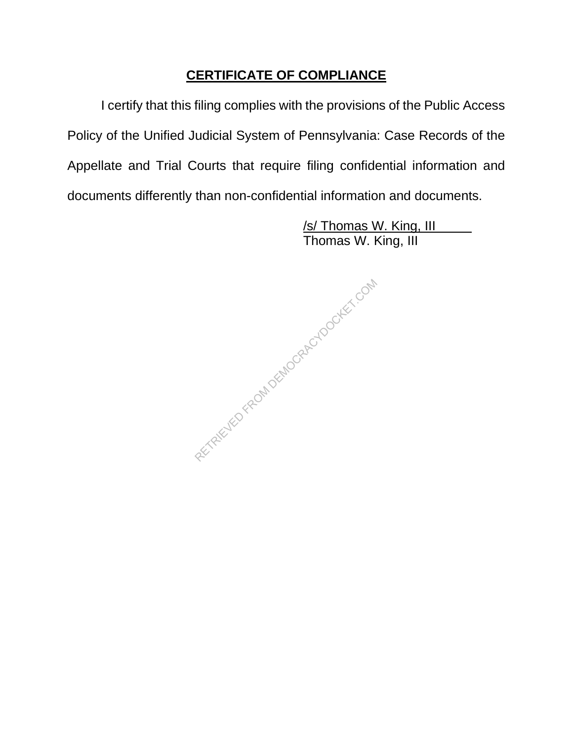## CERTIFICATE OF COMPLIANCE

I certify that this filing complies with the provisions of the Public Access Policy of the Unified Judicial System of Pennsylvania: Case Records of the Appellate and Trial Courts that require filing confidential information and documents differently than non-confidential information and documents.

/s/ Thomas W. King, III
Thomas W. King, III